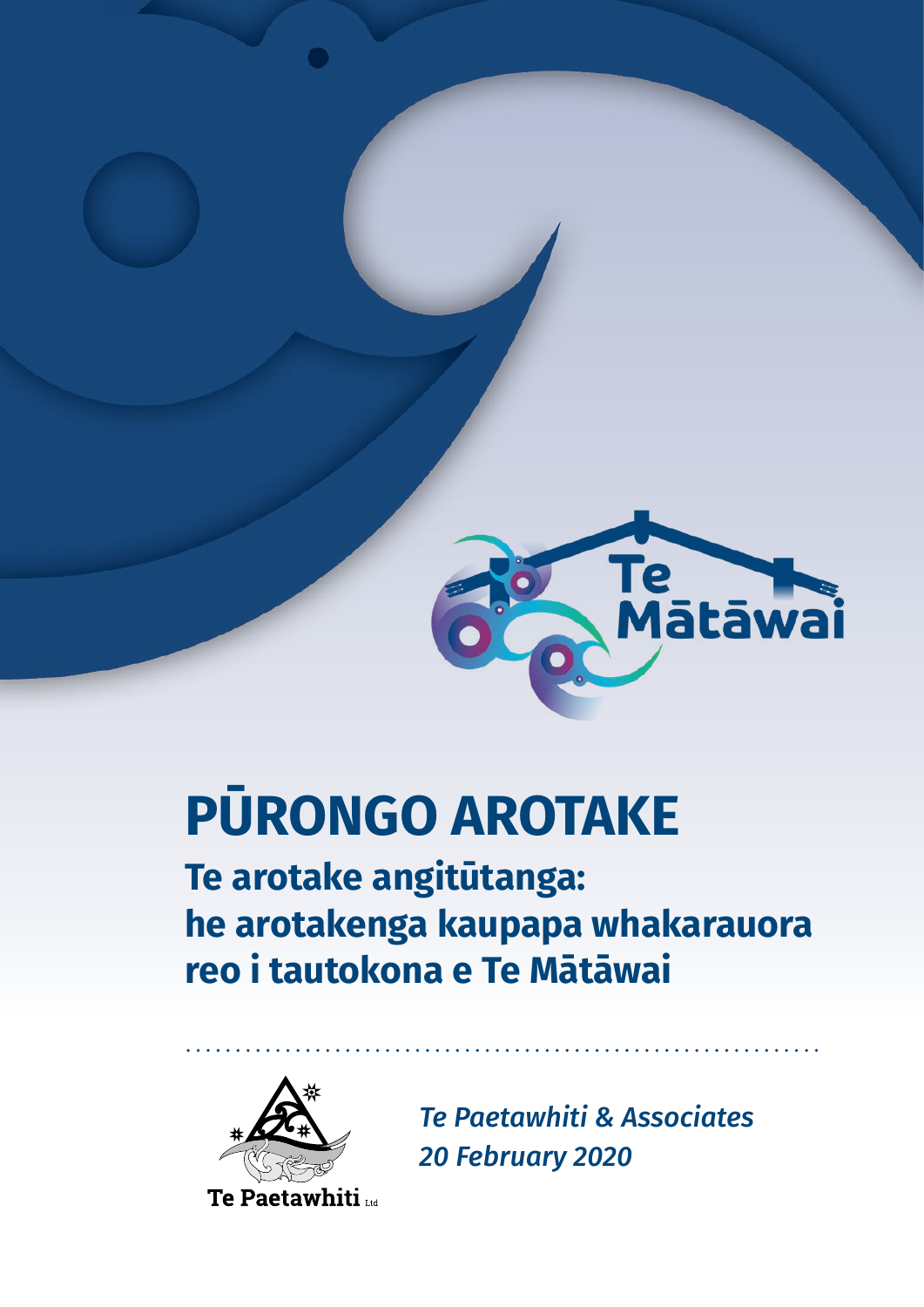Te Mātāwai

# PŪRONGO AROTAKE

## Te arotake angitūtanga: he arotakenga kaupapa whakarauora reo i tautokona e Te Mātāwai

Te Paetawhiti Ltd

*Te Paetawhiti & Associates*
*20 February 2020*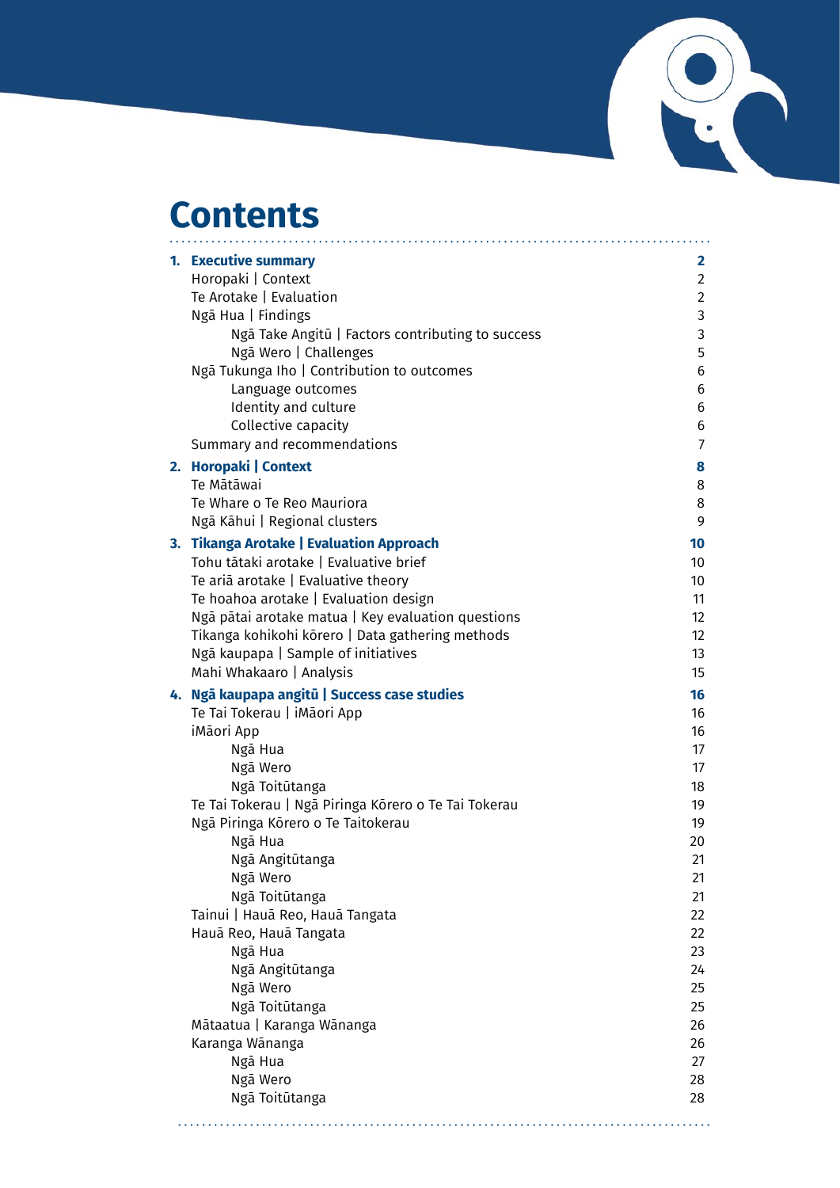# Contents

| | |
|---|---|
| **1. Executive summary** | **2** |
| Horopaki \| Context | 2 |
| Te Arotake \| Evaluation | 2 |
| Ngā Hua \| Findings | 3 |
| Ngā Take Angitū \| Factors contributing to success | 3 |
| Ngā Wero \| Challenges | 5 |
| Ngā Tukunga Iho \| Contribution to outcomes | 6 |
| Language outcomes | 6 |
| Identity and culture | 6 |
| Collective capacity | 6 |
| Summary and recommendations | 7 |
| **2. Horopaki \| Context** | **8** |
| Te Mātāwai | 8 |
| Te Whare o Te Reo Mauriora | 8 |
| Ngā Kāhui \| Regional clusters | 9 |
| **3. Tikanga Arotake \| Evaluation Approach** | **10** |
| Tohu tātaki arotake \| Evaluative brief | 10 |
| Te ariā arotake \| Evaluative theory | 10 |
| Te hoahoa arotake \| Evaluation design | 11 |
| Ngā pātai arotake matua \| Key evaluation questions | 12 |
| Tikanga kohikohi kōrero \| Data gathering methods | 12 |
| Ngā kaupapa \| Sample of initiatives | 13 |
| Mahi Whakaaro \| Analysis | 15 |
| **4. Ngā kaupapa angitū \| Success case studies** | **16** |
| Te Tai Tokerau \| iMāori App | 16 |
| iMāori App | 16 |
| Ngā Hua | 17 |
| Ngā Wero | 17 |
| Ngā Toitūtanga | 18 |
| Te Tai Tokerau \| Ngā Piringa Kōrero o Te Tai Tokerau | 19 |
| Ngā Piringa Kōrero o Te Taitokerau | 19 |
| Ngā Hua | 20 |
| Ngā Angitūtanga | 21 |
| Ngā Wero | 21 |
| Ngā Toitūtanga | 21 |
| Tainui \| Hauā Reo, Hauā Tangata | 22 |
| Hauā Reo, Hauā Tangata | 22 |
| Ngā Hua | 23 |
| Ngā Angitūtanga | 24 |
| Ngā Wero | 25 |
| Ngā Toitūtanga | 25 |
| Mātaatua \| Karanga Wānanga | 26 |
| Karanga Wānanga | 26 |
| Ngā Hua | 27 |
| Ngā Wero | 28 |
| Ngā Toitūtanga | 28 |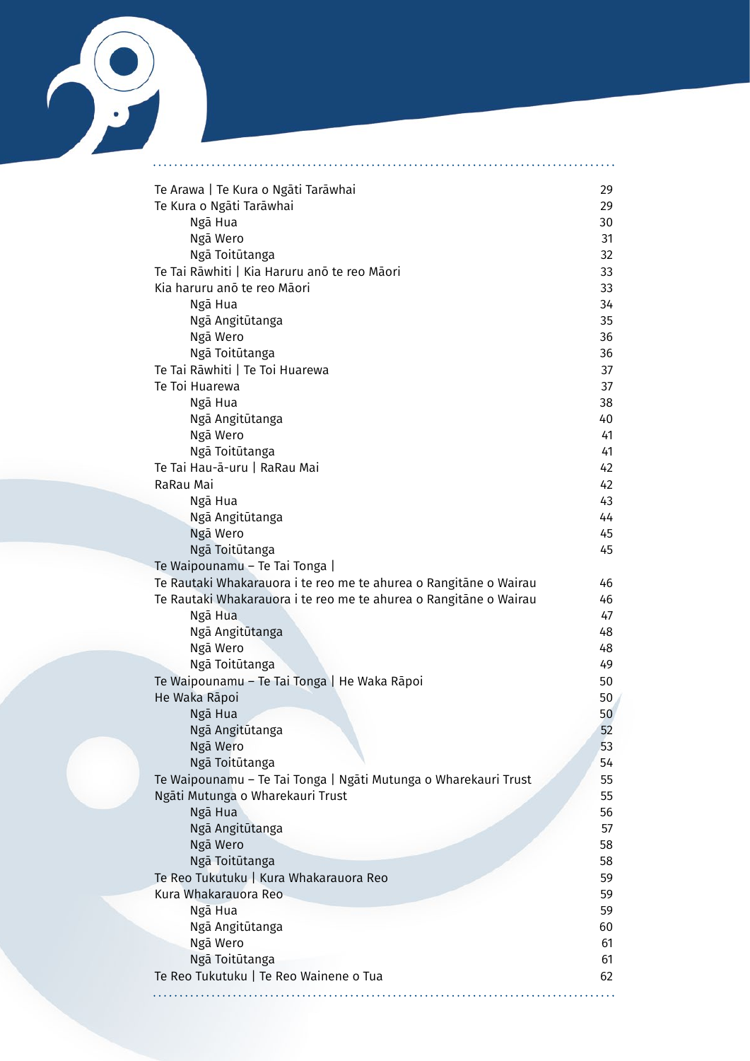| | |
|---|---|
| Te Arawa \| Te Kura o Ngāti Tarāwhai | 29 |
| Te Kura o Ngāti Tarāwhai | 29 |
| Ngā Hua | 30 |
| Ngā Wero | 31 |
| Ngā Toitūtanga | 32 |
| Te Tai Rāwhiti \| Kia Haruru anō te reo Māori | 33 |
| Kia haruru anō te reo Māori | 33 |
| Ngā Hua | 34 |
| Ngā Angitūtanga | 35 |
| Ngā Wero | 36 |
| Ngā Toitūtanga | 36 |
| Te Tai Rāwhiti \| Te Toi Huarewa | 37 |
| Te Toi Huarewa | 37 |
| Ngā Hua | 38 |
| Ngā Angitūtanga | 40 |
| Ngā Wero | 41 |
| Ngā Toitūtanga | 41 |
| Te Tai Hau-ā-uru \| RaRau Mai | 42 |
| RaRau Mai | 42 |
| Ngā Hua | 43 |
| Ngā Angitūtanga | 44 |
| Ngā Wero | 45 |
| Ngā Toitūtanga | 45 |
| Te Waipounamu – Te Tai Tonga \| Te Rautaki Whakarauora i te reo me te ahurea o Rangitāne o Wairau | 46 |
| Te Rautaki Whakarauora i te reo me te ahurea o Rangitāne o Wairau | 46 |
| Ngā Hua | 47 |
| Ngā Angitūtanga | 48 |
| Ngā Wero | 48 |
| Ngā Toitūtanga | 49 |
| Te Waipounamu – Te Tai Tonga \| He Waka Rāpoi | 50 |
| He Waka Rāpoi | 50 |
| Ngā Hua | 50 |
| Ngā Angitūtanga | 52 |
| Ngā Wero | 53 |
| Ngā Toitūtanga | 54 |
| Te Waipounamu – Te Tai Tonga \| Ngāti Mutunga o Wharekauri Trust | 55 |
| Ngāti Mutunga o Wharekauri Trust | 55 |
| Ngā Hua | 56 |
| Ngā Angitūtanga | 57 |
| Ngā Wero | 58 |
| Ngā Toitūtanga | 58 |
| Te Reo Tukutuku \| Kura Whakarauora Reo | 59 |
| Kura Whakarauora Reo | 59 |
| Ngā Hua | 59 |
| Ngā Angitūtanga | 60 |
| Ngā Wero | 61 |
| Ngā Toitūtanga | 61 |
| Te Reo Tukutuku \| Te Reo Wainene o Tua | 62 |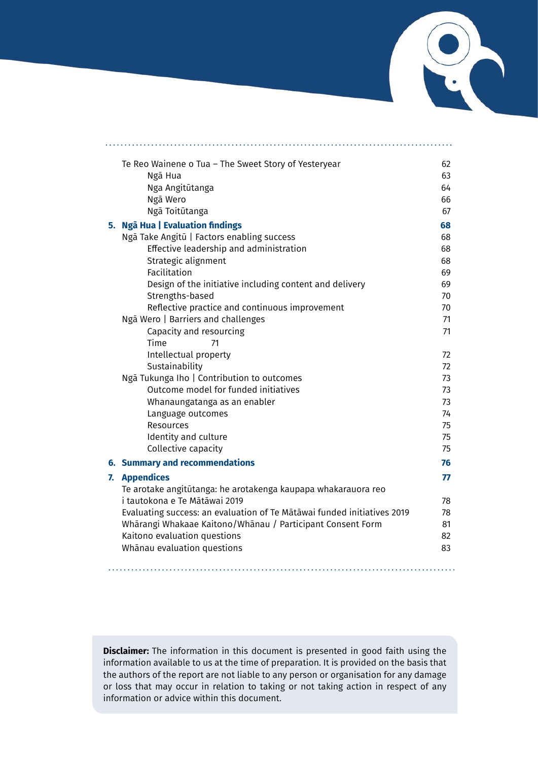Te Reo Wainene o Tua – The Sweet Story of Yesteryear 62
- Ngā Hua 63
- Nga Angitūtanga 64
- Ngā Wero 66
- Ngā Toitūtanga 67

**5. Ngā Hua | Evaluation findings** **68**

Ngā Take Angitū | Factors enabling success 68
- Effective leadership and administration 68
- Strategic alignment 68
- Facilitation 69
- Design of the initiative including content and delivery 69
- Strengths-based 70
- Reflective practice and continuous improvement 70

Ngā Wero | Barriers and challenges 71
- Capacity and resourcing 71
- Time 71
- Intellectual property 72
- Sustainability 72

Ngā Tukunga Iho | Contribution to outcomes 73
- Outcome model for funded initiatives 73
- Whanaungatanga as an enabler 73
- Language outcomes 74
- Resources 75
- Identity and culture 75
- Collective capacity 75

**6. Summary and recommendations** **76**

**7. Appendices** **77**

Te arotake angitūtanga: he arotakenga kaupapa whakarauora reo i tautokona e Te Mātāwai 2019 78

Evaluating success: an evaluation of Te Mātāwai funded initiatives 2019 78

Whārangi Whakaae Kaitono/Whānau / Participant Consent Form 81

Kaitono evaluation questions 82

Whānau evaluation questions 83

**Disclaimer:** The information in this document is presented in good faith using the information available to us at the time of preparation. It is provided on the basis that the authors of the report are not liable to any person or organisation for any damage or loss that may occur in relation to taking or not taking action in respect of any information or advice within this document.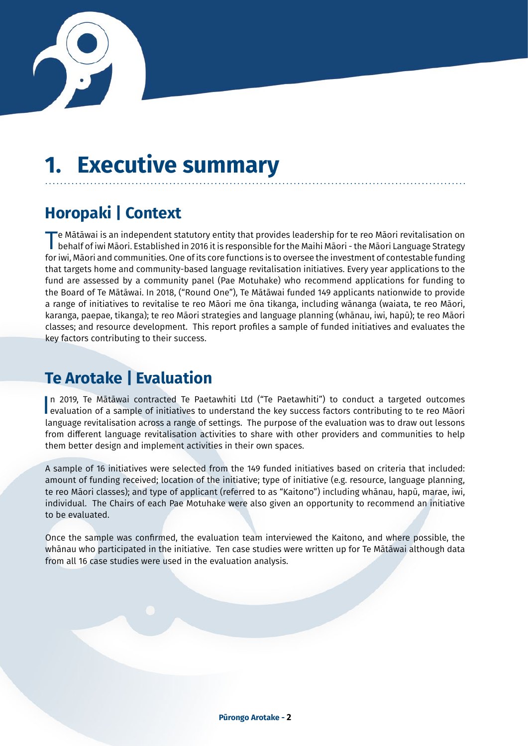# 1. Executive summary

## Horopaki | Context

Te Mātāwai is an independent statutory entity that provides leadership for te reo Māori revitalisation on behalf of iwi Māori. Established in 2016 it is responsible for the Maihi Māori - the Māori Language Strategy for iwi, Māori and communities. One of its core functions is to oversee the investment of contestable funding that targets home and community-based language revitalisation initiatives. Every year applications to the fund are assessed by a community panel (Pae Motuhake) who recommend applications for funding to the Board of Te Mātāwai. In 2018, ("Round One"), Te Mātāwai funded 149 applicants nationwide to provide a range of initiatives to revitalise te reo Māori me ōna tikanga, including wānanga (waiata, te reo Māori, karanga, paepae, tikanga); te reo Māori strategies and language planning (whānau, iwi, hapū); te reo Māori classes; and resource development. This report profiles a sample of funded initiatives and evaluates the key factors contributing to their success.

## Te Arotake | Evaluation

In 2019, Te Mātāwai contracted Te Paetawhiti Ltd ("Te Paetawhiti") to conduct a targeted outcomes evaluation of a sample of initiatives to understand the key success factors contributing to te reo Māori language revitalisation across a range of settings. The purpose of the evaluation was to draw out lessons from different language revitalisation activities to share with other providers and communities to help them better design and implement activities in their own spaces.

A sample of 16 initiatives were selected from the 149 funded initiatives based on criteria that included: amount of funding received; location of the initiative; type of initiative (e.g. resource, language planning, te reo Māori classes); and type of applicant (referred to as "Kaitono") including whānau, hapū, marae, iwi, individual. The Chairs of each Pae Motuhake were also given an opportunity to recommend an initiative to be evaluated.

Once the sample was confirmed, the evaluation team interviewed the Kaitono, and where possible, the whānau who participated in the initiative. Ten case studies were written up for Te Mātāwai although data from all 16 case studies were used in the evaluation analysis.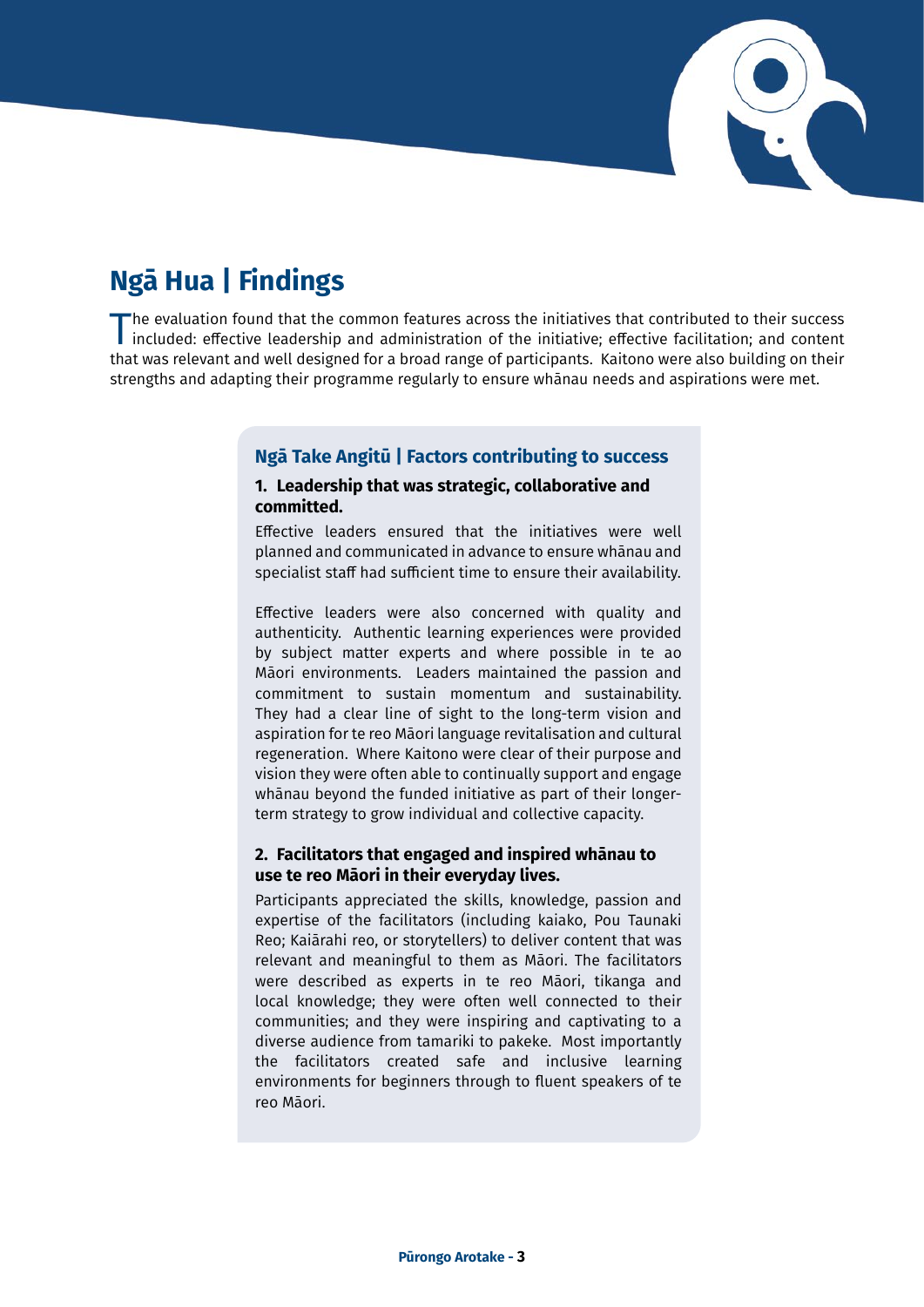# Ngā Hua | Findings

The evaluation found that the common features across the initiatives that contributed to their success included: effective leadership and administration of the initiative; effective facilitation; and content that was relevant and well designed for a broad range of participants. Kaitono were also building on their strengths and adapting their programme regularly to ensure whānau needs and aspirations were met.

## Ngā Take Angitū | Factors contributing to success

### 1. Leadership that was strategic, collaborative and committed.

Effective leaders ensured that the initiatives were well planned and communicated in advance to ensure whānau and specialist staff had sufficient time to ensure their availability.

Effective leaders were also concerned with quality and authenticity. Authentic learning experiences were provided by subject matter experts and where possible in te ao Māori environments. Leaders maintained the passion and commitment to sustain momentum and sustainability. They had a clear line of sight to the long-term vision and aspiration for te reo Māori language revitalisation and cultural regeneration. Where Kaitono were clear of their purpose and vision they were often able to continually support and engage whānau beyond the funded initiative as part of their longer-term strategy to grow individual and collective capacity.

### 2. Facilitators that engaged and inspired whānau to use te reo Māori in their everyday lives.

Participants appreciated the skills, knowledge, passion and expertise of the facilitators (including kaiako, Pou Taunaki Reo; Kaiārahi reo, or storytellers) to deliver content that was relevant and meaningful to them as Māori. The facilitators were described as experts in te reo Māori, tikanga and local knowledge; they were often well connected to their communities; and they were inspiring and captivating to a diverse audience from tamariki to pakeke. Most importantly the facilitators created safe and inclusive learning environments for beginners through to fluent speakers of te reo Māori.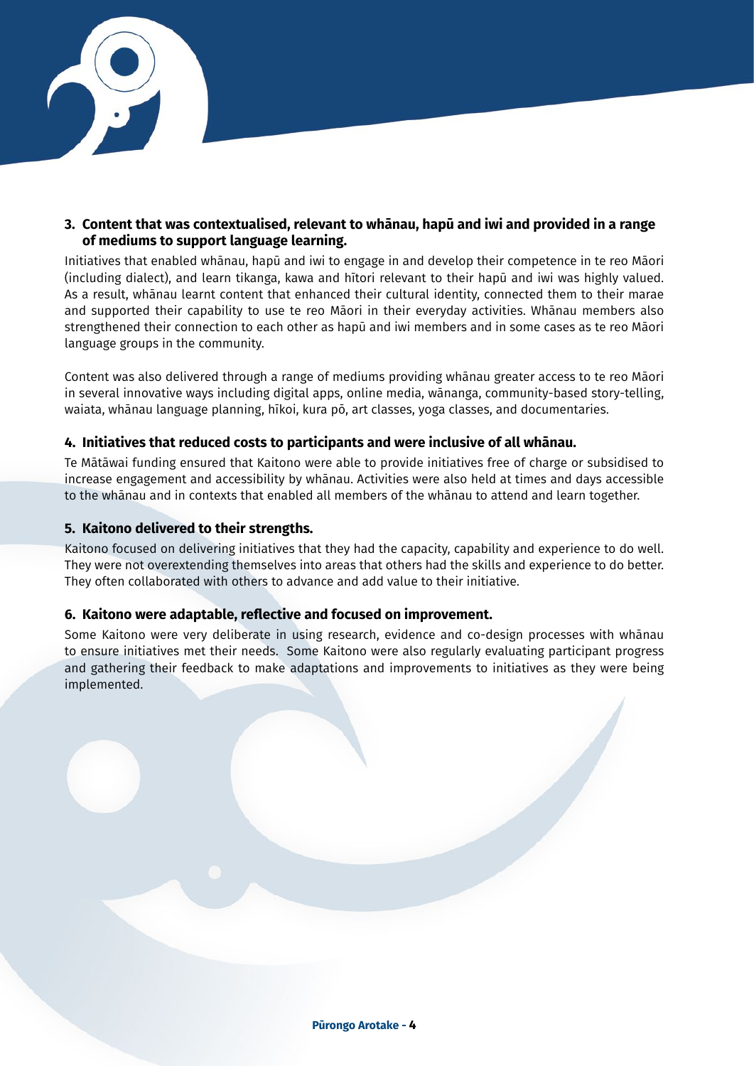### 3. Content that was contextualised, relevant to whānau, hapū and iwi and provided in a range of mediums to support language learning.

Initiatives that enabled whānau, hapū and iwi to engage in and develop their competence in te reo Māori (including dialect), and learn tikanga, kawa and hītori relevant to their hapū and iwi was highly valued. As a result, whānau learnt content that enhanced their cultural identity, connected them to their marae and supported their capability to use te reo Māori in their everyday activities. Whānau members also strengthened their connection to each other as hapū and iwi members and in some cases as te reo Māori language groups in the community.

Content was also delivered through a range of mediums providing whānau greater access to te reo Māori in several innovative ways including digital apps, online media, wānanga, community-based story-telling, waiata, whānau language planning, hīkoi, kura pō, art classes, yoga classes, and documentaries.

### 4. Initiatives that reduced costs to participants and were inclusive of all whānau.

Te Mātāwai funding ensured that Kaitono were able to provide initiatives free of charge or subsidised to increase engagement and accessibility by whānau. Activities were also held at times and days accessible to the whānau and in contexts that enabled all members of the whānau to attend and learn together.

### 5. Kaitono delivered to their strengths.

Kaitono focused on delivering initiatives that they had the capacity, capability and experience to do well. They were not overextending themselves into areas that others had the skills and experience to do better. They often collaborated with others to advance and add value to their initiative.

### 6. Kaitono were adaptable, reflective and focused on improvement.

Some Kaitono were very deliberate in using research, evidence and co-design processes with whānau to ensure initiatives met their needs. Some Kaitono were also regularly evaluating participant progress and gathering their feedback to make adaptations and improvements to initiatives as they were being implemented.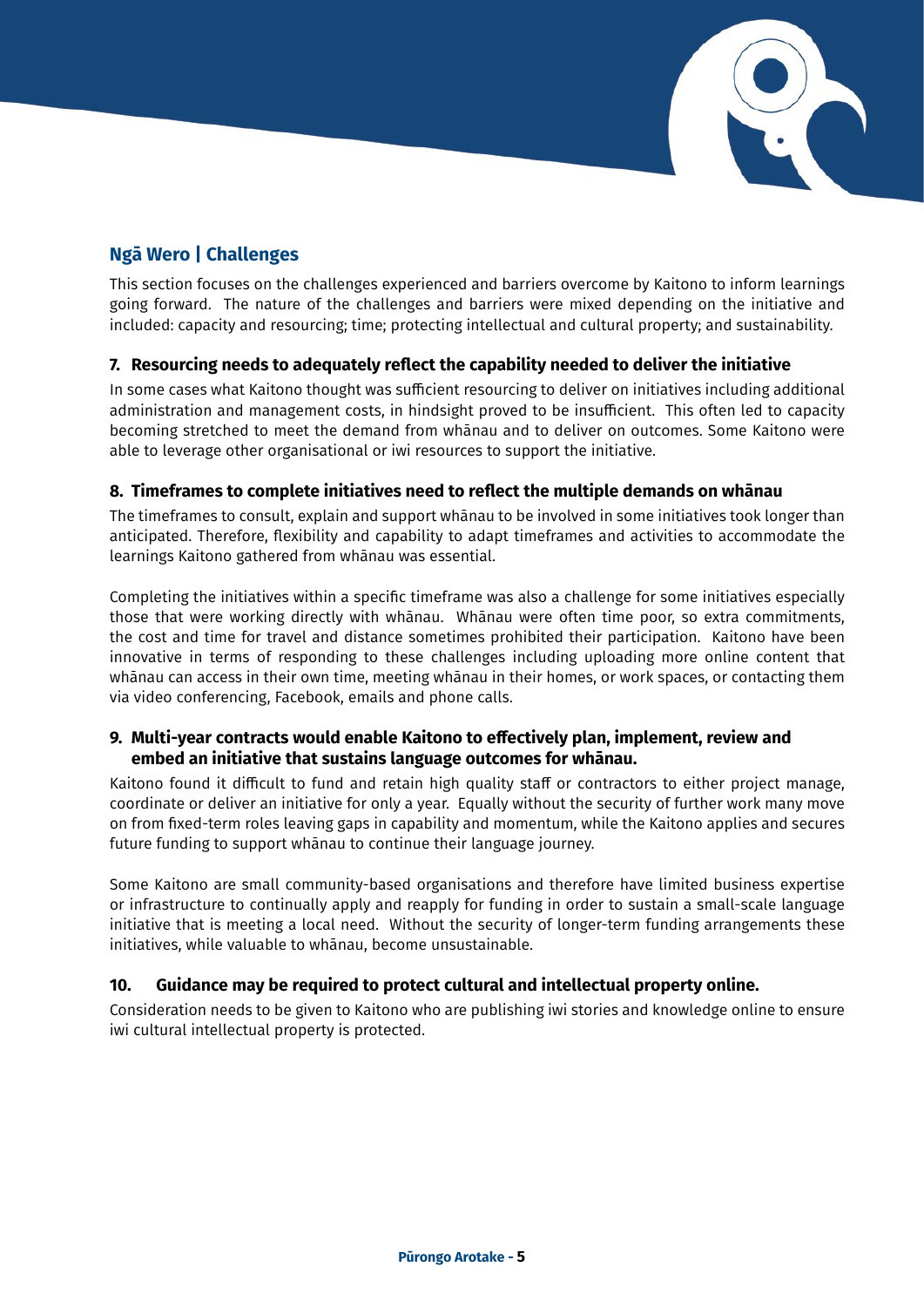## Ngā Wero | Challenges

This section focuses on the challenges experienced and barriers overcome by Kaitono to inform learnings going forward. The nature of the challenges and barriers were mixed depending on the initiative and included: capacity and resourcing; time; protecting intellectual and cultural property; and sustainability.

### 7. Resourcing needs to adequately reflect the capability needed to deliver the initiative

In some cases what Kaitono thought was sufficient resourcing to deliver on initiatives including additional administration and management costs, in hindsight proved to be insufficient. This often led to capacity becoming stretched to meet the demand from whānau and to deliver on outcomes. Some Kaitono were able to leverage other organisational or iwi resources to support the initiative.

### 8. Timeframes to complete initiatives need to reflect the multiple demands on whānau

The timeframes to consult, explain and support whānau to be involved in some initiatives took longer than anticipated. Therefore, flexibility and capability to adapt timeframes and activities to accommodate the learnings Kaitono gathered from whānau was essential.

Completing the initiatives within a specific timeframe was also a challenge for some initiatives especially those that were working directly with whānau. Whānau were often time poor, so extra commitments, the cost and time for travel and distance sometimes prohibited their participation. Kaitono have been innovative in terms of responding to these challenges including uploading more online content that whānau can access in their own time, meeting whānau in their homes, or work spaces, or contacting them via video conferencing, Facebook, emails and phone calls.

### 9. Multi-year contracts would enable Kaitono to effectively plan, implement, review and embed an initiative that sustains language outcomes for whānau.

Kaitono found it difficult to fund and retain high quality staff or contractors to either project manage, coordinate or deliver an initiative for only a year. Equally without the security of further work many move on from fixed-term roles leaving gaps in capability and momentum, while the Kaitono applies and secures future funding to support whānau to continue their language journey.

Some Kaitono are small community-based organisations and therefore have limited business expertise or infrastructure to continually apply and reapply for funding in order to sustain a small-scale language initiative that is meeting a local need. Without the security of longer-term funding arrangements these initiatives, while valuable to whānau, become unsustainable.

### 10. Guidance may be required to protect cultural and intellectual property online.

Consideration needs to be given to Kaitono who are publishing iwi stories and knowledge online to ensure iwi cultural intellectual property is protected.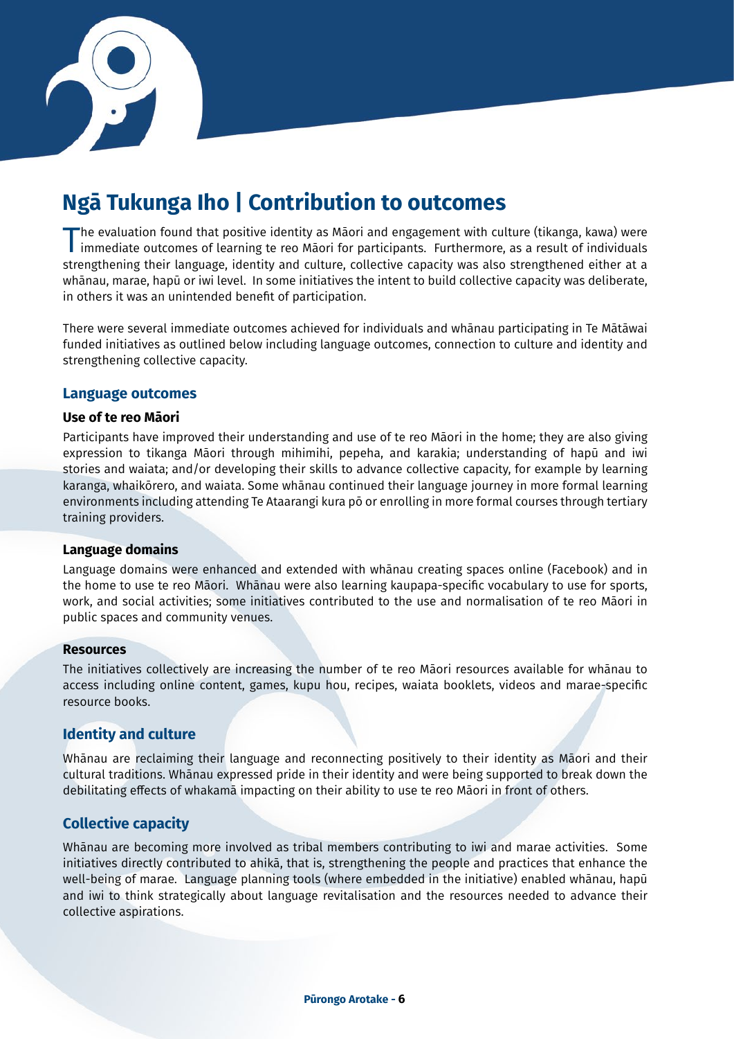# Ngā Tukunga Iho | Contribution to outcomes

The evaluation found that positive identity as Māori and engagement with culture (tikanga, kawa) were immediate outcomes of learning te reo Māori for participants. Furthermore, as a result of individuals strengthening their language, identity and culture, collective capacity was also strengthened either at a whānau, marae, hapū or iwi level. In some initiatives the intent to build collective capacity was deliberate, in others it was an unintended benefit of participation.

There were several immediate outcomes achieved for individuals and whānau participating in Te Mātāwai funded initiatives as outlined below including language outcomes, connection to culture and identity and strengthening collective capacity.

## Language outcomes

### Use of te reo Māori

Participants have improved their understanding and use of te reo Māori in the home; they are also giving expression to tikanga Māori through mihimihi, pepeha, and karakia; understanding of hapū and iwi stories and waiata; and/or developing their skills to advance collective capacity, for example by learning karanga, whaikōrero, and waiata. Some whānau continued their language journey in more formal learning environments including attending Te Ataarangi kura pō or enrolling in more formal courses through tertiary training providers.

### Language domains

Language domains were enhanced and extended with whānau creating spaces online (Facebook) and in the home to use te reo Māori. Whānau were also learning kaupapa-specific vocabulary to use for sports, work, and social activities; some initiatives contributed to the use and normalisation of te reo Māori in public spaces and community venues.

### Resources

The initiatives collectively are increasing the number of te reo Māori resources available for whānau to access including online content, games, kupu hou, recipes, waiata booklets, videos and marae-specific resource books.

## Identity and culture

Whānau are reclaiming their language and reconnecting positively to their identity as Māori and their cultural traditions. Whānau expressed pride in their identity and were being supported to break down the debilitating effects of whakamā impacting on their ability to use te reo Māori in front of others.

## Collective capacity

Whānau are becoming more involved as tribal members contributing to iwi and marae activities. Some initiatives directly contributed to ahikā, that is, strengthening the people and practices that enhance the well-being of marae. Language planning tools (where embedded in the initiative) enabled whānau, hapū and iwi to think strategically about language revitalisation and the resources needed to advance their collective aspirations.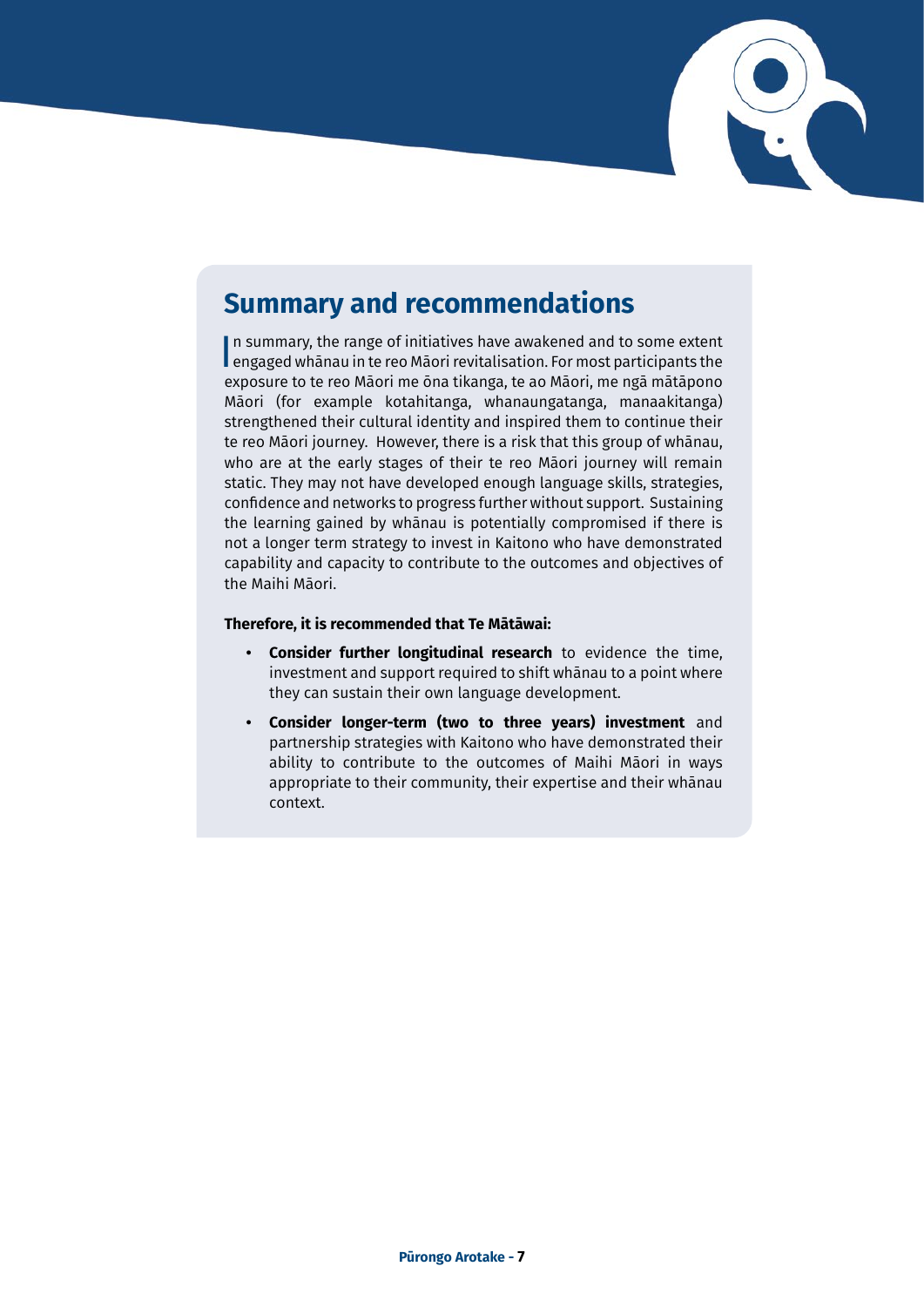## Summary and recommendations

In summary, the range of initiatives have awakened and to some extent engaged whānau in te reo Māori revitalisation. For most participants the exposure to te reo Māori me ōna tikanga, te ao Māori, me ngā mātāpono Māori (for example kotahitanga, whanaungatanga, manaakitanga) strengthened their cultural identity and inspired them to continue their te reo Māori journey. However, there is a risk that this group of whānau, who are at the early stages of their te reo Māori journey will remain static. They may not have developed enough language skills, strategies, confidence and networks to progress further without support. Sustaining the learning gained by whānau is potentially compromised if there is not a longer term strategy to invest in Kaitono who have demonstrated capability and capacity to contribute to the outcomes and objectives of the Maihi Māori.

**Therefore, it is recommended that Te Mātāwai:**

- **Consider further longitudinal research** to evidence the time, investment and support required to shift whānau to a point where they can sustain their own language development.
- **Consider longer-term (two to three years) investment** and partnership strategies with Kaitono who have demonstrated their ability to contribute to the outcomes of Maihi Māori in ways appropriate to their community, their expertise and their whānau context.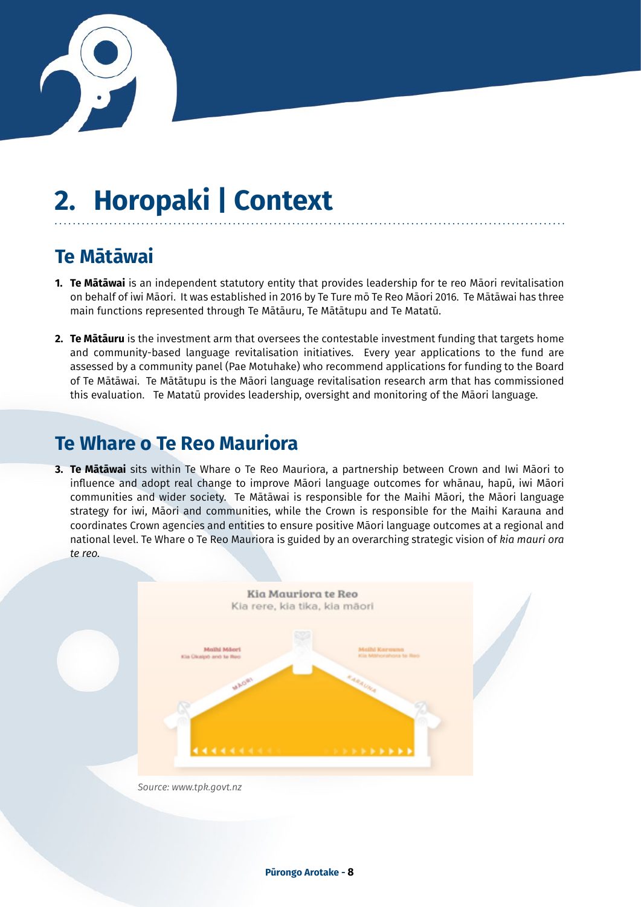# 2. Horopaki | Context

## Te Mātāwai

1. **Te Mātāwai** is an independent statutory entity that provides leadership for te reo Māori revitalisation on behalf of iwi Māori. It was established in 2016 by Te Ture mō Te Reo Māori 2016. Te Mātāwai has three main functions represented through Te Mātāuru, Te Mātātupu and Te Matatū.

2. **Te Mātāuru** is the investment arm that oversees the contestable investment funding that targets home and community-based language revitalisation initiatives. Every year applications to the fund are assessed by a community panel (Pae Motuhake) who recommend applications for funding to the Board of Te Mātāwai. Te Mātātupu is the Māori language revitalisation research arm that has commissioned this evaluation. Te Matatū provides leadership, oversight and monitoring of the Māori language.

## Te Whare o Te Reo Mauriora

3. **Te Mātāwai** sits within Te Whare o Te Reo Mauriora, a partnership between Crown and Iwi Māori to influence and adopt real change to improve Māori language outcomes for whānau, hapū, iwi Māori communities and wider society. Te Mātāwai is responsible for the Maihi Māori, the Māori language strategy for iwi, Māori and communities, while the Crown is responsible for the Maihi Karauna and coordinates Crown agencies and entities to ensure positive Māori language outcomes at a regional and national level. Te Whare o Te Reo Mauriora is guided by an overarching strategic vision of *kia mauri ora te reo*.

Kia Mauriora te Reo
Kia rere, kia tika, kia māori

Maihi Māori
Kia Ūkaipō anō te Reo

Maihi Karauna
Kia Māhorahora te Reo

MĀORI

KARAUNA

*Source: www.tpk.govt.nz*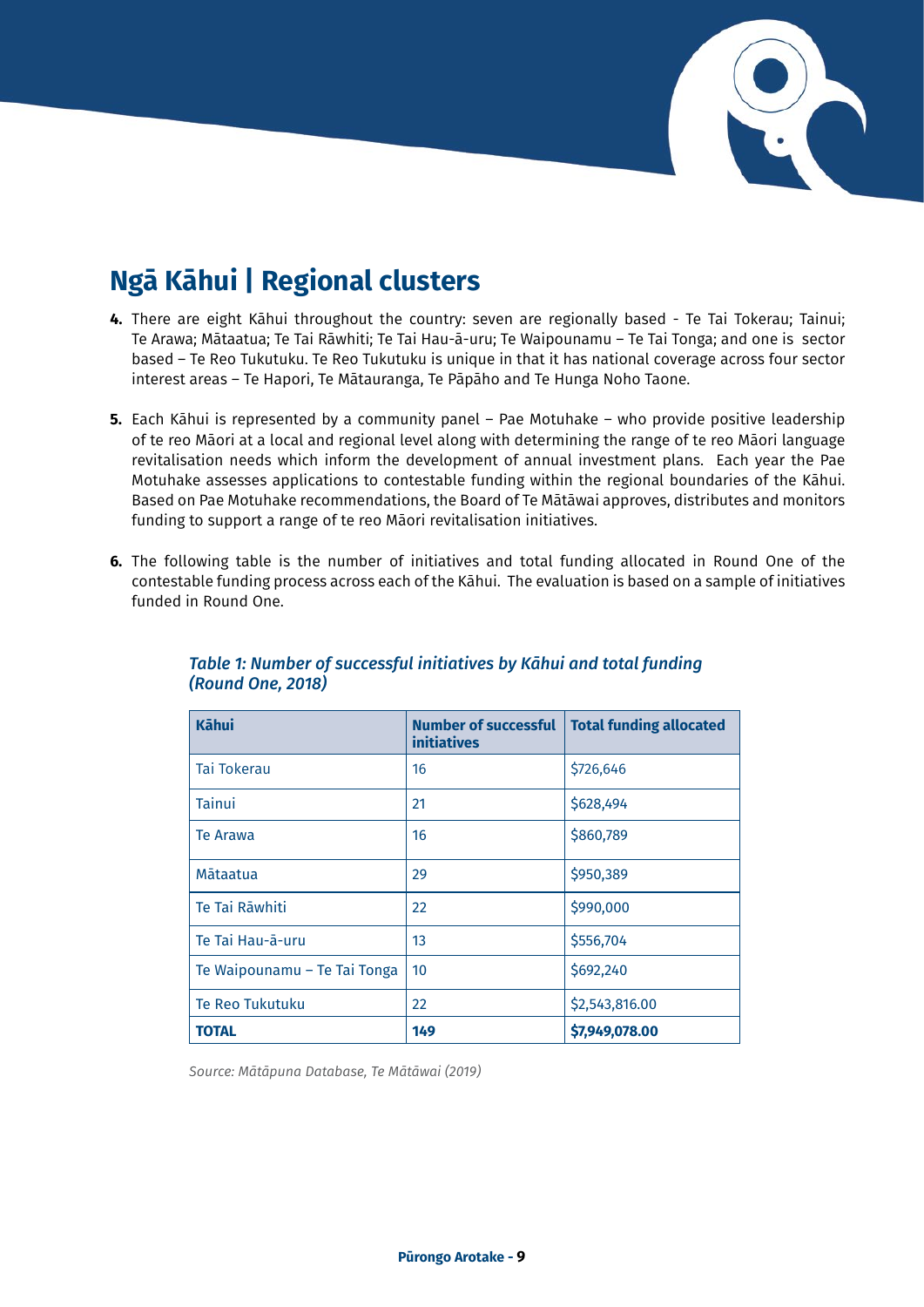## Ngā Kāhui | Regional clusters

**4.** There are eight Kāhui throughout the country: seven are regionally based - Te Tai Tokerau; Tainui; Te Arawa; Mātaatua; Te Tai Rāwhiti; Te Tai Hau-ā-uru; Te Waipounamu – Te Tai Tonga; and one is sector based – Te Reo Tukutuku. Te Reo Tukutuku is unique in that it has national coverage across four sector interest areas – Te Hapori, Te Mātauranga, Te Pāpāho and Te Hunga Noho Taone.

**5.** Each Kāhui is represented by a community panel – Pae Motuhake – who provide positive leadership of te reo Māori at a local and regional level along with determining the range of te reo Māori language revitalisation needs which inform the development of annual investment plans. Each year the Pae Motuhake assesses applications to contestable funding within the regional boundaries of the Kāhui. Based on Pae Motuhake recommendations, the Board of Te Mātāwai approves, distributes and monitors funding to support a range of te reo Māori revitalisation initiatives.

**6.** The following table is the number of initiatives and total funding allocated in Round One of the contestable funding process across each of the Kāhui. The evaluation is based on a sample of initiatives funded in Round One.

*Table 1: Number of successful initiatives by Kāhui and total funding (Round One, 2018)*

| Kāhui | Number of successful initiatives | Total funding allocated |
|---|---|---|
| Tai Tokerau | 16 | $726,646 |
| Tainui | 21 | $628,494 |
| Te Arawa | 16 | $860,789 |
| Mātaatua | 29 | $950,389 |
| Te Tai Rāwhiti | 22 | $990,000 |
| Te Tai Hau-ā-uru | 13 | $556,704 |
| Te Waipounamu – Te Tai Tonga | 10 | $692,240 |
| Te Reo Tukutuku | 22 | $2,543,816.00 |
| **TOTAL** | **149** | **$7,949,078.00** |

*Source: Mātāpuna Database, Te Mātāwai (2019)*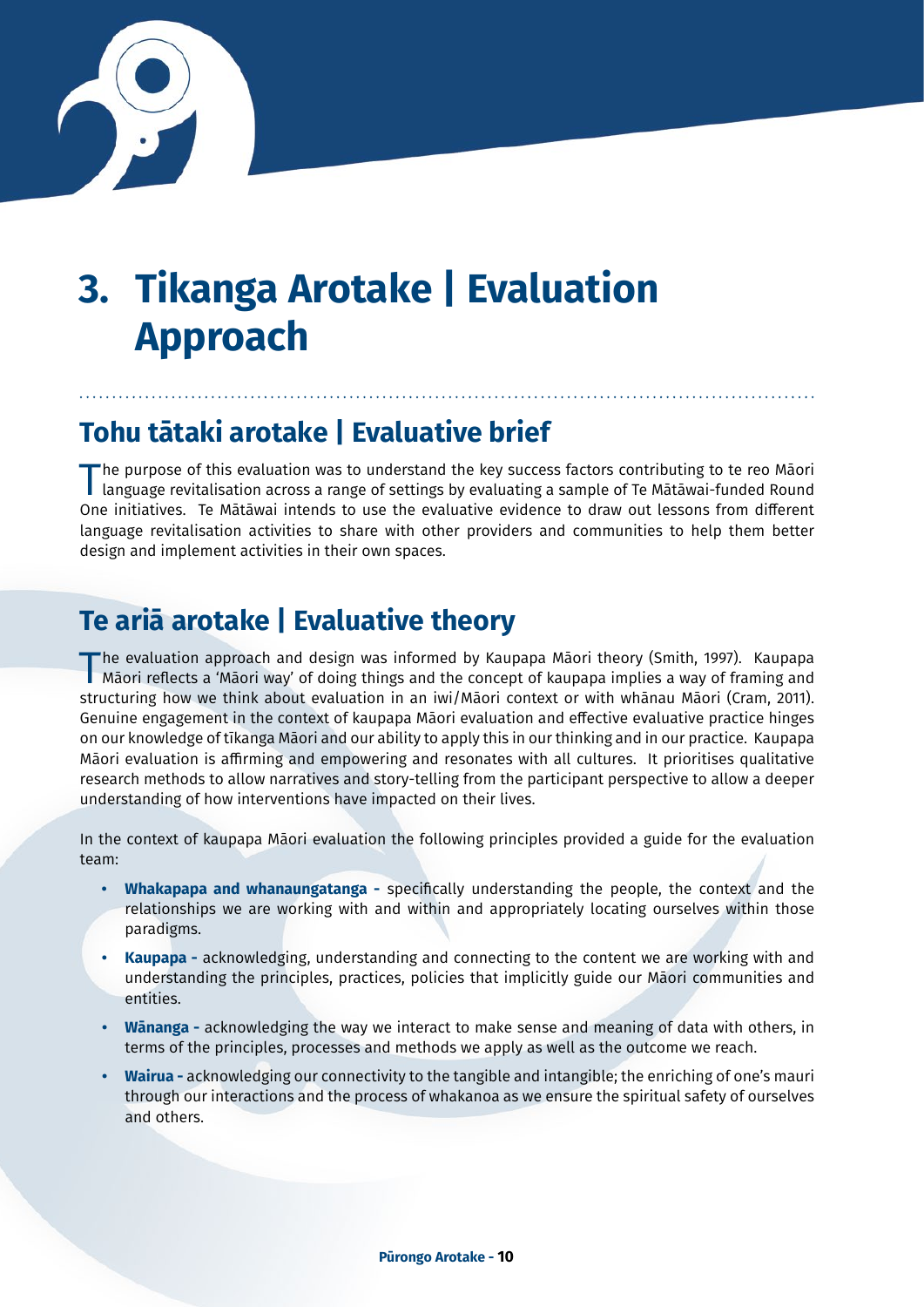# 3. Tikanga Arotake | Evaluation Approach

## Tohu tātaki arotake | Evaluative brief

The purpose of this evaluation was to understand the key success factors contributing to te reo Māori language revitalisation across a range of settings by evaluating a sample of Te Mātāwai-funded Round One initiatives. Te Mātāwai intends to use the evaluative evidence to draw out lessons from different language revitalisation activities to share with other providers and communities to help them better design and implement activities in their own spaces.

## Te ariā arotake | Evaluative theory

The evaluation approach and design was informed by Kaupapa Māori theory (Smith, 1997). Kaupapa Māori reflects a 'Māori way' of doing things and the concept of kaupapa implies a way of framing and structuring how we think about evaluation in an iwi/Māori context or with whānau Māori (Cram, 2011). Genuine engagement in the context of kaupapa Māori evaluation and effective evaluative practice hinges on our knowledge of tikanga Māori and our ability to apply this in our thinking and in our practice. Kaupapa Māori evaluation is affirming and empowering and resonates with all cultures. It prioritises qualitative research methods to allow narratives and story-telling from the participant perspective to allow a deeper understanding of how interventions have impacted on their lives.

In the context of kaupapa Māori evaluation the following principles provided a guide for the evaluation team:

- **Whakapapa and whanaungatanga -** specifically understanding the people, the context and the relationships we are working with and within and appropriately locating ourselves within those paradigms.
- **Kaupapa -** acknowledging, understanding and connecting to the content we are working with and understanding the principles, practices, policies that implicitly guide our Māori communities and entities.
- **Wānanga -** acknowledging the way we interact to make sense and meaning of data with others, in terms of the principles, processes and methods we apply as well as the outcome we reach.
- **Wairua -** acknowledging our connectivity to the tangible and intangible; the enriching of one's mauri through our interactions and the process of whakanoa as we ensure the spiritual safety of ourselves and others.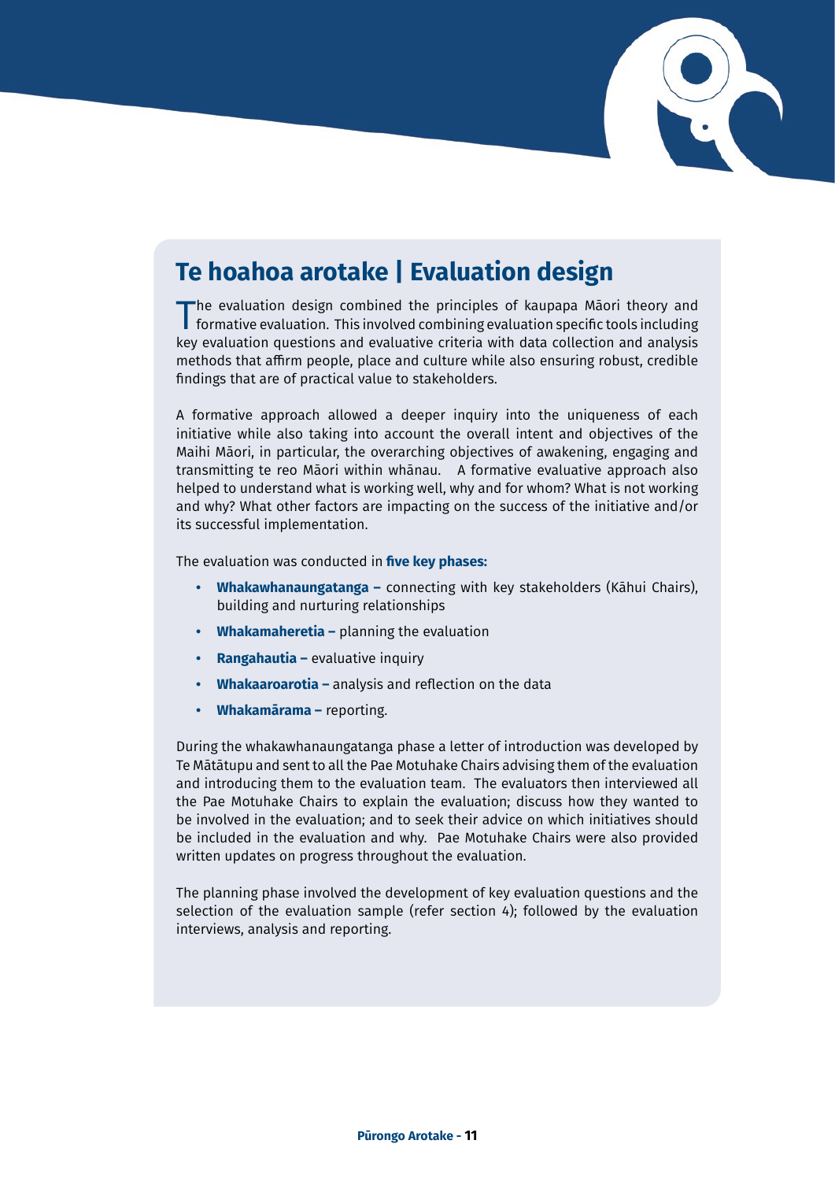## Te hoahoa arotake | Evaluation design

The evaluation design combined the principles of kaupapa Māori theory and formative evaluation. This involved combining evaluation specific tools including key evaluation questions and evaluative criteria with data collection and analysis methods that affirm people, place and culture while also ensuring robust, credible findings that are of practical value to stakeholders.

A formative approach allowed a deeper inquiry into the uniqueness of each initiative while also taking into account the overall intent and objectives of the Maihi Māori, in particular, the overarching objectives of awakening, engaging and transmitting te reo Māori within whānau. A formative evaluative approach also helped to understand what is working well, why and for whom? What is not working and why? What other factors are impacting on the success of the initiative and/or its successful implementation.

The evaluation was conducted in **five key phases:**

- **Whakawhanaungatanga –** connecting with key stakeholders (Kāhui Chairs), building and nurturing relationships
- **Whakamaheretia –** planning the evaluation
- **Rangahautia –** evaluative inquiry
- **Whakaaroarotia –** analysis and reflection on the data
- **Whakamārama –** reporting.

During the whakawhanaungatanga phase a letter of introduction was developed by Te Mātātupu and sent to all the Pae Motuhake Chairs advising them of the evaluation and introducing them to the evaluation team. The evaluators then interviewed all the Pae Motuhake Chairs to explain the evaluation; discuss how they wanted to be involved in the evaluation; and to seek their advice on which initiatives should be included in the evaluation and why. Pae Motuhake Chairs were also provided written updates on progress throughout the evaluation.

The planning phase involved the development of key evaluation questions and the selection of the evaluation sample (refer section 4); followed by the evaluation interviews, analysis and reporting.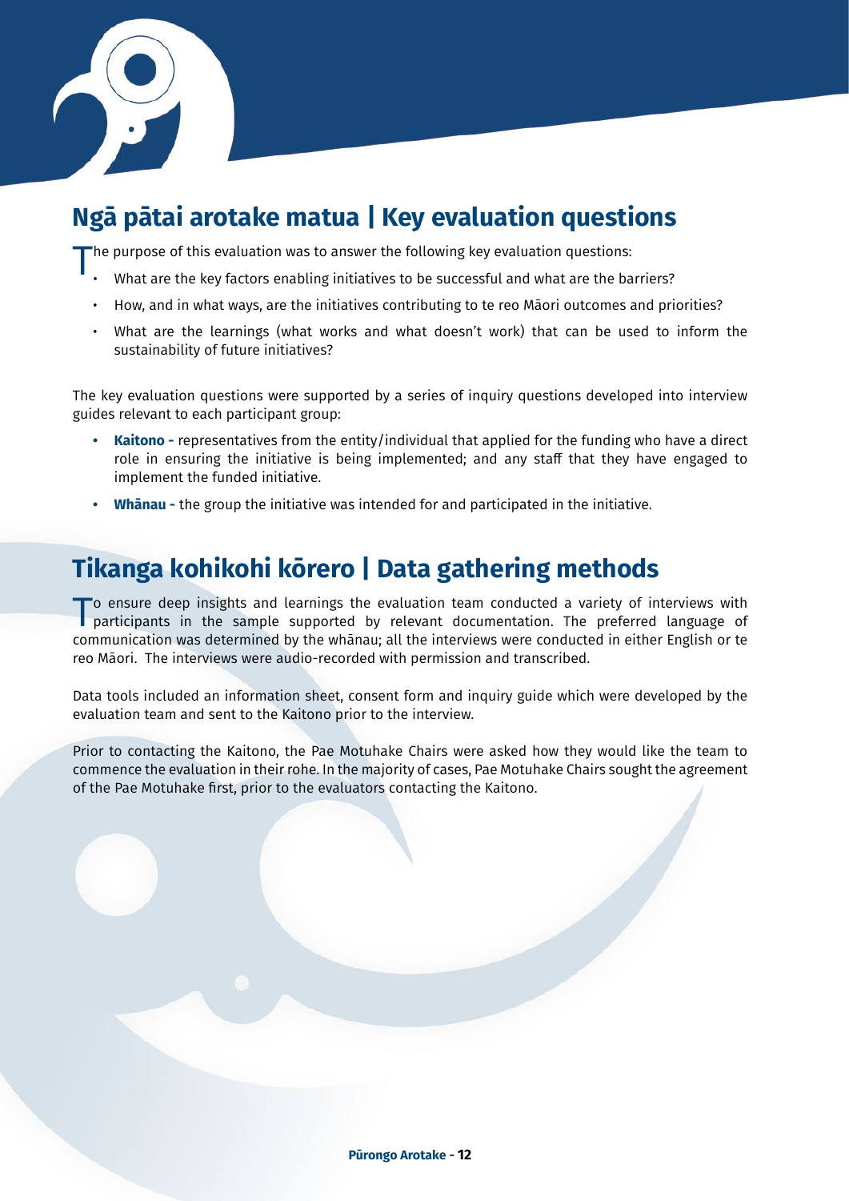## Ngā pātai arotake matua | Key evaluation questions

The purpose of this evaluation was to answer the following key evaluation questions:

- What are the key factors enabling initiatives to be successful and what are the barriers?
- How, and in what ways, are the initiatives contributing to te reo Māori outcomes and priorities?
- What are the learnings (what works and what doesn't work) that can be used to inform the sustainability of future initiatives?

The key evaluation questions were supported by a series of inquiry questions developed into interview guides relevant to each participant group:

- **Kaitono -** representatives from the entity/individual that applied for the funding who have a direct role in ensuring the initiative is being implemented; and any staff that they have engaged to implement the funded initiative.
- **Whānau -** the group the initiative was intended for and participated in the initiative.

## Tikanga kohikohi kōrero | Data gathering methods

To ensure deep insights and learnings the evaluation team conducted a variety of interviews with participants in the sample supported by relevant documentation. The preferred language of communication was determined by the whānau; all the interviews were conducted in either English or te reo Māori. The interviews were audio-recorded with permission and transcribed.

Data tools included an information sheet, consent form and inquiry guide which were developed by the evaluation team and sent to the Kaitono prior to the interview.

Prior to contacting the Kaitono, the Pae Motuhake Chairs were asked how they would like the team to commence the evaluation in their rohe. In the majority of cases, Pae Motuhake Chairs sought the agreement of the Pae Motuhake first, prior to the evaluators contacting the Kaitono.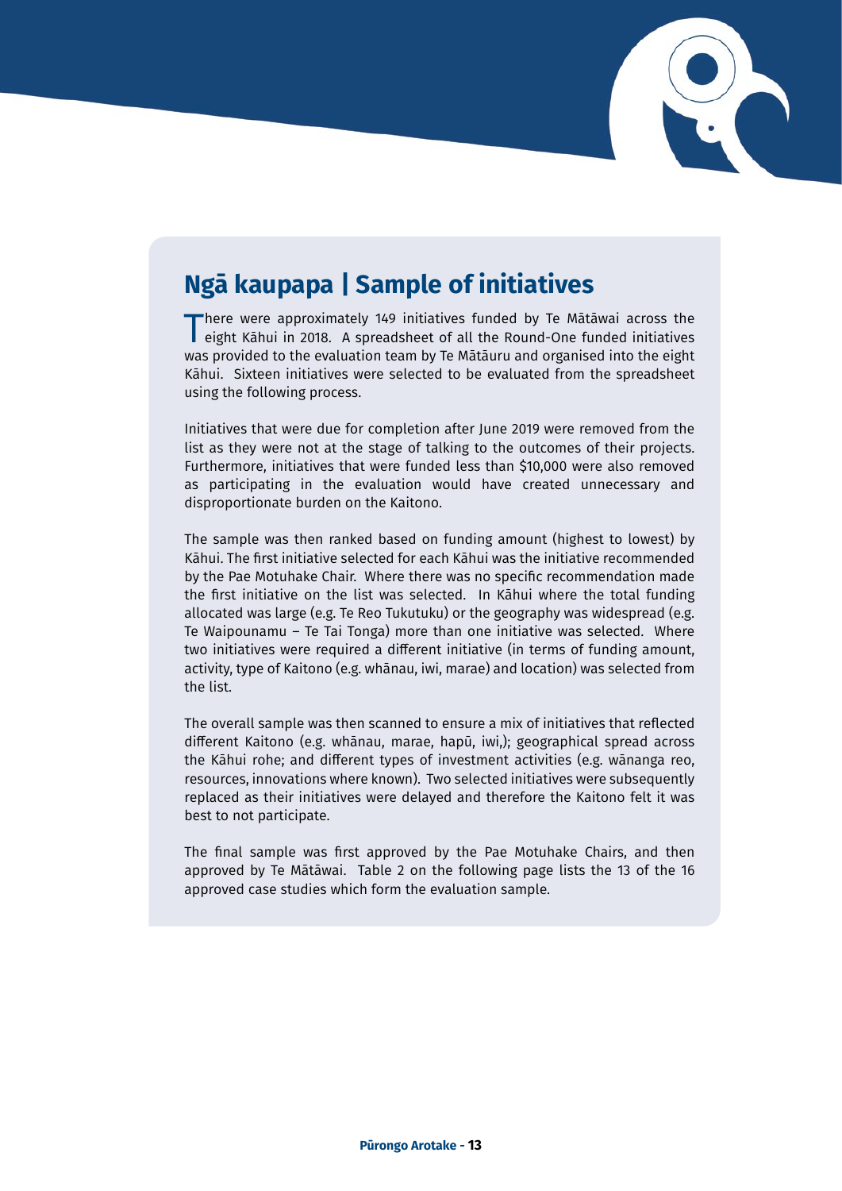## Ngā kaupapa | Sample of initiatives

There were approximately 149 initiatives funded by Te Mātāwai across the eight Kāhui in 2018. A spreadsheet of all the Round-One funded initiatives was provided to the evaluation team by Te Mātāuru and organised into the eight Kāhui. Sixteen initiatives were selected to be evaluated from the spreadsheet using the following process.

Initiatives that were due for completion after June 2019 were removed from the list as they were not at the stage of talking to the outcomes of their projects. Furthermore, initiatives that were funded less than $10,000 were also removed as participating in the evaluation would have created unnecessary and disproportionate burden on the Kaitono.

The sample was then ranked based on funding amount (highest to lowest) by Kāhui. The first initiative selected for each Kāhui was the initiative recommended by the Pae Motuhake Chair. Where there was no specific recommendation made the first initiative on the list was selected. In Kāhui where the total funding allocated was large (e.g. Te Reo Tukutuku) or the geography was widespread (e.g. Te Waipounamu – Te Tai Tonga) more than one initiative was selected. Where two initiatives were required a different initiative (in terms of funding amount, activity, type of Kaitono (e.g. whānau, iwi, marae) and location) was selected from the list.

The overall sample was then scanned to ensure a mix of initiatives that reflected different Kaitono (e.g. whānau, marae, hapū, iwi,); geographical spread across the Kāhui rohe; and different types of investment activities (e.g. wānanga reo, resources, innovations where known). Two selected initiatives were subsequently replaced as their initiatives were delayed and therefore the Kaitono felt it was best to not participate.

The final sample was first approved by the Pae Motuhake Chairs, and then approved by Te Mātāwai. Table 2 on the following page lists the 13 of the 16 approved case studies which form the evaluation sample.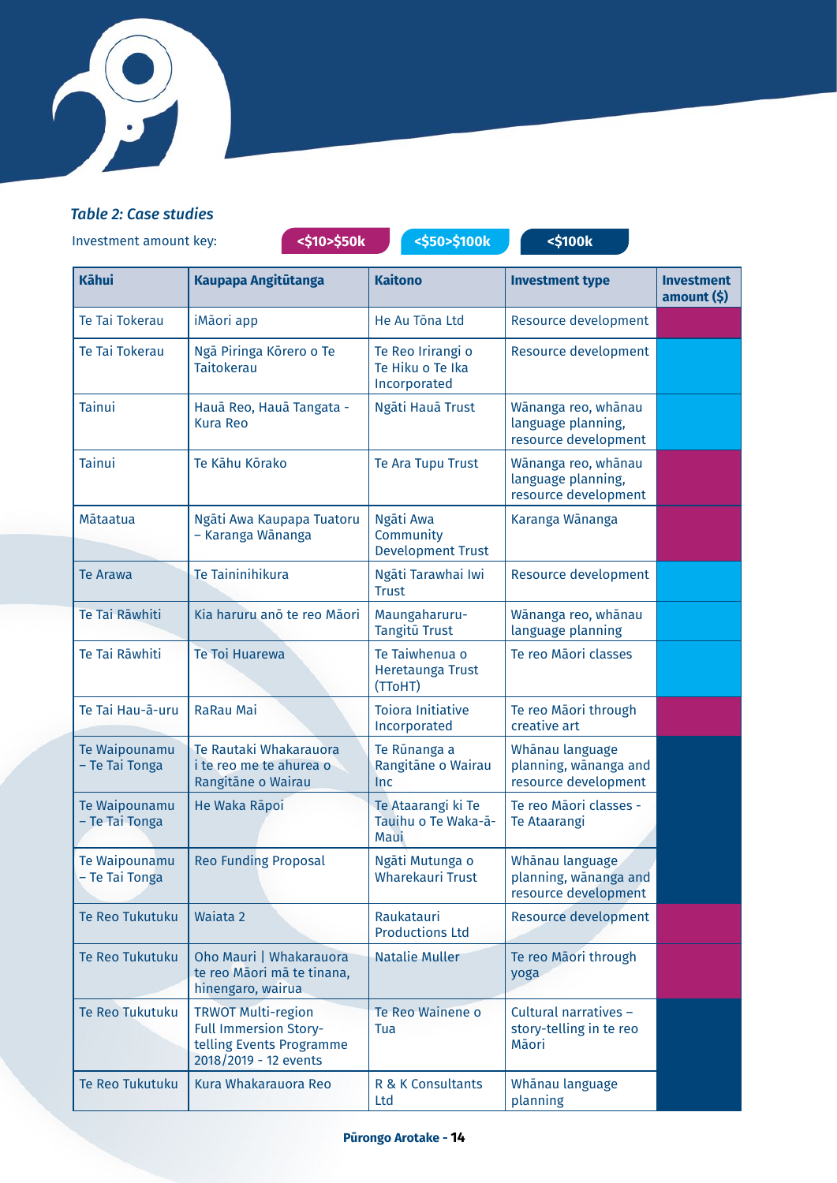*Table 2: Case studies*

Investment amount key: **<$10>$50k** **<$50>$100k** **<$100k**

| Kāhui | Kaupapa Angitūtanga | Kaitono | Investment type | Investment amount ($) |
|---|---|---|---|---|
| Te Tai Tokerau | iMāori app | He Au Tōna Ltd | Resource development | <$10>$50k |
| Te Tai Tokerau | Ngā Piringa Kōrero o Te Taitokerau | Te Reo Irirangi o Te Hiku o Te Ika Incorporated | Resource development | <$50>$100k |
| Tainui | Hauā Reo, Hauā Tangata - Kura Reo | Ngāti Hauā Trust | Wānanga reo, whānau language planning, resource development | <$50>$100k |
| Tainui | Te Kāhu Kōrako | Te Ara Tupu Trust | Wānanga reo, whānau language planning, resource development | <$10>$50k |
| Mātaatua | Ngāti Awa Kaupapa Tuatoru – Karanga Wānanga | Ngāti Awa Community Development Trust | Karanga Wānanga | <$10>$50k |
| Te Arawa | Te Taininihikura | Ngāti Tarawhai Iwi Trust | Resource development | <$50>$100k |
| Te Tai Rāwhiti | Kia haruru anō te reo Māori | Maungaharuru-Tangitū Trust | Wānanga reo, whānau language planning | <$50>$100k |
| Te Tai Rāwhiti | Te Toi Huarewa | Te Taiwhenua o Heretaunga Trust (TToHT) | Te reo Māori classes | <$50>$100k |
| Te Tai Hau-ā-uru | RaRau Mai | Toiora Initiative Incorporated | Te reo Māori through creative art | <$10>$50k |
| Te Waipounamu – Te Tai Tonga | Te Rautaki Whakarauora i te reo me te ahurea o Rangitāne o Wairau | Te Rūnanga a Rangitāne o Wairau Inc | Whānau language planning, wānanga and resource development | <$100k |
| Te Waipounamu – Te Tai Tonga | He Waka Rāpoi | Te Ataarangi ki Te Tauihu o Te Waka-ā-Maui | Te reo Māori classes - Te Ataarangi | <$100k |
| Te Waipounamu – Te Tai Tonga | Reo Funding Proposal | Ngāti Mutunga o Wharekauri Trust | Whānau language planning, wānanga and resource development | <$100k |
| Te Reo Tukutuku | Waiata 2 | Raukatauri Productions Ltd | Resource development | <$10>$50k |
| Te Reo Tukutuku | Oho Mauri \| Whakarauora te reo Māori mā te tinana, hinengaro, wairua | Natalie Muller | Te reo Māori through yoga | <$10>$50k |
| Te Reo Tukutuku | TRWOT Multi-region Full Immersion Story-telling Events Programme 2018/2019 - 12 events | Te Reo Wainene o Tua | Cultural narratives – story-telling in te reo Māori | <$100k |
| Te Reo Tukutuku | Kura Whakarauora Reo | R & K Consultants Ltd | Whānau language planning | <$100k |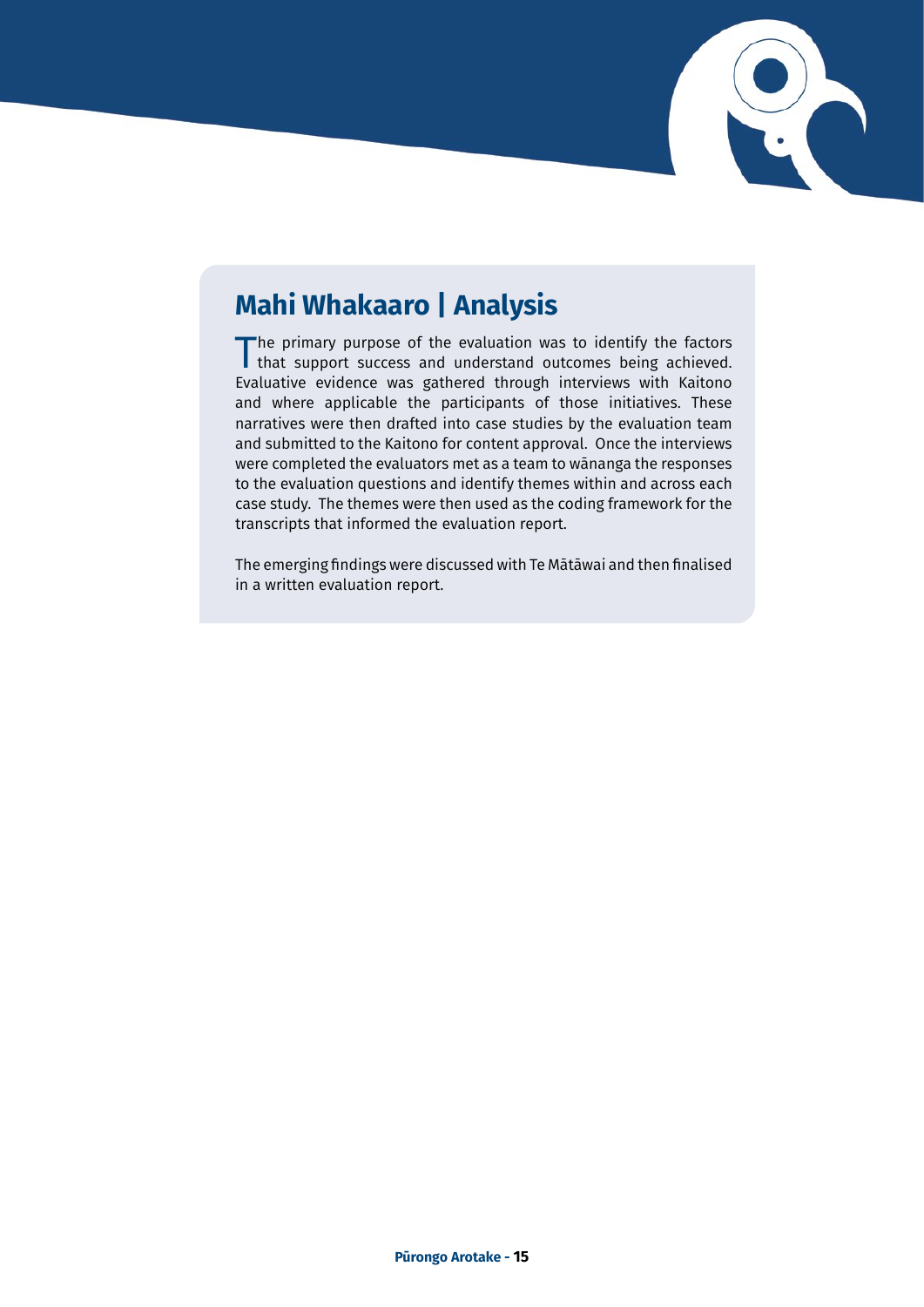## Mahi Whakaaro | Analysis

The primary purpose of the evaluation was to identify the factors that support success and understand outcomes being achieved. Evaluative evidence was gathered through interviews with Kaitono and where applicable the participants of those initiatives. These narratives were then drafted into case studies by the evaluation team and submitted to the Kaitono for content approval. Once the interviews were completed the evaluators met as a team to wānanga the responses to the evaluation questions and identify themes within and across each case study. The themes were then used as the coding framework for the transcripts that informed the evaluation report.

The emerging findings were discussed with Te Mātāwai and then finalised in a written evaluation report.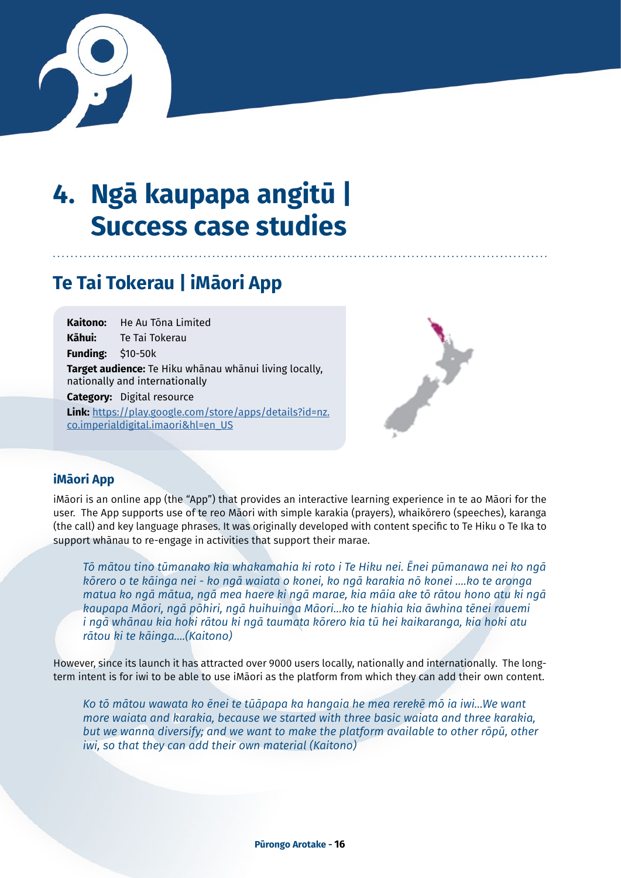# 4. Ngā kaupapa angitū | Success case studies

## Te Tai Tokerau | iMāori App

**Kaitono:** He Au Tōna Limited
**Kāhui:** Te Tai Tokerau
**Funding:** $10-50k
**Target audience:** Te Hiku whānau whānui living locally, nationally and internationally
**Category:** Digital resource
**Link:** https://play.google.com/store/apps/details?id=nz.co.imperialdigital.imaori&hl=en_US

### iMāori App

iMāori is an online app (the "App") that provides an interactive learning experience in te ao Māori for the user. The App supports use of te reo Māori with simple karakia (prayers), whaikōrero (speeches), karanga (the call) and key language phrases. It was originally developed with content specific to Te Hiku o Te Ika to support whānau to re-engage in activities that support their marae.

> *Tō mātou tino tūmanako kia whakamahia ki roto i Te Hiku nei. Ēnei pūmanawa nei ko ngā kōrero o te kāinga nei - ko ngā waiata o konei, ko ngā karakia nō konei ....ko te aronga matua ko ngā mātua, ngā mea haere ki ngā marae, kia māia ake tō rātou hono atu ki ngā kaupapa Māori, ngā pōhiri, ngā huihuinga Māori...ko te hiahia kia āwhina tēnei rauemi i ngā whānau kia hoki rātou ki ngā taumata kōrero kia tū hei kaikaranga, kia hoki atu rātou ki te kāinga....(Kaitono)*

However, since its launch it has attracted over 9000 users locally, nationally and internationally. The long-term intent is for iwi to be able to use iMāori as the platform from which they can add their own content.

> *Ko tō mātou wawata ko ēnei te tūāpapa ka hangaia he mea rerekē mō ia iwi...We want more waiata and karakia, because we started with three basic waiata and three karakia, but we wanna diversify; and we want to make the platform available to other rōpū, other iwi, so that they can add their own material (Kaitono)*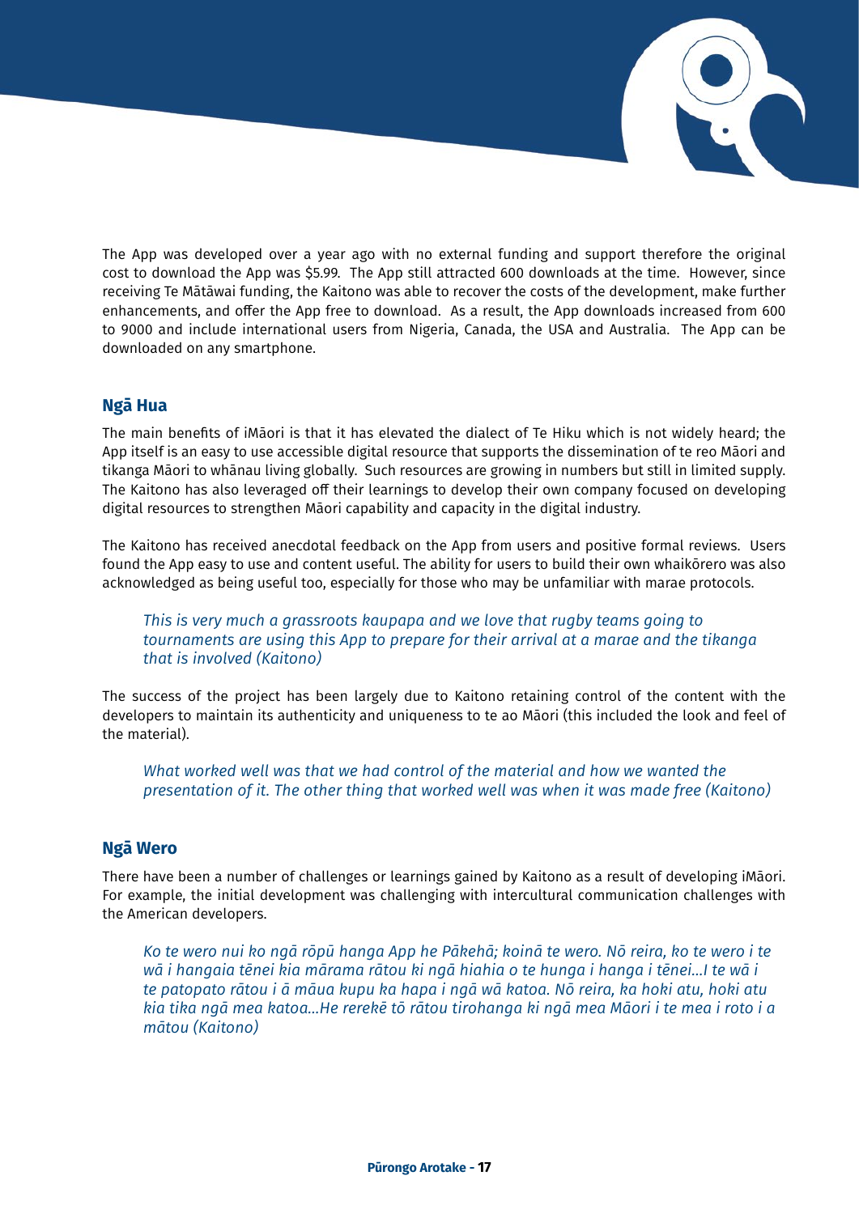The App was developed over a year ago with no external funding and support therefore the original cost to download the App was $5.99. The App still attracted 600 downloads at the time. However, since receiving Te Mātāwai funding, the Kaitono was able to recover the costs of the development, make further enhancements, and offer the App free to download. As a result, the App downloads increased from 600 to 9000 and include international users from Nigeria, Canada, the USA and Australia. The App can be downloaded on any smartphone.

## Ngā Hua

The main benefits of iMāori is that it has elevated the dialect of Te Hiku which is not widely heard; the App itself is an easy to use accessible digital resource that supports the dissemination of te reo Māori and tikanga Māori to whānau living globally. Such resources are growing in numbers but still in limited supply. The Kaitono has also leveraged off their learnings to develop their own company focused on developing digital resources to strengthen Māori capability and capacity in the digital industry.

The Kaitono has received anecdotal feedback on the App from users and positive formal reviews. Users found the App easy to use and content useful. The ability for users to build their own whaikōrero was also acknowledged as being useful too, especially for those who may be unfamiliar with marae protocols.

> *This is very much a grassroots kaupapa and we love that rugby teams going to tournaments are using this App to prepare for their arrival at a marae and the tikanga that is involved (Kaitono)*

The success of the project has been largely due to Kaitono retaining control of the content with the developers to maintain its authenticity and uniqueness to te ao Māori (this included the look and feel of the material).

> *What worked well was that we had control of the material and how we wanted the presentation of it. The other thing that worked well was when it was made free (Kaitono)*

## Ngā Wero

There have been a number of challenges or learnings gained by Kaitono as a result of developing iMāori. For example, the initial development was challenging with intercultural communication challenges with the American developers.

> *Ko te wero nui ko ngā rōpū hanga App he Pākehā; koinā te wero. Nō reira, ko te wero i te wā i hangaia tēnei kia mārama rātou ki ngā hiahia o te hunga i hanga i tēnei...I te wā i te patopato rātou i ā māua kupu ka hapa i ngā wā katoa. Nō reira, ka hoki atu, hoki atu kia tika ngā mea katoa...He rerekē tō rātou tirohanga ki ngā mea Māori i te mea i roto i a mātou (Kaitono)*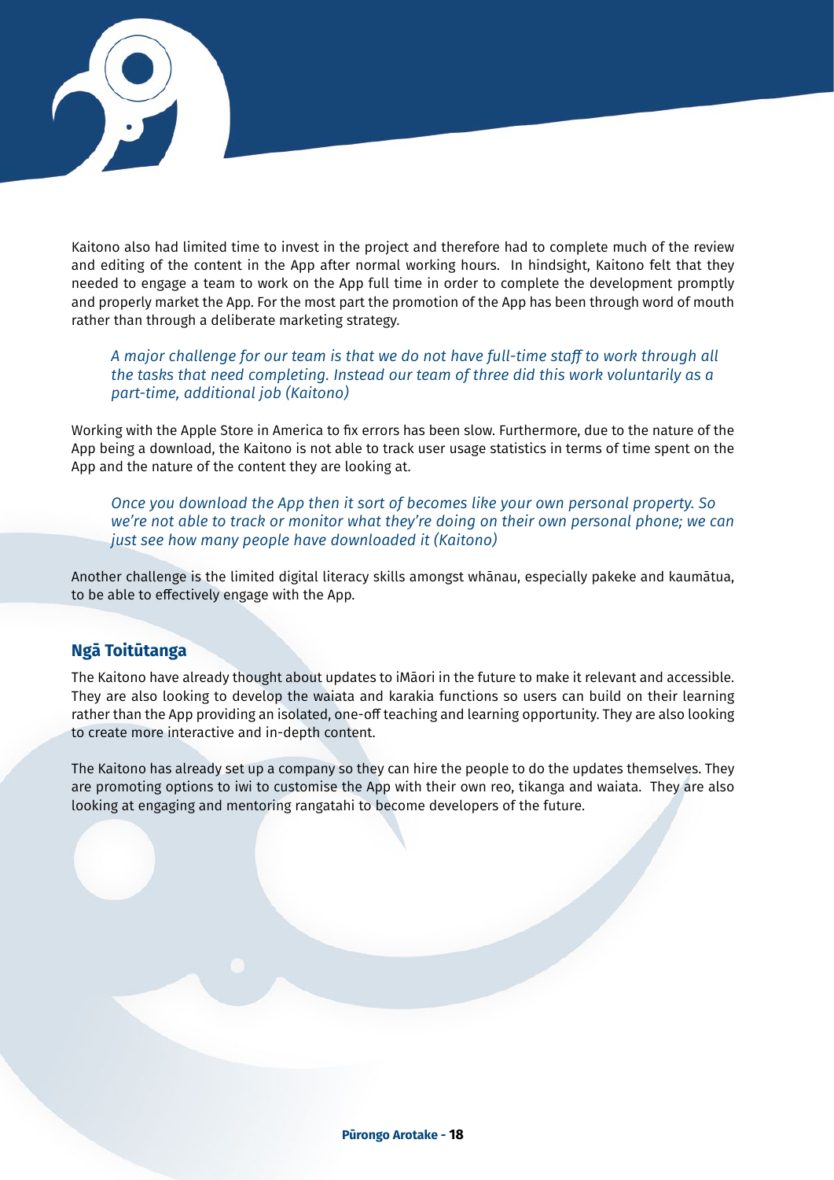Kaitono also had limited time to invest in the project and therefore had to complete much of the review and editing of the content in the App after normal working hours. In hindsight, Kaitono felt that they needed to engage a team to work on the App full time in order to complete the development promptly and properly market the App. For the most part the promotion of the App has been through word of mouth rather than through a deliberate marketing strategy.

> *A major challenge for our team is that we do not have full-time staff to work through all the tasks that need completing. Instead our team of three did this work voluntarily as a part-time, additional job (Kaitono)*

Working with the Apple Store in America to fix errors has been slow. Furthermore, due to the nature of the App being a download, the Kaitono is not able to track user usage statistics in terms of time spent on the App and the nature of the content they are looking at.

> *Once you download the App then it sort of becomes like your own personal property. So we're not able to track or monitor what they're doing on their own personal phone; we can just see how many people have downloaded it (Kaitono)*

Another challenge is the limited digital literacy skills amongst whānau, especially pakeke and kaumātua, to be able to effectively engage with the App.

### Ngā Toitūtanga

The Kaitono have already thought about updates to iMāori in the future to make it relevant and accessible. They are also looking to develop the waiata and karakia functions so users can build on their learning rather than the App providing an isolated, one-off teaching and learning opportunity. They are also looking to create more interactive and in-depth content.

The Kaitono has already set up a company so they can hire the people to do the updates themselves. They are promoting options to iwi to customise the App with their own reo, tikanga and waiata. They are also looking at engaging and mentoring rangatahi to become developers of the future.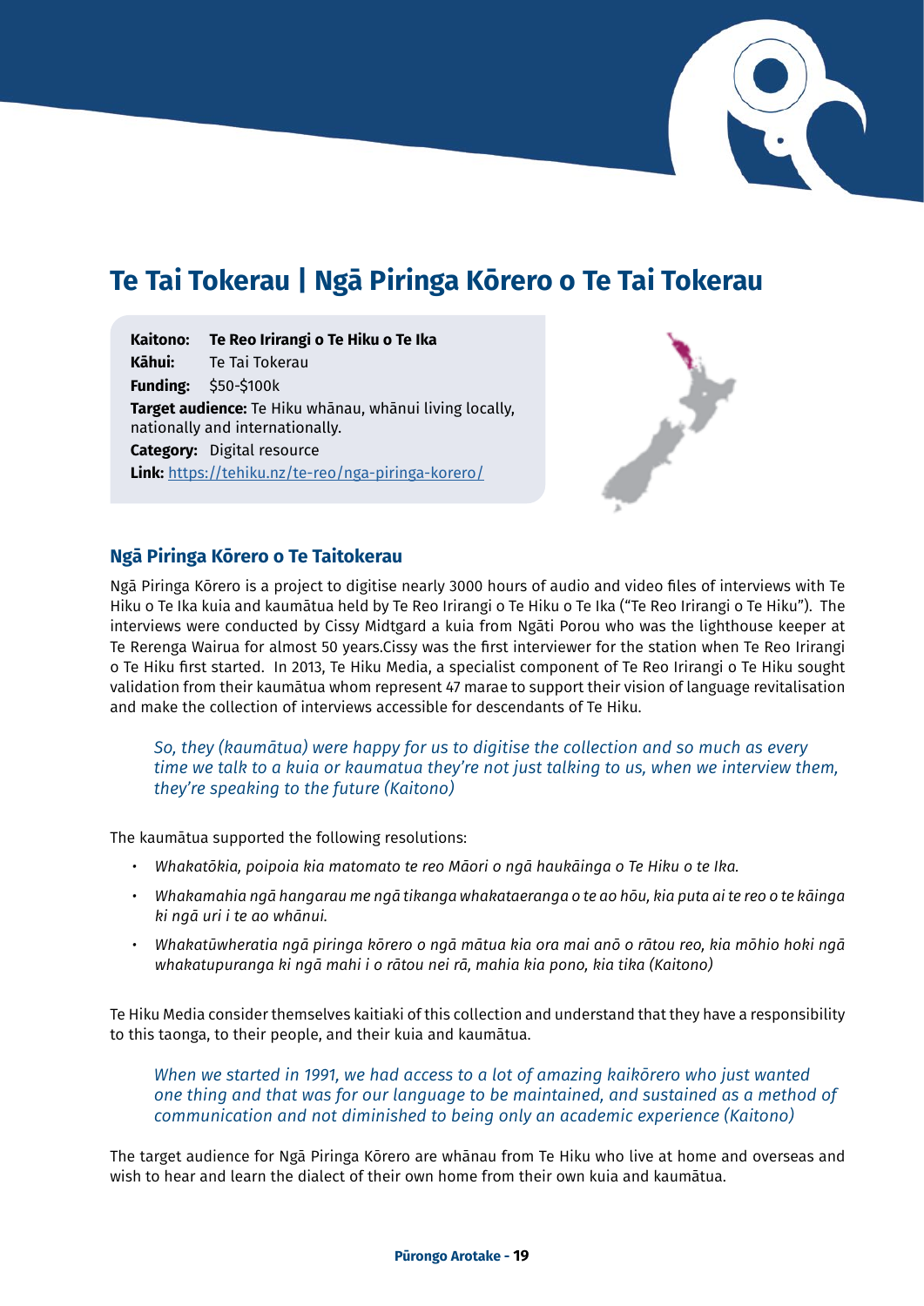# Te Tai Tokerau | Ngā Piringa Kōrero o Te Tai Tokerau

**Kaitono:** **Te Reo Irirangi o Te Hiku o Te Ika**
**Kāhui:** Te Tai Tokerau
**Funding:** $50-$100k
**Target audience:** Te Hiku whānau, whānui living locally, nationally and internationally.
**Category:** Digital resource
**Link:** https://tehiku.nz/te-reo/nga-piringa-korero/

## Ngā Piringa Kōrero o Te Taitokerau

Ngā Piringa Kōrero is a project to digitise nearly 3000 hours of audio and video files of interviews with Te Hiku o Te Ika kuia and kaumātua held by Te Reo Irirangi o Te Hiku o Te Ika ("Te Reo Irirangi o Te Hiku"). The interviews were conducted by Cissy Midtgard a kuia from Ngāti Porou who was the lighthouse keeper at Te Rerenga Wairua for almost 50 years.Cissy was the first interviewer for the station when Te Reo Irirangi o Te Hiku first started. In 2013, Te Hiku Media, a specialist component of Te Reo Irirangi o Te Hiku sought validation from their kaumātua whom represent 47 marae to support their vision of language revitalisation and make the collection of interviews accessible for descendants of Te Hiku.

> *So, they (kaumātua) were happy for us to digitise the collection and so much as every time we talk to a kuia or kaumatua they're not just talking to us, when we interview them, they're speaking to the future (Kaitono)*

The kaumātua supported the following resolutions:

- *Whakatōkia, poipoia kia matomato te reo Māori o ngā haukāinga o Te Hiku o te Ika.*
- *Whakamahia ngā hangarau me ngā tikanga whakataeranga o te ao hōu, kia puta ai te reo o te kāinga ki ngā uri i te ao whānui.*
- *Whakatūwheratia ngā piringa kōrero o ngā mātua kia ora mai anō o rātou reo, kia mōhio hoki ngā whakatupuranga ki ngā mahi i o rātou nei rā, mahia kia pono, kia tika (Kaitono)*

Te Hiku Media consider themselves kaitiaki of this collection and understand that they have a responsibility to this taonga, to their people, and their kuia and kaumātua.

> *When we started in 1991, we had access to a lot of amazing kaikōrero who just wanted one thing and that was for our language to be maintained, and sustained as a method of communication and not diminished to being only an academic experience (Kaitono)*

The target audience for Ngā Piringa Kōrero are whānau from Te Hiku who live at home and overseas and wish to hear and learn the dialect of their own home from their own kuia and kaumātua.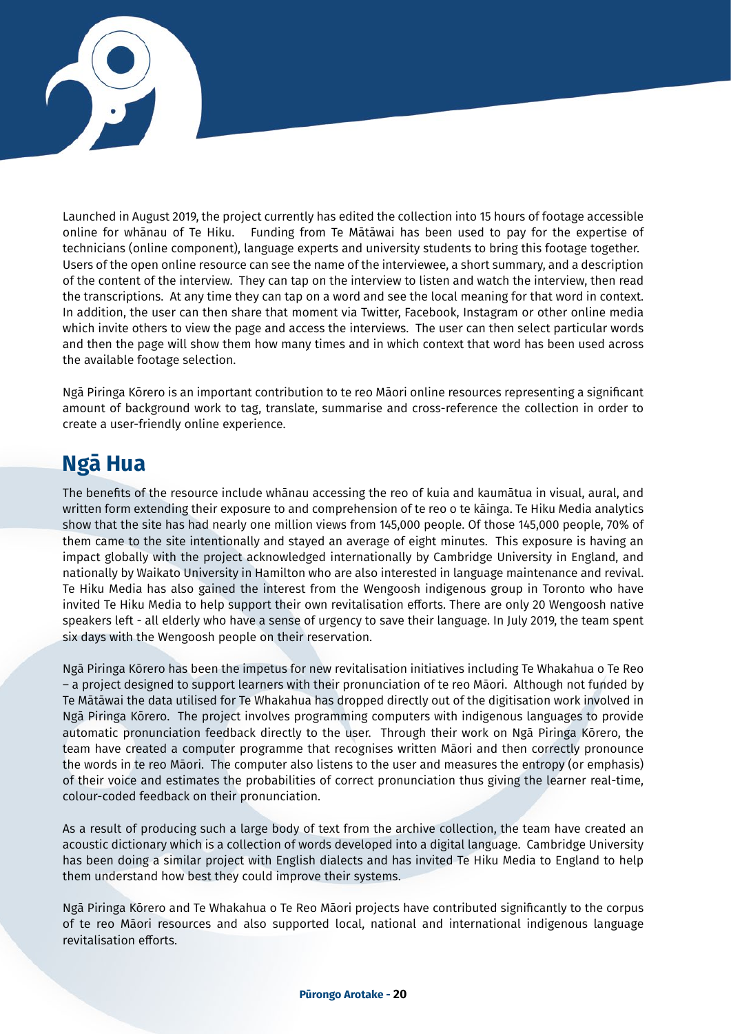Launched in August 2019, the project currently has edited the collection into 15 hours of footage accessible online for whānau of Te Hiku. Funding from Te Mātāwai has been used to pay for the expertise of technicians (online component), language experts and university students to bring this footage together. Users of the open online resource can see the name of the interviewee, a short summary, and a description of the content of the interview. They can tap on the interview to listen and watch the interview, then read the transcriptions. At any time they can tap on a word and see the local meaning for that word in context. In addition, the user can then share that moment via Twitter, Facebook, Instagram or other online media which invite others to view the page and access the interviews. The user can then select particular words and then the page will show them how many times and in which context that word has been used across the available footage selection.

Ngā Piringa Kōrero is an important contribution to te reo Māori online resources representing a significant amount of background work to tag, translate, summarise and cross-reference the collection in order to create a user-friendly online experience.

## Ngā Hua

The benefits of the resource include whānau accessing the reo of kuia and kaumātua in visual, aural, and written form extending their exposure to and comprehension of te reo o te kāinga. Te Hiku Media analytics show that the site has had nearly one million views from 145,000 people. Of those 145,000 people, 70% of them came to the site intentionally and stayed an average of eight minutes. This exposure is having an impact globally with the project acknowledged internationally by Cambridge University in England, and nationally by Waikato University in Hamilton who are also interested in language maintenance and revival. Te Hiku Media has also gained the interest from the Wengoosh indigenous group in Toronto who have invited Te Hiku Media to help support their own revitalisation efforts. There are only 20 Wengoosh native speakers left - all elderly who have a sense of urgency to save their language. In July 2019, the team spent six days with the Wengoosh people on their reservation.

Ngā Piringa Kōrero has been the impetus for new revitalisation initiatives including Te Whakahua o Te Reo – a project designed to support learners with their pronunciation of te reo Māori. Although not funded by Te Mātāwai the data utilised for Te Whakahua has dropped directly out of the digitisation work involved in Ngā Piringa Kōrero. The project involves programming computers with indigenous languages to provide automatic pronunciation feedback directly to the user. Through their work on Ngā Piringa Kōrero, the team have created a computer programme that recognises written Māori and then correctly pronounce the words in te reo Māori. The computer also listens to the user and measures the entropy (or emphasis) of their voice and estimates the probabilities of correct pronunciation thus giving the learner real-time, colour-coded feedback on their pronunciation.

As a result of producing such a large body of text from the archive collection, the team have created an acoustic dictionary which is a collection of words developed into a digital language. Cambridge University has been doing a similar project with English dialects and has invited Te Hiku Media to England to help them understand how best they could improve their systems.

Ngā Piringa Kōrero and Te Whakahua o Te Reo Māori projects have contributed significantly to the corpus of te reo Māori resources and also supported local, national and international indigenous language revitalisation efforts.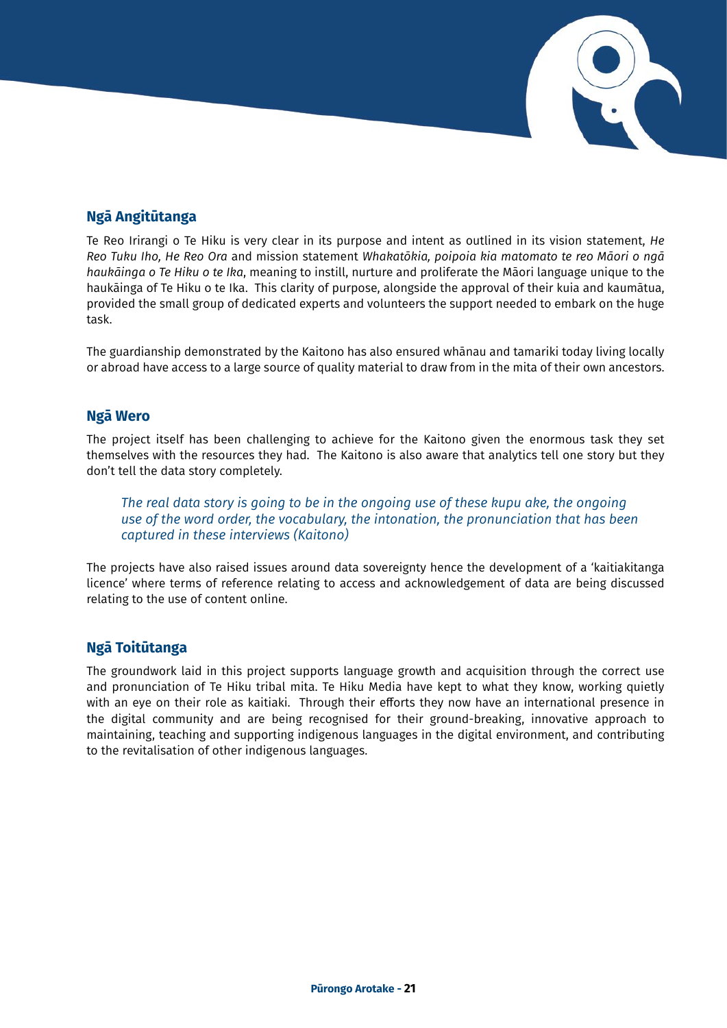## Ngā Angitūtanga

Te Reo Irirangi o Te Hiku is very clear in its purpose and intent as outlined in its vision statement, *He Reo Tuku Iho, He Reo Ora* and mission statement *Whakatōkia, poipoia kia matomato te reo Māori o ngā haukāinga o Te Hiku o te Ika*, meaning to instill, nurture and proliferate the Māori language unique to the haukāinga of Te Hiku o te Ika. This clarity of purpose, alongside the approval of their kuia and kaumātua, provided the small group of dedicated experts and volunteers the support needed to embark on the huge task.

The guardianship demonstrated by the Kaitono has also ensured whānau and tamariki today living locally or abroad have access to a large source of quality material to draw from in the mita of their own ancestors.

## Ngā Wero

The project itself has been challenging to achieve for the Kaitono given the enormous task they set themselves with the resources they had. The Kaitono is also aware that analytics tell one story but they don't tell the data story completely.

> *The real data story is going to be in the ongoing use of these kupu ake, the ongoing use of the word order, the vocabulary, the intonation, the pronunciation that has been captured in these interviews (Kaitono)*

The projects have also raised issues around data sovereignty hence the development of a 'kaitiakitanga licence' where terms of reference relating to access and acknowledgement of data are being discussed relating to the use of content online.

## Ngā Toitūtanga

The groundwork laid in this project supports language growth and acquisition through the correct use and pronunciation of Te Hiku tribal mita. Te Hiku Media have kept to what they know, working quietly with an eye on their role as kaitiaki. Through their efforts they now have an international presence in the digital community and are being recognised for their ground-breaking, innovative approach to maintaining, teaching and supporting indigenous languages in the digital environment, and contributing to the revitalisation of other indigenous languages.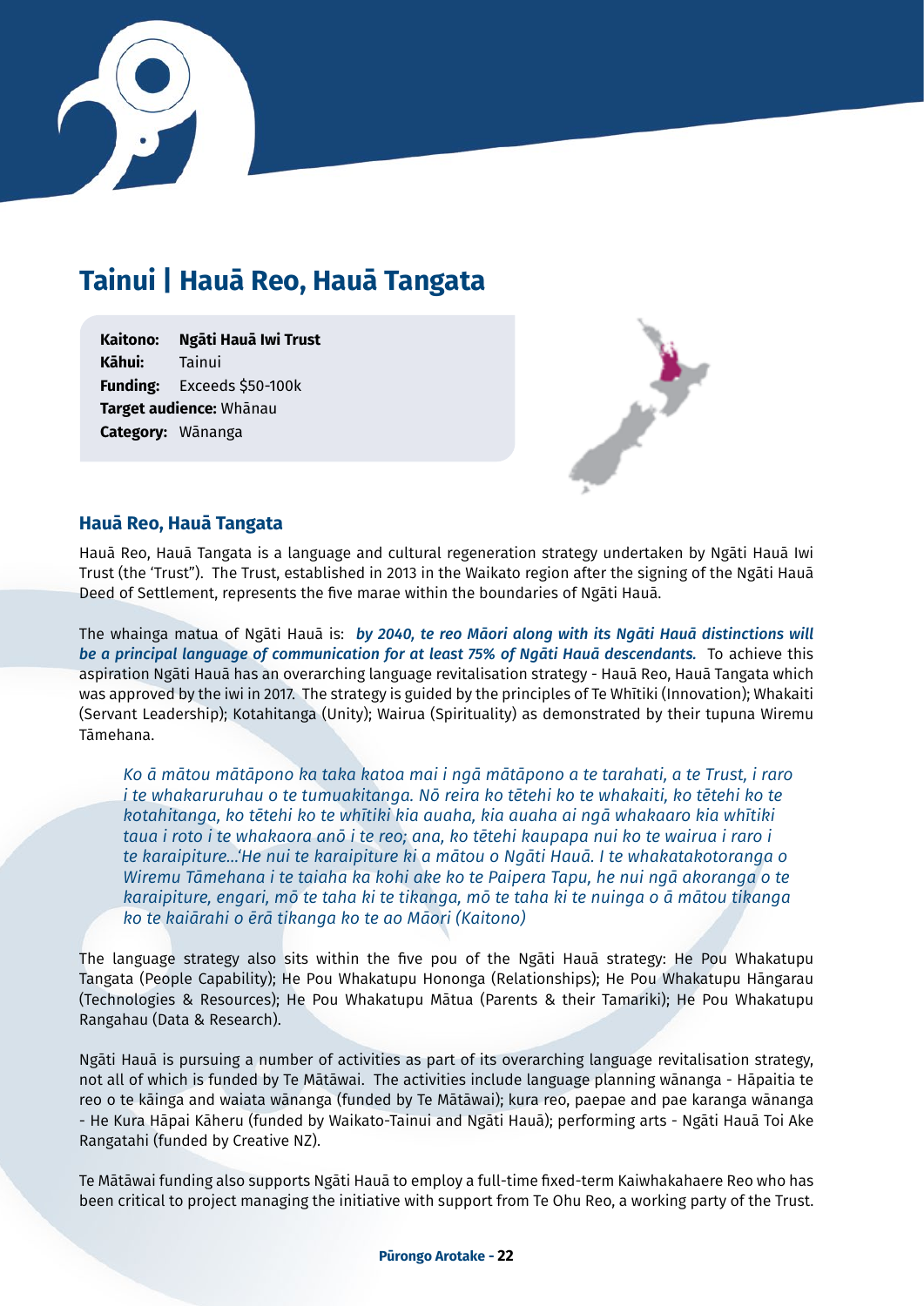# Tainui | Hauā Reo, Hauā Tangata

**Kaitono:** **Ngāti Hauā Iwi Trust**
**Kāhui:** Tainui
**Funding:** Exceeds $50-100k
**Target audience:** Whānau
**Category:** Wānanga

## Hauā Reo, Hauā Tangata

Hauā Reo, Hauā Tangata is a language and cultural regeneration strategy undertaken by Ngāti Hauā Iwi Trust (the 'Trust"). The Trust, established in 2013 in the Waikato region after the signing of the Ngāti Hauā Deed of Settlement, represents the five marae within the boundaries of Ngāti Hauā.

The whainga matua of Ngāti Hauā is: ***by 2040, te reo Māori along with its Ngāti Hauā distinctions will be a principal language of communication for at least 75% of Ngāti Hauā descendants.*** To achieve this aspiration Ngāti Hauā has an overarching language revitalisation strategy - Hauā Reo, Hauā Tangata which was approved by the iwi in 2017. The strategy is guided by the principles of Te Whītiki (Innovation); Whakaiti (Servant Leadership); Kotahitanga (Unity); Wairua (Spirituality) as demonstrated by their tupuna Wiremu Tāmehana.

> *Ko ā mātou mātāpono ka taka katoa mai i ngā mātāpono a te tarahati, a te Trust, i raro i te whakaruruhau o te tumuakitanga. Nō reira ko tētehi ko te whakaiti, ko tētehi ko te kotahitanga, ko tētehi ko te whītiki kia auaha, kia auaha ai ngā whakaaro kia whītiki taua i roto i te whakaora anō i te reo; ana, ko tētehi kaupapa nui ko te wairua i raro i te karaipiture...'He nui te karaipiture ki a mātou o Ngāti Hauā. I te whakatakotoranga o Wiremu Tāmehana i te taiaha ka kohi ake ko te Paipera Tapu, he nui ngā akoranga o te karaipiture, engari, mō te taha ki te tikanga, mō te taha ki te nuinga o ā mātou tikanga ko te kaiārahi o ērā tikanga ko te ao Māori (Kaitono)*

The language strategy also sits within the five pou of the Ngāti Hauā strategy: He Pou Whakatupu Tangata (People Capability); He Pou Whakatupu Hononga (Relationships); He Pou Whakatupu Hāngarau (Technologies & Resources); He Pou Whakatupu Mātua (Parents & their Tamariki); He Pou Whakatupu Rangahau (Data & Research).

Ngāti Hauā is pursuing a number of activities as part of its overarching language revitalisation strategy, not all of which is funded by Te Mātāwai. The activities include language planning wānanga - Hāpaitia te reo o te kāinga and waiata wānanga (funded by Te Mātāwai); kura reo, paepae and pae karanga wānanga - He Kura Hāpai Kāheru (funded by Waikato-Tainui and Ngāti Hauā); performing arts - Ngāti Hauā Toi Ake Rangatahi (funded by Creative NZ).

Te Mātāwai funding also supports Ngāti Hauā to employ a full-time fixed-term Kaiwhakahaere Reo who has been critical to project managing the initiative with support from Te Ohu Reo, a working party of the Trust.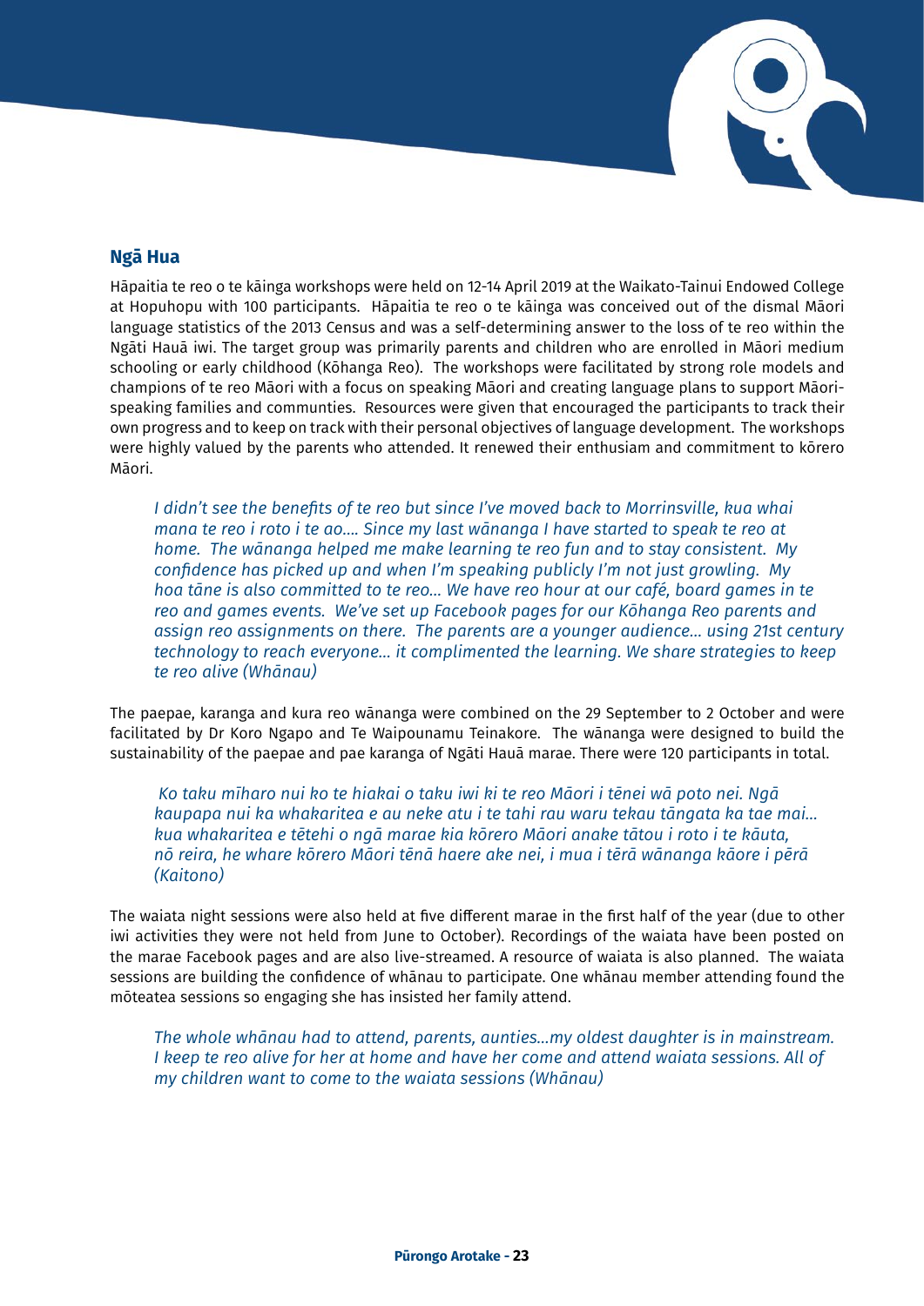## Ngā Hua

Hāpaitia te reo o te kāinga workshops were held on 12-14 April 2019 at the Waikato-Tainui Endowed College at Hopuhopu with 100 participants. Hāpaitia te reo o te kāinga was conceived out of the dismal Māori language statistics of the 2013 Census and was a self-determining answer to the loss of te reo within the Ngāti Hauā iwi. The target group was primarily parents and children who are enrolled in Māori medium schooling or early childhood (Kōhanga Reo). The workshops were facilitated by strong role models and champions of te reo Māori with a focus on speaking Māori and creating language plans to support Māori-speaking families and communties. Resources were given that encouraged the participants to track their own progress and to keep on track with their personal objectives of language development. The workshops were highly valued by the parents who attended. It renewed their enthusiasm and commitment to kōrero Māori.

> *I didn't see the benefits of te reo but since I've moved back to Morrinsville, kua whai mana te reo i roto i te ao.... Since my last wānanga I have started to speak te reo at home. The wānanga helped me make learning te reo fun and to stay consistent. My confidence has picked up and when I'm speaking publicly I'm not just growling. My hoa tāne is also committed to te reo... We have reo hour at our café, board games in te reo and games events. We've set up Facebook pages for our Kōhanga Reo parents and assign reo assignments on there. The parents are a younger audience... using 21st century technology to reach everyone... it complimented the learning. We share strategies to keep te reo alive (Whānau)*

The paepae, karanga and kura reo wānanga were combined on the 29 September to 2 October and were facilitated by Dr Koro Ngapo and Te Waipounamu Teinakore. The wānanga were designed to build the sustainability of the paepae and pae karanga of Ngāti Hauā marae. There were 120 participants in total.

> *Ko taku mīharo nui ko te hiakai o taku iwi ki te reo Māori i tēnei wā poto nei. Ngā kaupapa nui ka whakaritea e au neke atu i te tahi rau waru tekau tāngata ka tae mai... kua whakaritea e tētehi o ngā marae kia kōrero Māori anake tātou i roto i te kāuta, nō reira, he whare kōrero Māori tēnā haere ake nei, i mua i tērā wānanga kāore i pērā (Kaitono)*

The waiata night sessions were also held at five different marae in the first half of the year (due to other iwi activities they were not held from June to October). Recordings of the waiata have been posted on the marae Facebook pages and are also live-streamed. A resource of waiata is also planned. The waiata sessions are building the confidence of whānau to participate. One whānau member attending found the mōteatea sessions so engaging she has insisted her family attend.

> *The whole whānau had to attend, parents, aunties...my oldest daughter is in mainstream. I keep te reo alive for her at home and have her come and attend waiata sessions. All of my children want to come to the waiata sessions (Whānau)*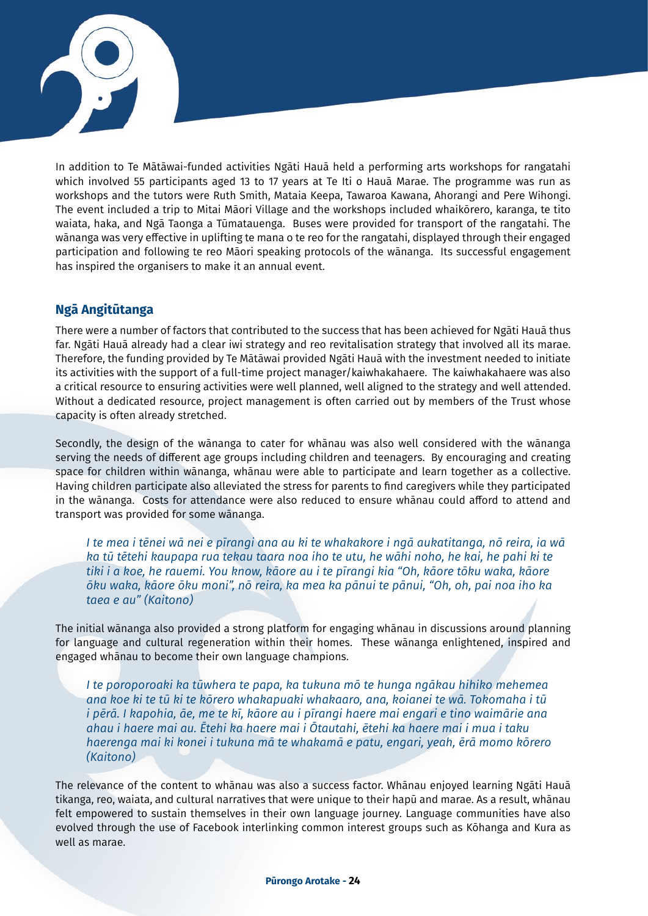In addition to Te Mātāwai-funded activities Ngāti Hauā held a performing arts workshops for rangatahi which involved 55 participants aged 13 to 17 years at Te Iti o Hauā Marae. The programme was run as workshops and the tutors were Ruth Smith, Mataia Keepa, Tawaroa Kawana, Ahorangi and Pere Wihongi. The event included a trip to Mitai Māori Village and the workshops included whaikōrero, karanga, te tito waiata, haka, and Ngā Taonga a Tūmatauenga. Buses were provided for transport of the rangatahi. The wānanga was very effective in uplifting te mana o te reo for the rangatahi, displayed through their engaged participation and following te reo Māori speaking protocols of the wānanga. Its successful engagement has inspired the organisers to make it an annual event.

### Ngā Angitūtanga

There were a number of factors that contributed to the success that has been achieved for Ngāti Hauā thus far. Ngāti Hauā already had a clear iwi strategy and reo revitalisation strategy that involved all its marae. Therefore, the funding provided by Te Mātāwai provided Ngāti Hauā with the investment needed to initiate its activities with the support of a full-time project manager/kaiwhakahaere. The kaiwhakahaere was also a critical resource to ensuring activities were well planned, well aligned to the strategy and well attended. Without a dedicated resource, project management is often carried out by members of the Trust whose capacity is often already stretched.

Secondly, the design of the wānanga to cater for whānau was also well considered with the wānanga serving the needs of different age groups including children and teenagers. By encouraging and creating space for children within wānanga, whānau were able to participate and learn together as a collective. Having children participate also alleviated the stress for parents to find caregivers while they participated in the wānanga. Costs for attendance were also reduced to ensure whānau could afford to attend and transport was provided for some wānanga.

> *I te mea i tēnei wā nei e pīrangi ana au ki te whakakore i ngā aukatitanga, nō reira, ia wā ka tū tētehi kaupapa rua tekau taara noa iho te utu, he wāhi noho, he kai, he pahi ki te tiki i a koe, he rauemi. You know, kāore au i te pīrangi kia "Oh, kāore tōku waka, kāore ōku waka, kāore ōku moni", nō reira, ka mea ka pānui te pānui, "Oh, oh, pai noa iho ka taea e au" (Kaitono)*

The initial wānanga also provided a strong platform for engaging whānau in discussions around planning for language and cultural regeneration within their homes. These wānanga enlightened, inspired and engaged whānau to become their own language champions.

> *I te poroporoaki ka tūwhera te papa, ka tukuna mō te hunga ngākau hihiko mehemea ana koe ki te tū ki te kōrero whakapuaki whakaaro, ana, koianei te wā. Tokomaha i tū i pērā. I kapohia, āe, me te kī, kāore au i pīrangi haere mai engari e tino waimārie ana ahau i haere mai au. Ētehi ka haere mai i Ōtautahi, ētehi ka haere mai i mua i taku haerenga mai ki konei i tukuna mā te whakamā e patu, engari, yeah, ērā momo kōrero (Kaitono)*

The relevance of the content to whānau was also a success factor. Whānau enjoyed learning Ngāti Hauā tikanga, reo, waiata, and cultural narratives that were unique to their hapū and marae. As a result, whānau felt empowered to sustain themselves in their own language journey. Language communities have also evolved through the use of Facebook interlinking common interest groups such as Kōhanga and Kura as well as marae.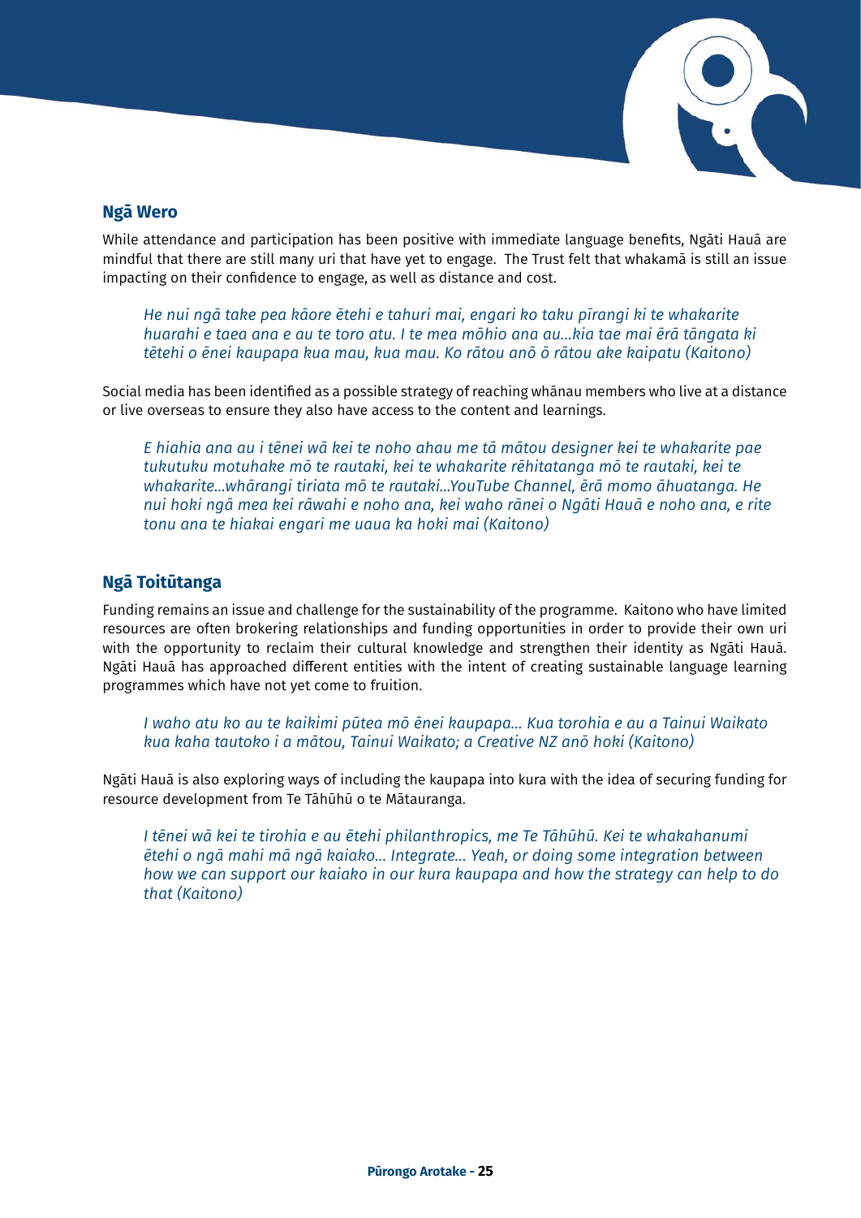## Ngā Wero

While attendance and participation has been positive with immediate language benefits, Ngāti Hauā are mindful that there are still many uri that have yet to engage. The Trust felt that whakamā is still an issue impacting on their confidence to engage, as well as distance and cost.

> *He nui ngā take pea kāore ētehi e tahuri mai, engari ko taku pīrangi ki te whakarite huarahi e taea ana e au te toro atu. I te mea mōhio ana au…kia tae mai ērā tāngata ki tētehi o ēnei kaupapa kua mau, kua mau. Ko rātou anō ō rātou ake kaipatu (Kaitono)*

Social media has been identified as a possible strategy of reaching whānau members who live at a distance or live overseas to ensure they also have access to the content and learnings.

> *E hiahia ana au i tēnei wā kei te noho ahau me tā mātou designer kei te whakarite pae tukutuku motuhake mō te rautaki, kei te whakarite rēhitatanga mō te rautaki, kei te whakarite…whārangi tiriata mō te rautaki…YouTube Channel, ērā momo āhuatanga. He nui hoki ngā mea kei rāwahi e noho ana, kei waho rānei o Ngāti Hauā e noho ana, e rite tonu ana te hiakai engari me uaua ka hoki mai (Kaitono)*

## Ngā Toitūtanga

Funding remains an issue and challenge for the sustainability of the programme. Kaitono who have limited resources are often brokering relationships and funding opportunities in order to provide their own uri with the opportunity to reclaim their cultural knowledge and strengthen their identity as Ngāti Hauā. Ngāti Hauā has approached different entities with the intent of creating sustainable language learning programmes which have not yet come to fruition.

> *I waho atu ko au te kaikimi pūtea mō ēnei kaupapa… Kua torohia e au a Tainui Waikato kua kaha tautoko i a mātou, Tainui Waikato; a Creative NZ anō hoki (Kaitono)*

Ngāti Hauā is also exploring ways of including the kaupapa into kura with the idea of securing funding for resource development from Te Tāhūhū o te Mātauranga.

> *I tēnei wā kei te tirohia e au ētehi philanthropics, me Te Tāhūhū. Kei te whakahanumi ētehi o ngā mahi mā ngā kaiako… Integrate… Yeah, or doing some integration between how we can support our kaiako in our kura kaupapa and how the strategy can help to do that (Kaitono)*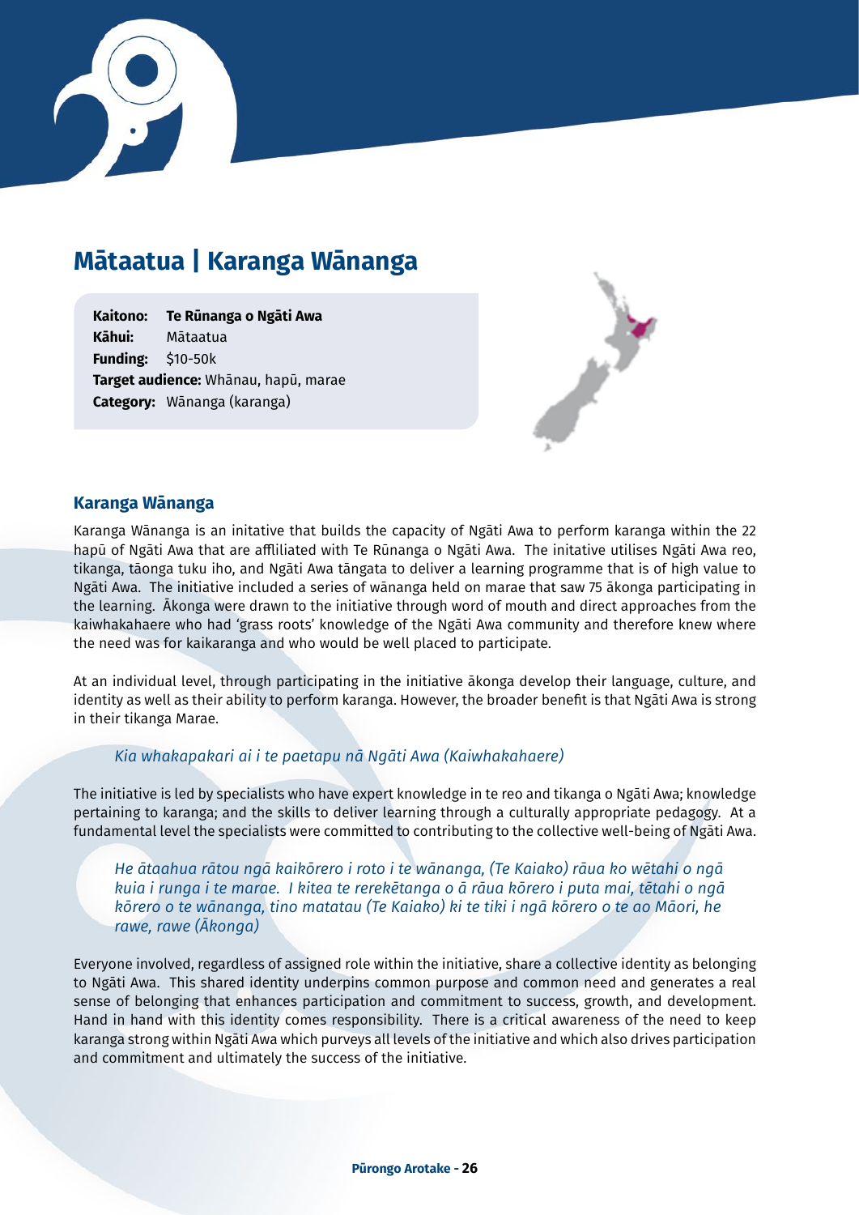# Mātaatua | Karanga Wānanga

**Kaitono:** **Te Rūnanga o Ngāti Awa**
**Kāhui:** Mātaatua
**Funding:** $10-50k
**Target audience:** Whānau, hapū, marae
**Category:** Wānanga (karanga)

## Karanga Wānanga

Karanga Wānanga is an initative that builds the capacity of Ngāti Awa to perform karanga within the 22 hapū of Ngāti Awa that are affliliated with Te Rūnanga o Ngāti Awa. The initative utilises Ngāti Awa reo, tikanga, tāonga tuku iho, and Ngāti Awa tāngata to deliver a learning programme that is of high value to Ngāti Awa. The initiative included a series of wānanga held on marae that saw 75 ākonga participating in the learning. Ākonga were drawn to the initiative through word of mouth and direct approaches from the kaiwhakahaere who had 'grass roots' knowledge of the Ngāti Awa community and therefore knew where the need was for kaikaranga and who would be well placed to participate.

At an individual level, through participating in the initiative ākonga develop their language, culture, and identity as well as their ability to perform karanga. However, the broader benefit is that Ngāti Awa is strong in their tikanga Marae.

> *Kia whakapakari ai i te paetapu nā Ngāti Awa (Kaiwhakahaere)*

The initiative is led by specialists who have expert knowledge in te reo and tikanga o Ngāti Awa; knowledge pertaining to karanga; and the skills to deliver learning through a culturally appropriate pedagogy. At a fundamental level the specialists were committed to contributing to the collective well-being of Ngāti Awa.

> *He ātaahua rātou ngā kaikōrero i roto i te wānanga, (Te Kaiako) rāua ko wētahi o ngā kuia i runga i te marae. I kitea te rerekētanga o ā rāua kōrero i puta mai, tētahi o ngā kōrero o te wānanga, tino matatau (Te Kaiako) ki te tiki i ngā kōrero o te ao Māori, he rawe, rawe (Ākonga)*

Everyone involved, regardless of assigned role within the initiative, share a collective identity as belonging to Ngāti Awa. This shared identity underpins common purpose and common need and generates a real sense of belonging that enhances participation and commitment to success, growth, and development. Hand in hand with this identity comes responsibility. There is a critical awareness of the need to keep karanga strong within Ngāti Awa which purveys all levels of the initiative and which also drives participation and commitment and ultimately the success of the initiative.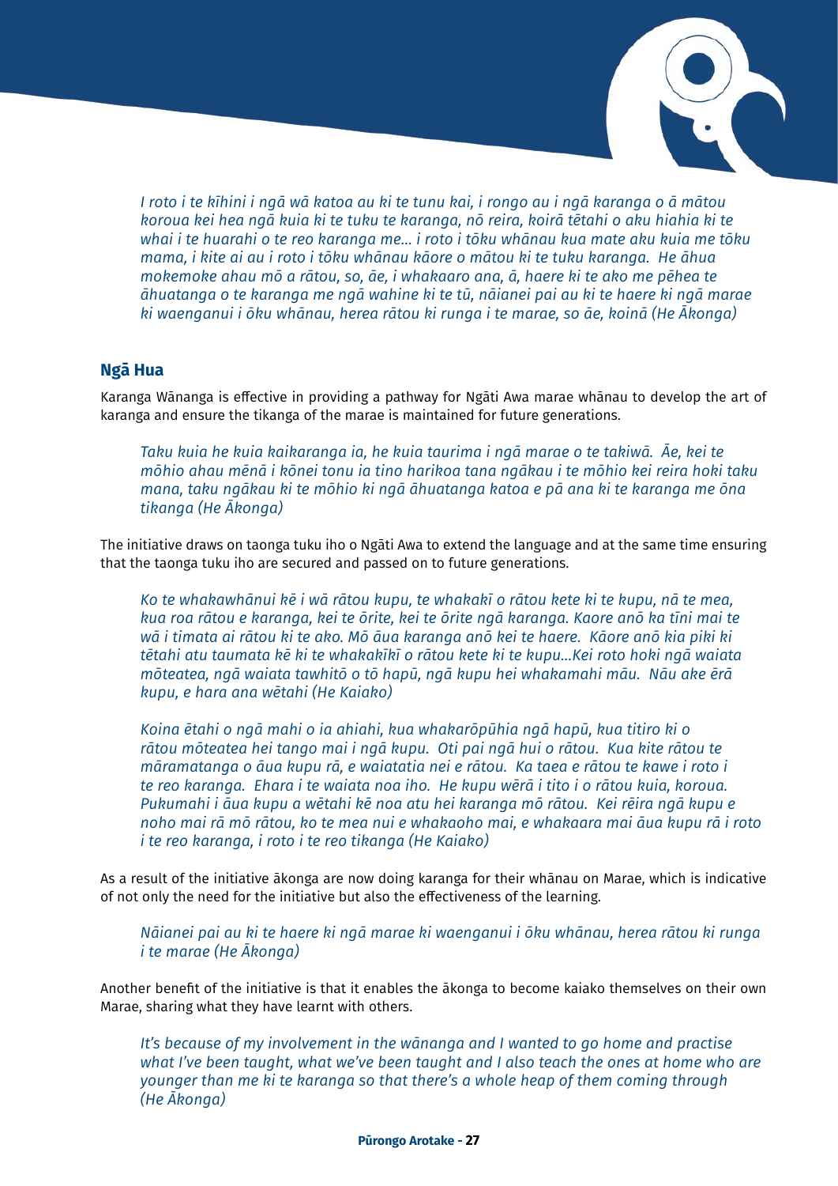*I roto i te kīhini i ngā wā katoa au ki te tunu kai, i rongo au i ngā karanga o ā mātou koroua kei hea ngā kuia ki te tuku te karanga, nō reira, koirā tētahi o aku hiahia ki te whai i te huarahi o te reo karanga me... i roto i tōku whānau kua mate aku kuia me tōku mama, i kite ai au i roto i tōku whānau kāore o mātou ki te tuku karanga. He āhua mokemoke ahau mō a rātou, so, āe, i whakaaro ana, ā, haere ki te ako me pēhea te āhuatanga o te karanga me ngā wahine ki te tū, nāianei pai au ki te haere ki ngā marae ki waenganui i ōku whānau, herea rātou ki runga i te marae, so āe, koinā (He Ākonga)*

### Ngā Hua

Karanga Wānanga is effective in providing a pathway for Ngāti Awa marae whānau to develop the art of karanga and ensure the tikanga of the marae is maintained for future generations.

*Taku kuia he kuia kaikaranga ia, he kuia taurima i ngā marae o te takiwā. Āe, kei te mōhio ahau mēnā i kōnei tonu ia tino harikoa tana ngākau i te mōhio kei reira hoki taku mana, taku ngākau ki te mōhio ki ngā āhuatanga katoa e pā ana ki te karanga me ōna tikanga (He Ākonga)*

The initiative draws on taonga tuku iho o Ngāti Awa to extend the language and at the same time ensuring that the taonga tuku iho are secured and passed on to future generations.

*Ko te whakawhānui kē i wā rātou kupu, te whakakī o rātou kete ki te kupu, nā te mea, kua roa rātou e karanga, kei te ōrite, kei te ōrite ngā karanga. Kaore anō ka tīni mai te wā i timata ai rātou ki te ako. Mō āua karanga anō kei te haere. Kāore anō kia piki ki tētahi atu taumata kē ki te whakakīkī o rātou kete ki te kupu...Kei roto hoki ngā waiata mōteatea, ngā waiata tawhitō o tō hapū, ngā kupu hei whakamahi māu. Nāu ake ērā kupu, e hara ana wētahi (He Kaiako)*

*Koina ētahi o ngā mahi o ia ahiahi, kua whakarōpūhia ngā hapū, kua titiro ki o rātou mōteatea hei tango mai i ngā kupu. Oti pai ngā hui o rātou. Kua kite rātou te māramatanga o āua kupu rā, e waiatatia nei e rātou. Ka taea e rātou te kawe i roto i te reo karanga. Ehara i te waiata noa iho. He kupu wērā i tito i o rātou kuia, koroua. Pukumahi i āua kupu a wētahi kē noa atu hei karanga mō rātou. Kei rēira ngā kupu e noho mai rā mō rātou, ko te mea nui e whakaoho mai, e whakaara mai āua kupu rā i roto i te reo karanga, i roto i te reo tikanga (He Kaiako)*

As a result of the initiative ākonga are now doing karanga for their whānau on Marae, which is indicative of not only the need for the initiative but also the effectiveness of the learning.

*Nāianei pai au ki te haere ki ngā marae ki waenganui i ōku whānau, herea rātou ki runga i te marae (He Ākonga)*

Another benefit of the initiative is that it enables the ākonga to become kaiako themselves on their own Marae, sharing what they have learnt with others.

*It's because of my involvement in the wānanga and I wanted to go home and practise what I've been taught, what we've been taught and I also teach the ones at home who are younger than me ki te karanga so that there's a whole heap of them coming through (He Ākonga)*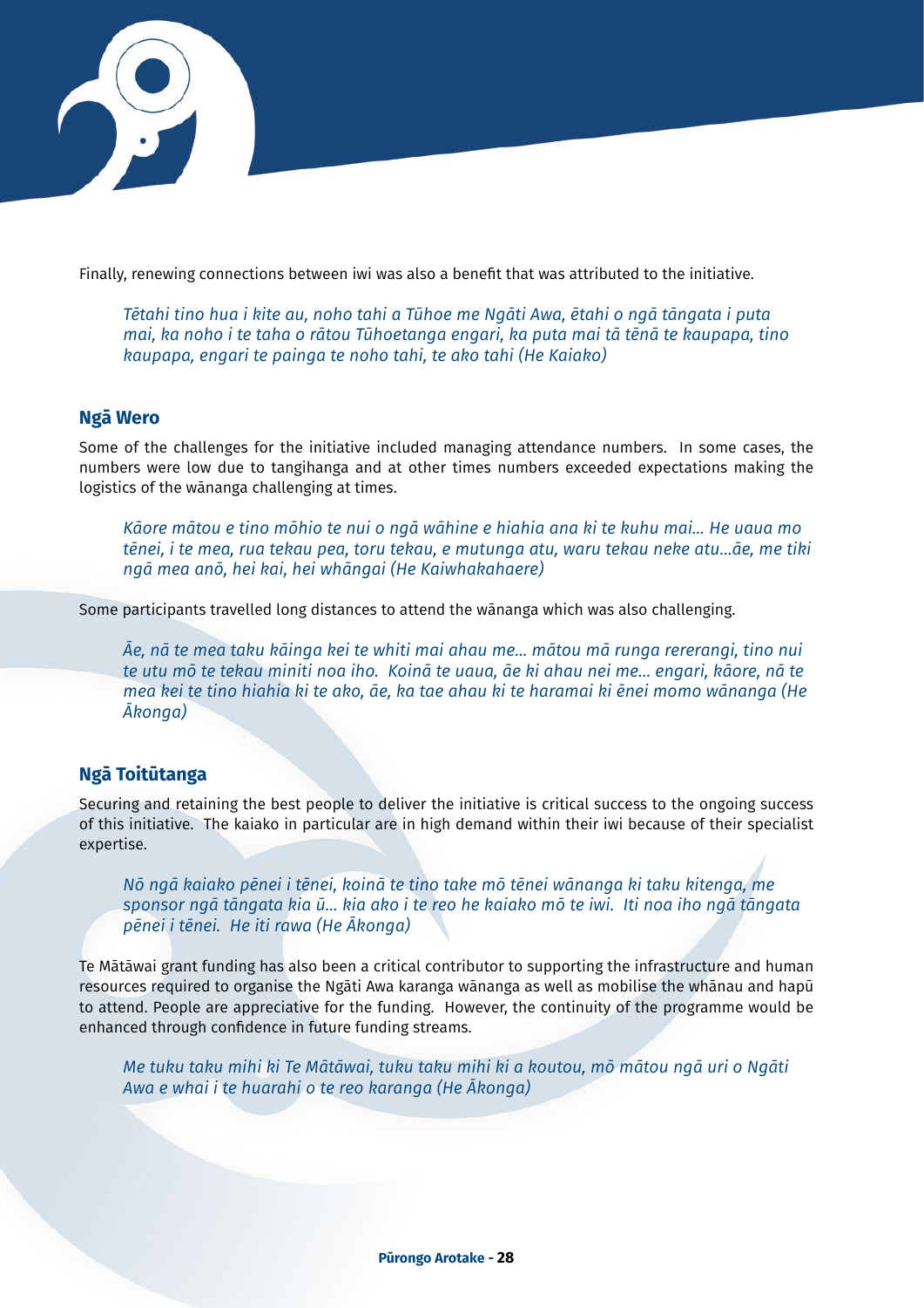Finally, renewing connections between iwi was also a benefit that was attributed to the initiative.

> *Tētahi tino hua i kite au, noho tahi a Tūhoe me Ngāti Awa, ētahi o ngā tāngata i puta mai, ka noho i te taha o rātou Tūhoetanga engari, ka puta mai tā tēnā te kaupapa, tino kaupapa, engari te painga te noho tahi, te ako tahi (He Kaiako)*

## Ngā Wero

Some of the challenges for the initiative included managing attendance numbers. In some cases, the numbers were low due to tangihanga and at other times numbers exceeded expectations making the logistics of the wānanga challenging at times.

> *Kāore mātou e tino mōhio te nui o ngā wāhine e hiahia ana ki te kuhu mai... He uaua mo tēnei, i te mea, rua tekau pea, toru tekau, e mutunga atu, waru tekau neke atu...āe, me tiki ngā mea anō, hei kai, hei whāngai (He Kaiwhakahaere)*

Some participants travelled long distances to attend the wānanga which was also challenging.

> *Āe, nā te mea taku kāinga kei te whiti mai ahau me... mātou mā runga rererangi, tino nui te utu mō te tekau miniti noa iho. Koinā te uaua, āe ki ahau nei me... engari, kāore, nā te mea kei te tino hiahia ki te ako, āe, ka tae ahau ki te haramai ki ēnei momo wānanga (He Ākonga)*

## Ngā Toitūtanga

Securing and retaining the best people to deliver the initiative is critical success to the ongoing success of this initiative. The kaiako in particular are in high demand within their iwi because of their specialist expertise.

> *Nō ngā kaiako pēnei i tēnei, koinā te tino take mō tēnei wānanga ki taku kitenga, me sponsor ngā tāngata kia ū... kia ako i te reo he kaiako mō te iwi. Iti noa iho ngā tāngata pēnei i tēnei. He iti rawa (He Ākonga)*

Te Mātāwai grant funding has also been a critical contributor to supporting the infrastructure and human resources required to organise the Ngāti Awa karanga wānanga as well as mobilise the whānau and hapū to attend. People are appreciative for the funding. However, the continuity of the programme would be enhanced through confidence in future funding streams.

> *Me tuku taku mihi ki Te Mātāwai, tuku taku mihi ki a koutou, mō mātou ngā uri o Ngāti Awa e whai i te huarahi o te reo karanga (He Ākonga)*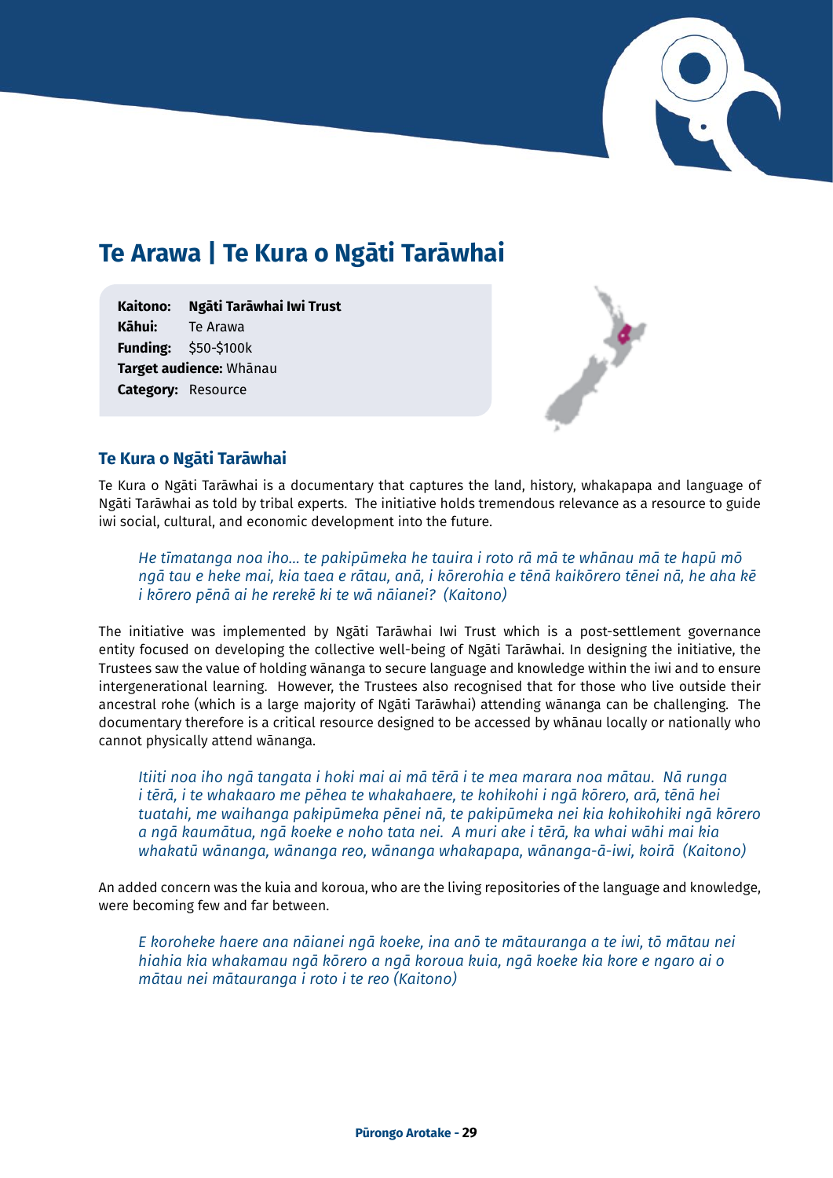# Te Arawa | Te Kura o Ngāti Tarāwhai

**Kaitono:** **Ngāti Tarāwhai Iwi Trust**
**Kāhui:** Te Arawa
**Funding:** $50-$100k
**Target audience:** Whānau
**Category:** Resource

## Te Kura o Ngāti Tarāwhai

Te Kura o Ngāti Tarāwhai is a documentary that captures the land, history, whakapapa and language of Ngāti Tarāwhai as told by tribal experts. The initiative holds tremendous relevance as a resource to guide iwi social, cultural, and economic development into the future.

> *He tīmatanga noa iho… te pakipūmeka he tauira i roto rā mā te whānau mā te hapū mō ngā tau e heke mai, kia taea e rātau, anā, i kōrerohia e tēnā kaikōrero tēnei nā, he aha kē i kōrero pēnā ai he rerekē ki te wā nāianei? (Kaitono)*

The initiative was implemented by Ngāti Tarāwhai Iwi Trust which is a post-settlement governance entity focused on developing the collective well-being of Ngāti Tarāwhai. In designing the initiative, the Trustees saw the value of holding wānanga to secure language and knowledge within the iwi and to ensure intergenerational learning. However, the Trustees also recognised that for those who live outside their ancestral rohe (which is a large majority of Ngāti Tarāwhai) attending wānanga can be challenging. The documentary therefore is a critical resource designed to be accessed by whānau locally or nationally who cannot physically attend wānanga.

> *Itiiti noa iho ngā tangata i hoki mai ai mā tērā i te mea marara noa mātau. Nā runga i tērā, i te whakaaro me pēhea te whakahaere, te kohikohi i ngā kōrero, arā, tēnā hei tuatahi, me waihanga pakipūmeka pēnei nā, te pakipūmeka nei kia kohikohiki ngā kōrero a ngā kaumātua, ngā koeke e noho tata nei. A muri ake i tērā, ka whai wāhi mai kia whakatū wānanga, wānanga reo, wānanga whakapapa, wānanga-ā-iwi, koirā (Kaitono)*

An added concern was the kuia and koroua, who are the living repositories of the language and knowledge, were becoming few and far between.

> *E koroheke haere ana nāianei ngā koeke, ina anō te mātauranga a te iwi, tō mātau nei hiahia kia whakamau ngā kōrero a ngā koroua kuia, ngā koeke kia kore e ngaro ai o mātau nei mātauranga i roto i te reo (Kaitono)*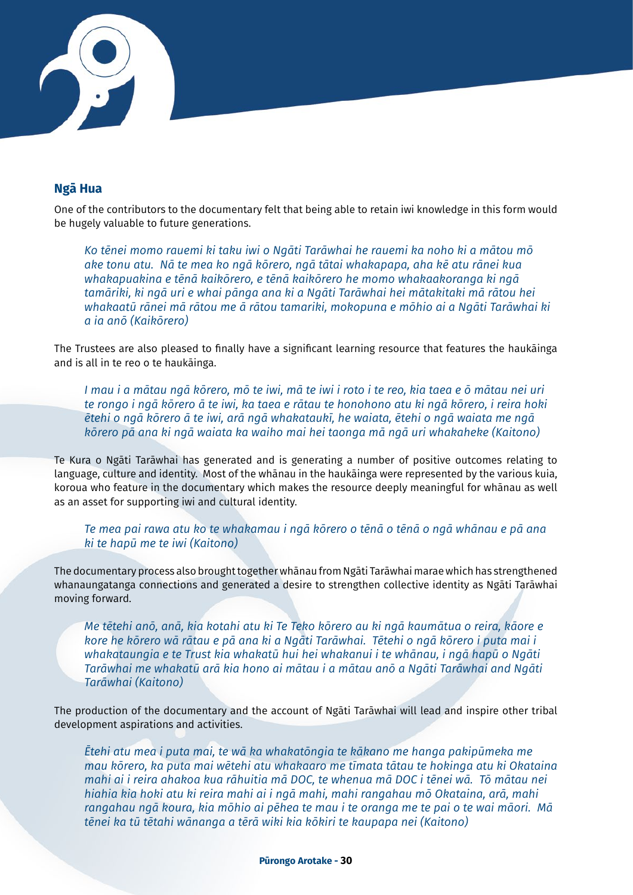## Ngā Hua

One of the contributors to the documentary felt that being able to retain iwi knowledge in this form would be hugely valuable to future generations.

> *Ko tēnei momo rauemi ki taku iwi o Ngāti Tarāwhai he rauemi ka noho ki a mātou mō ake tonu atu. Nā te mea ko ngā kōrero, ngā tātai whakapapa, aha kē atu rānei kua whakapuakina e tēnā kaikōrero, e tēnā kaikōrero he momo whakaakoranga ki ngā tamāriki, ki ngā uri e whai pānga ana ki a Ngāti Tarāwhai hei mātakitaki mā rātou hei whakaatū rānei mā rātou me ā rātou tamariki, mokopuna e mōhio ai a Ngāti Tarāwhai ki a ia anō (Kaikōrero)*

The Trustees are also pleased to finally have a significant learning resource that features the haukāinga and is all in te reo o te haukāinga.

> *I mau i a mātau ngā kōrero, mō te iwi, mā te iwi i roto i te reo, kia taea e ō mātau nei uri te rongo i ngā kōrero ā te iwi, ka taea e rātau te honohono atu ki ngā kōrero, i reira hoki ētehi o ngā kōrero ā te iwi, arā ngā whakataukī, he waiata, ētehi o ngā waiata me ngā kōrero pā ana ki ngā waiata ka waiho mai hei taonga mā ngā uri whakaheke (Kaitono)*

Te Kura o Ngāti Tarāwhai has generated and is generating a number of positive outcomes relating to language, culture and identity. Most of the whānau in the haukāinga were represented by the various kuia, koroua who feature in the documentary which makes the resource deeply meaningful for whānau as well as an asset for supporting iwi and cultural identity.

> *Te mea pai rawa atu ko te whakamau i ngā kōrero o tēnā o tēnā o ngā whānau e pā ana ki te hapū me te iwi (Kaitono)*

The documentary process also brought together whānau from Ngāti Tarāwhai marae which has strengthened whanaungatanga connections and generated a desire to strengthen collective identity as Ngāti Tarāwhai moving forward.

> *Me tētehi anō, anā, kia kotahi atu ki Te Teko kōrero au ki ngā kaumātua o reira, kāore e kore he kōrero wā rātau e pā ana ki a Ngāti Tarāwhai. Tētehi o ngā kōrero i puta mai i whakataungia e te Trust kia whakatū hui hei whakanui i te whānau, i ngā hapū o Ngāti Tarāwhai me whakatū arā kia hono ai mātou i a mātau anō a Ngāti Tarāwhai and Ngāti Tarāwhai (Kaitono)*

The production of the documentary and the account of Ngāti Tarāwhai will lead and inspire other tribal development aspirations and activities.

> *Ētehi atu mea i puta mai, te wā ka whakatōngia te kākano me hanga pakipūmeka me mau kōrero, ka puta mai wētehi atu whakaaro me tīmata tātau te hokinga atu ki Okataina mahi ai i reira ahakoa kua rāhuitia mā DOC, te whenua mā DOC i tēnei wā. Tō mātau nei hiahia kia hoki atu ki reira mahi ai i ngā mahi, mahi rangahau mō Okataina, arā, mahi rangahau ngā koura, kia mōhio ai pēhea te mau i te oranga me te pai o te wai māori. Mā tēnei ka tū tētahi wānanga a tērā wiki kia kōkiri te kaupapa nei (Kaitono)*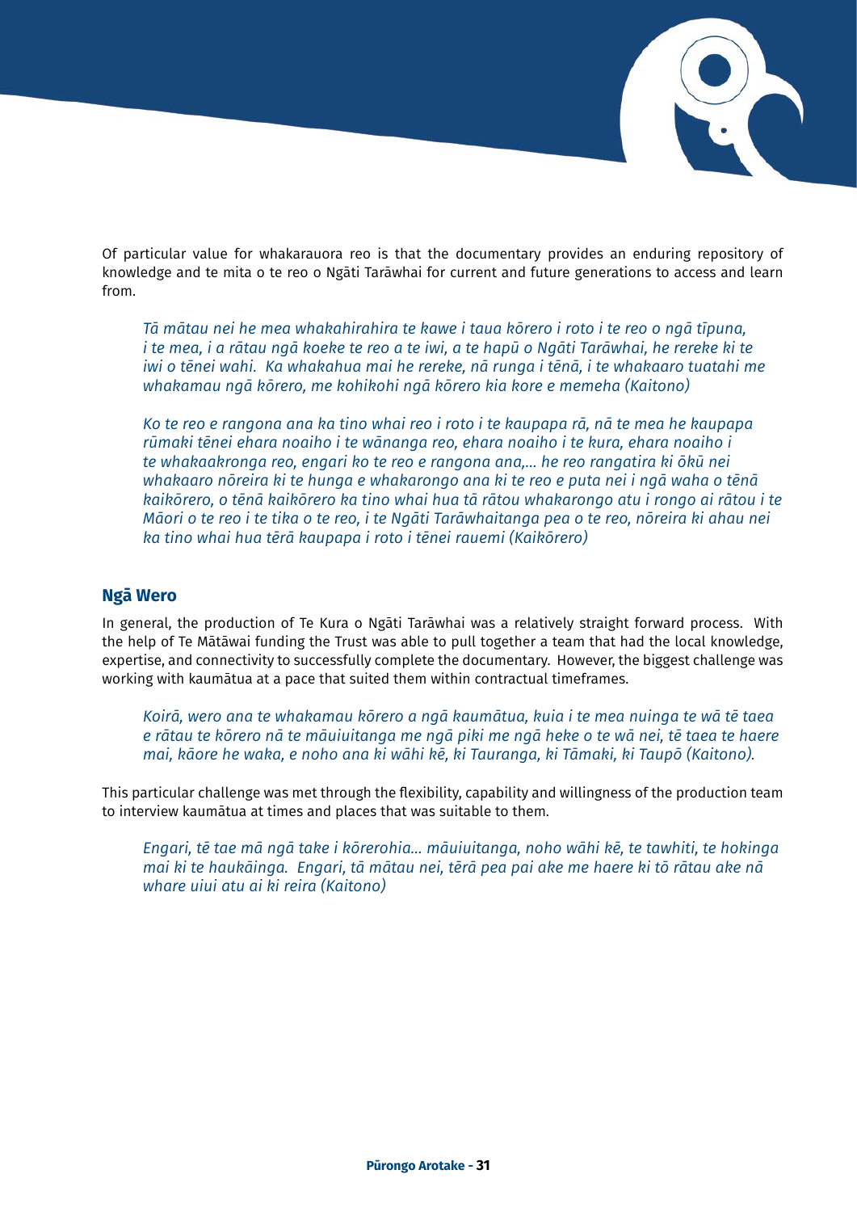Of particular value for whakarauora reo is that the documentary provides an enduring repository of knowledge and te mita o te reo o Ngāti Tarāwhai for current and future generations to access and learn from.

> *Tā mātau nei he mea whakahirahira te kawe i taua kōrero i roto i te reo o ngā tīpuna, i te mea, i a rātau ngā koeke te reo a te iwi, a te hapū o Ngāti Tarāwhai, he rereke ki te iwi o tēnei wahi. Ka whakahua mai he rereke, nā runga i tēnā, i te whakaaro tuatahi me whakamau ngā kōrero, me kohikohi ngā kōrero kia kore e memeha (Kaitono)*

> *Ko te reo e rangona ana ka tino whai reo i roto i te kaupapa rā, nā te mea he kaupapa rūmaki tēnei ehara noaiho i te wānanga reo, ehara noaiho i te kura, ehara noaiho i te whakaakronga reo, engari ko te reo e rangona ana,... he reo rangatira ki ōkū nei whakaaro nōreira ki te hunga e whakarongo ana ki te reo e puta nei i ngā waha o tēnā kaikōrero, o tēnā kaikōrero ka tino whai hua tā rātou whakarongo atu i rongo ai rātou i te Māori o te reo i te tika o te reo, i te Ngāti Tarāwhaitanga pea o te reo, nōreira ki ahau nei ka tino whai hua tērā kaupapa i roto i tēnei rauemi (Kaikōrero)*

## Ngā Wero

In general, the production of Te Kura o Ngāti Tarāwhai was a relatively straight forward process. With the help of Te Mātāwai funding the Trust was able to pull together a team that had the local knowledge, expertise, and connectivity to successfully complete the documentary. However, the biggest challenge was working with kaumātua at a pace that suited them within contractual timeframes.

> *Koirā, wero ana te whakamau kōrero a ngā kaumātua, kuia i te mea nuinga te wā tē taea e rātau te kōrero nā te māuiuitanga me ngā piki me ngā heke o te wā nei, tē taea te haere mai, kāore he waka, e noho ana ki wāhi kē, ki Tauranga, ki Tāmaki, ki Taupō (Kaitono).*

This particular challenge was met through the flexibility, capability and willingness of the production team to interview kaumātua at times and places that was suitable to them.

> *Engari, tē tae mā ngā take i kōrerohia... māuiuitanga, noho wāhi kē, te tawhiti, te hokinga mai ki te haukāinga. Engari, tā mātau nei, tērā pea pai ake me haere ki tō rātau ake nā whare uiui atu ai ki reira (Kaitono)*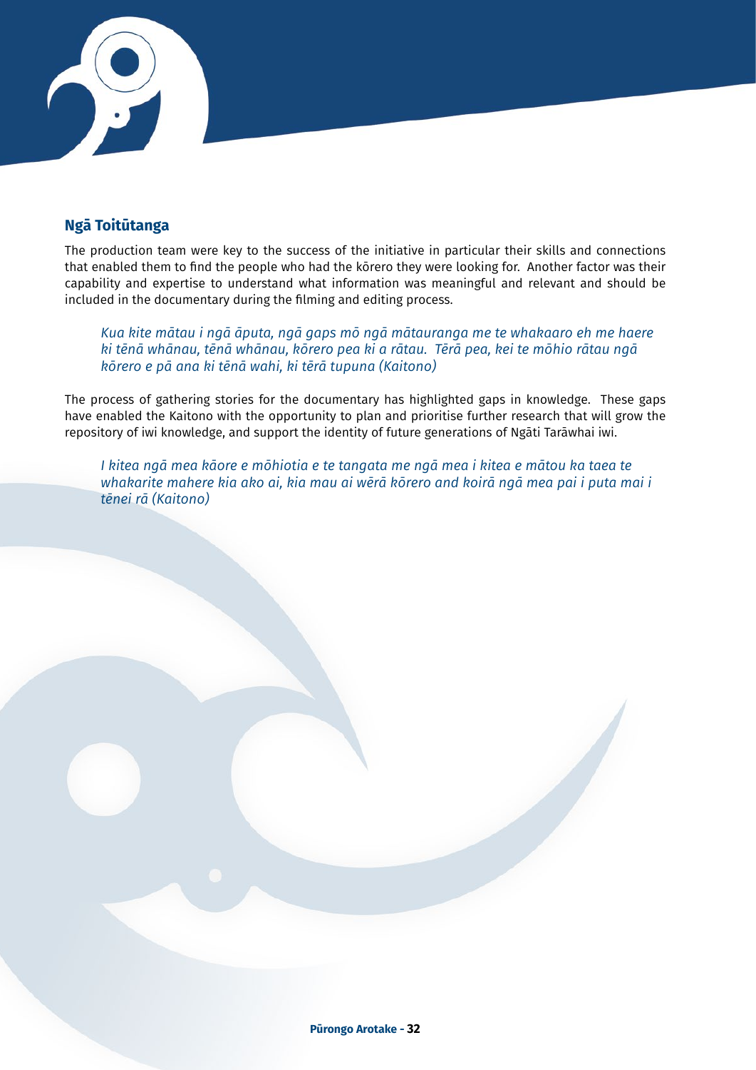## Ngā Toitūtanga

The production team were key to the success of the initiative in particular their skills and connections that enabled them to find the people who had the kōrero they were looking for. Another factor was their capability and expertise to understand what information was meaningful and relevant and should be included in the documentary during the filming and editing process.

> *Kua kite mātau i ngā āputa, ngā gaps mō ngā mātauranga me te whakaaro eh me haere ki tēnā whānau, tēnā whānau, kōrero pea ki a rātau. Tērā pea, kei te mōhio rātau ngā kōrero e pā ana ki tēnā wahi, ki tērā tupuna (Kaitono)*

The process of gathering stories for the documentary has highlighted gaps in knowledge. These gaps have enabled the Kaitono with the opportunity to plan and prioritise further research that will grow the repository of iwi knowledge, and support the identity of future generations of Ngāti Tarāwhai iwi.

> *I kitea ngā mea kāore e mōhiotia e te tangata me ngā mea i kitea e mātou ka taea te whakarite mahere kia ako ai, kia mau ai wērā kōrero and koirā ngā mea pai i puta mai i tēnei rā (Kaitono)*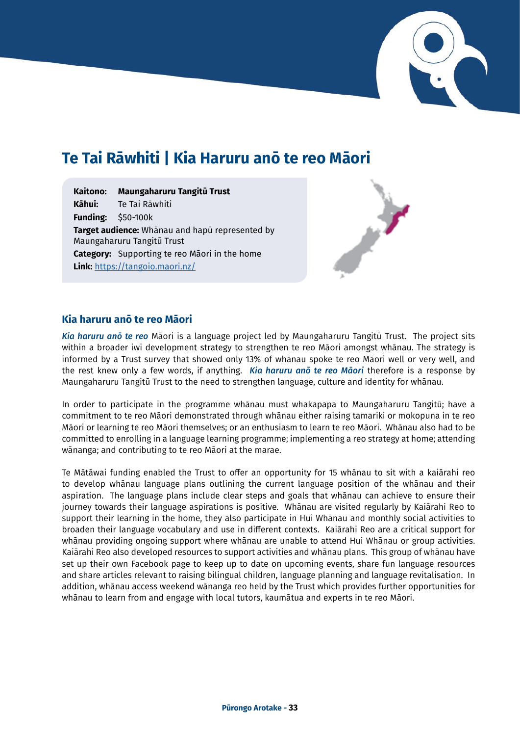# Te Tai Rāwhiti | Kia Haruru anō te reo Māori

**Kaitono:** **Maungaharuru Tangitū Trust**
**Kāhui:** Te Tai Rāwhiti
**Funding:** $50-100k
**Target audience:** Whānau and hapū represented by Maungaharuru Tangitū Trust
**Category:** Supporting te reo Māori in the home
**Link:** https://tangoio.maori.nz/

## Kia haruru anō te reo Māori

***Kia haruru anō te reo*** Māori is a language project led by Maungaharuru Tangitū Trust. The project sits within a broader iwi development strategy to strengthen te reo Māori amongst whānau. The strategy is informed by a Trust survey that showed only 13% of whānau spoke te reo Māori well or very well, and the rest knew only a few words, if anything. ***Kia haruru anō te reo Māori*** therefore is a response by Maungaharuru Tangitū Trust to the need to strengthen language, culture and identity for whānau.

In order to participate in the programme whānau must whakapapa to Maungaharuru Tangitū; have a commitment to te reo Māori demonstrated through whānau either raising tamariki or mokopuna in te reo Māori or learning te reo Māori themselves; or an enthusiasm to learn te reo Māori. Whānau also had to be committed to enrolling in a language learning programme; implementing a reo strategy at home; attending wānanga; and contributing to te reo Māori at the marae.

Te Mātāwai funding enabled the Trust to offer an opportunity for 15 whānau to sit with a kaiārahi reo to develop whānau language plans outlining the current language position of the whānau and their aspiration. The language plans include clear steps and goals that whānau can achieve to ensure their journey towards their language aspirations is positive. Whānau are visited regularly by Kaiārahi Reo to support their learning in the home, they also participate in Hui Whānau and monthly social activities to broaden their language vocabulary and use in different contexts. Kaiārahi Reo are a critical support for whānau providing ongoing support where whānau are unable to attend Hui Whānau or group activities. Kaiārahi Reo also developed resources to support activities and whānau plans. This group of whānau have set up their own Facebook page to keep up to date on upcoming events, share fun language resources and share articles relevant to raising bilingual children, language planning and language revitalisation. In addition, whānau access weekend wānanga reo held by the Trust which provides further opportunities for whānau to learn from and engage with local tutors, kaumātua and experts in te reo Māori.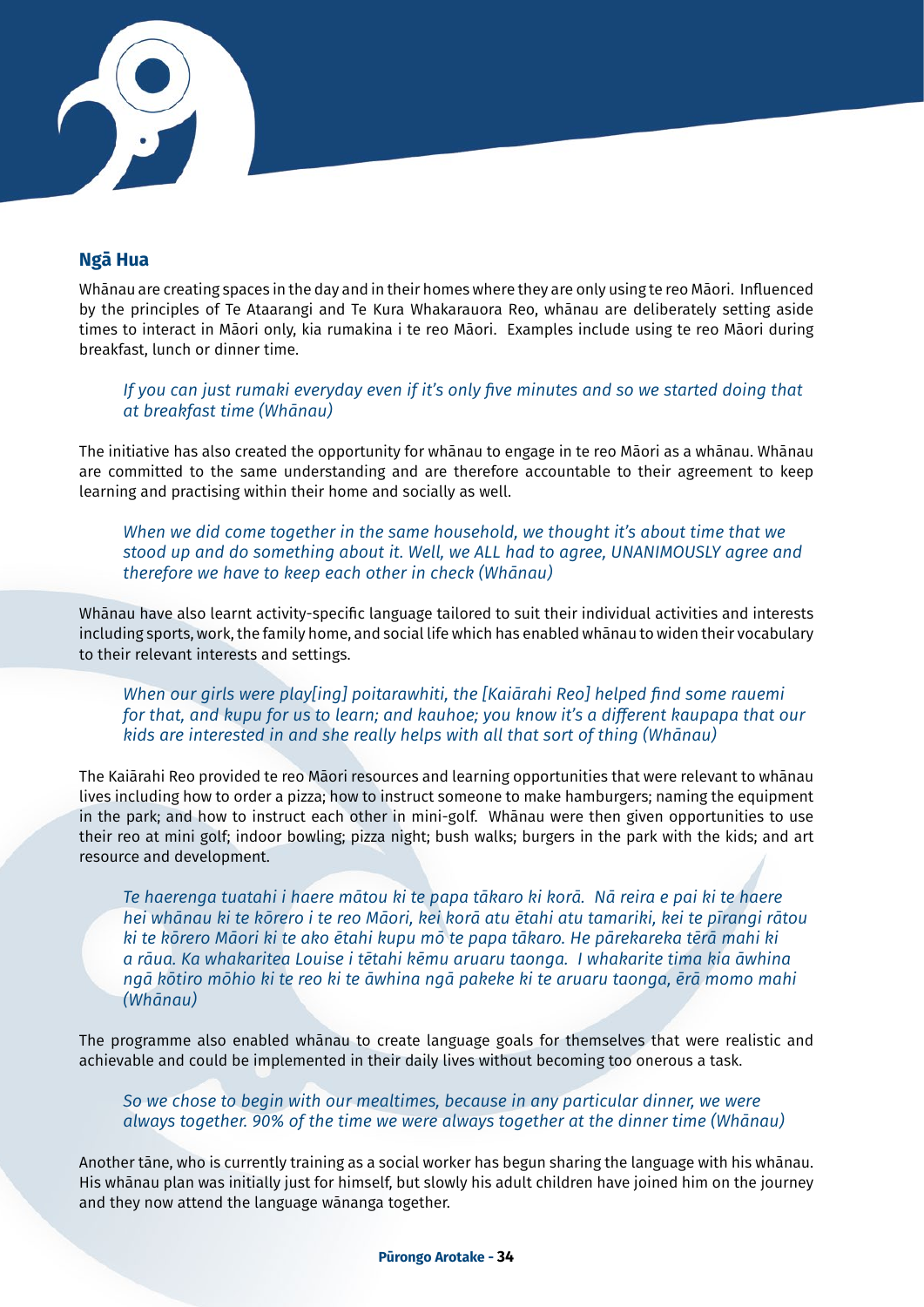## Ngā Hua

Whānau are creating spaces in the day and in their homes where they are only using te reo Māori. Influenced by the principles of Te Ataarangi and Te Kura Whakarauora Reo, whānau are deliberately setting aside times to interact in Māori only, kia rumakina i te reo Māori. Examples include using te reo Māori during breakfast, lunch or dinner time.

> *If you can just rumaki everyday even if it's only five minutes and so we started doing that at breakfast time (Whānau)*

The initiative has also created the opportunity for whānau to engage in te reo Māori as a whānau. Whānau are committed to the same understanding and are therefore accountable to their agreement to keep learning and practising within their home and socially as well.

> *When we did come together in the same household, we thought it's about time that we stood up and do something about it. Well, we ALL had to agree, UNANIMOUSLY agree and therefore we have to keep each other in check (Whānau)*

Whānau have also learnt activity-specific language tailored to suit their individual activities and interests including sports, work, the family home, and social life which has enabled whānau to widen their vocabulary to their relevant interests and settings.

> *When our girls were play[ing] poitarawhiti, the [Kaiārahi Reo] helped find some rauemi for that, and kupu for us to learn; and kauhoe; you know it's a different kaupapa that our kids are interested in and she really helps with all that sort of thing (Whānau)*

The Kaiārahi Reo provided te reo Māori resources and learning opportunities that were relevant to whānau lives including how to order a pizza; how to instruct someone to make hamburgers; naming the equipment in the park; and how to instruct each other in mini-golf. Whānau were then given opportunities to use their reo at mini golf; indoor bowling; pizza night; bush walks; burgers in the park with the kids; and art resource and development.

> *Te haerenga tuatahi i haere mātou ki te papa tākaro ki korā. Nā reira e pai ki te haere hei whānau ki te kōrero i te reo Māori, kei korā atu ētahi atu tamariki, kei te pīrangi rātou ki te kōrero Māori ki te ako ētahi kupu mō te papa tākaro. He pārekareka tērā mahi ki a rāua. Ka whakaritea Louise i tētahi kēmu aruaru taonga. I whakarite tima kia āwhina ngā kōtiro mōhio ki te reo ki te āwhina ngā pakeke ki te aruaru taonga, ērā momo mahi (Whānau)*

The programme also enabled whānau to create language goals for themselves that were realistic and achievable and could be implemented in their daily lives without becoming too onerous a task.

> *So we chose to begin with our mealtimes, because in any particular dinner, we were always together. 90% of the time we were always together at the dinner time (Whānau)*

Another tāne, who is currently training as a social worker has begun sharing the language with his whānau. His whānau plan was initially just for himself, but slowly his adult children have joined him on the journey and they now attend the language wānanga together.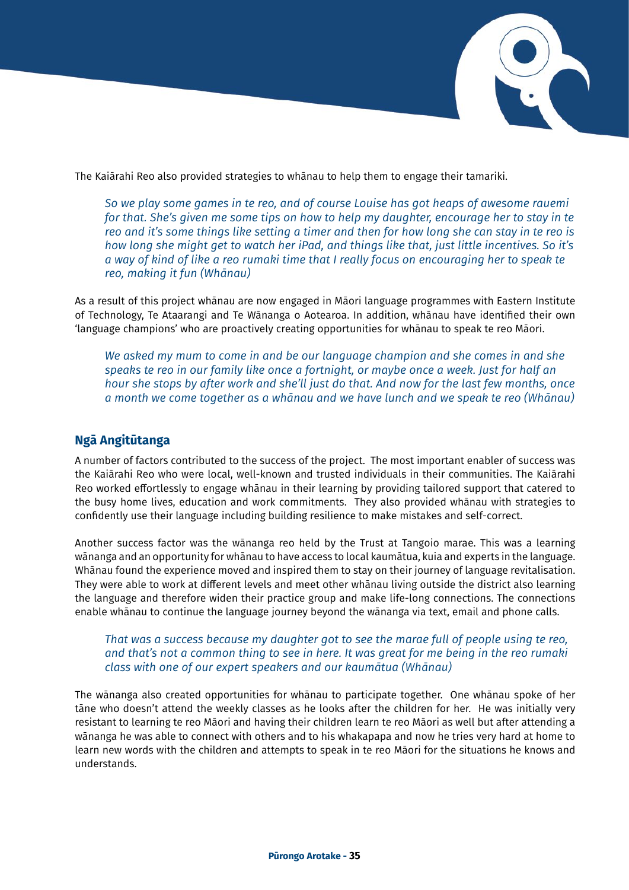The Kaiārahi Reo also provided strategies to whānau to help them to engage their tamariki.

> *So we play some games in te reo, and of course Louise has got heaps of awesome rauemi for that. She's given me some tips on how to help my daughter, encourage her to stay in te reo and it's some things like setting a timer and then for how long she can stay in te reo is how long she might get to watch her iPad, and things like that, just little incentives. So it's a way of kind of like a reo rumaki time that I really focus on encouraging her to speak te reo, making it fun (Whānau)*

As a result of this project whānau are now engaged in Māori language programmes with Eastern Institute of Technology, Te Ataarangi and Te Wānanga o Aotearoa. In addition, whānau have identified their own 'language champions' who are proactively creating opportunities for whānau to speak te reo Māori.

> *We asked my mum to come in and be our language champion and she comes in and she speaks te reo in our family like once a fortnight, or maybe once a week. Just for half an hour she stops by after work and she'll just do that. And now for the last few months, once a month we come together as a whānau and we have lunch and we speak te reo (Whānau)*

## Ngā Angitūtanga

A number of factors contributed to the success of the project. The most important enabler of success was the Kaiārahi Reo who were local, well-known and trusted individuals in their communities. The Kaiārahi Reo worked effortlessly to engage whānau in their learning by providing tailored support that catered to the busy home lives, education and work commitments. They also provided whānau with strategies to confidently use their language including building resilience to make mistakes and self-correct.

Another success factor was the wānanga reo held by the Trust at Tangoio marae. This was a learning wānanga and an opportunity for whānau to have access to local kaumātua, kuia and experts in the language. Whānau found the experience moved and inspired them to stay on their journey of language revitalisation. They were able to work at different levels and meet other whānau living outside the district also learning the language and therefore widen their practice group and make life-long connections. The connections enable whānau to continue the language journey beyond the wānanga via text, email and phone calls.

> *That was a success because my daughter got to see the marae full of people using te reo, and that's not a common thing to see in here. It was great for me being in the reo rumaki class with one of our expert speakers and our kaumātua (Whānau)*

The wānanga also created opportunities for whānau to participate together. One whānau spoke of her tāne who doesn't attend the weekly classes as he looks after the children for her. He was initially very resistant to learning te reo Māori and having their children learn te reo Māori as well but after attending a wānanga he was able to connect with others and to his whakapapa and now he tries very hard at home to learn new words with the children and attempts to speak in te reo Māori for the situations he knows and understands.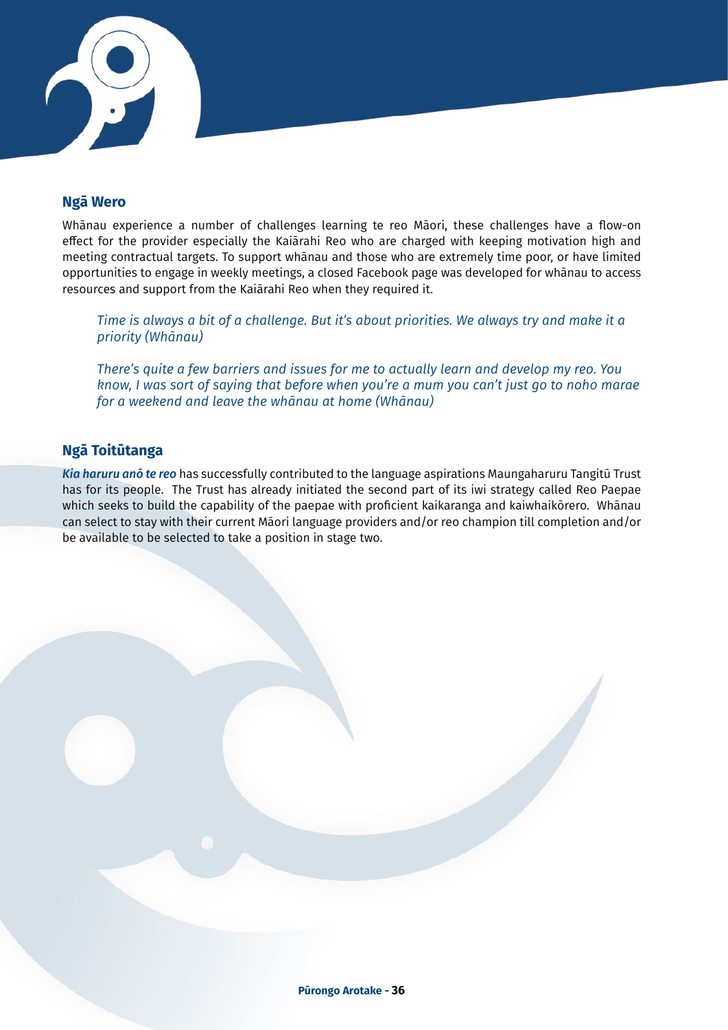## Ngā Wero

Whānau experience a number of challenges learning te reo Māori, these challenges have a flow-on effect for the provider especially the Kaiārahi Reo who are charged with keeping motivation high and meeting contractual targets. To support whānau and those who are extremely time poor, or have limited opportunities to engage in weekly meetings, a closed Facebook page was developed for whānau to access resources and support from the Kaiārahi Reo when they required it.

> *Time is always a bit of a challenge. But it's about priorities. We always try and make it a priority (Whānau)*

> *There's quite a few barriers and issues for me to actually learn and develop my reo. You know, I was sort of saying that before when you're a mum you can't just go to noho marae for a weekend and leave the whānau at home (Whānau)*

## Ngā Toitūtanga

***Kia haruru anō te reo*** has successfully contributed to the language aspirations Maungaharuru Tangitū Trust has for its people. The Trust has already initiated the second part of its iwi strategy called Reo Paepae which seeks to build the capability of the paepae with proficient kaikaranga and kaiwhaikōrero. Whānau can select to stay with their current Māori language providers and/or reo champion till completion and/or be available to be selected to take a position in stage two.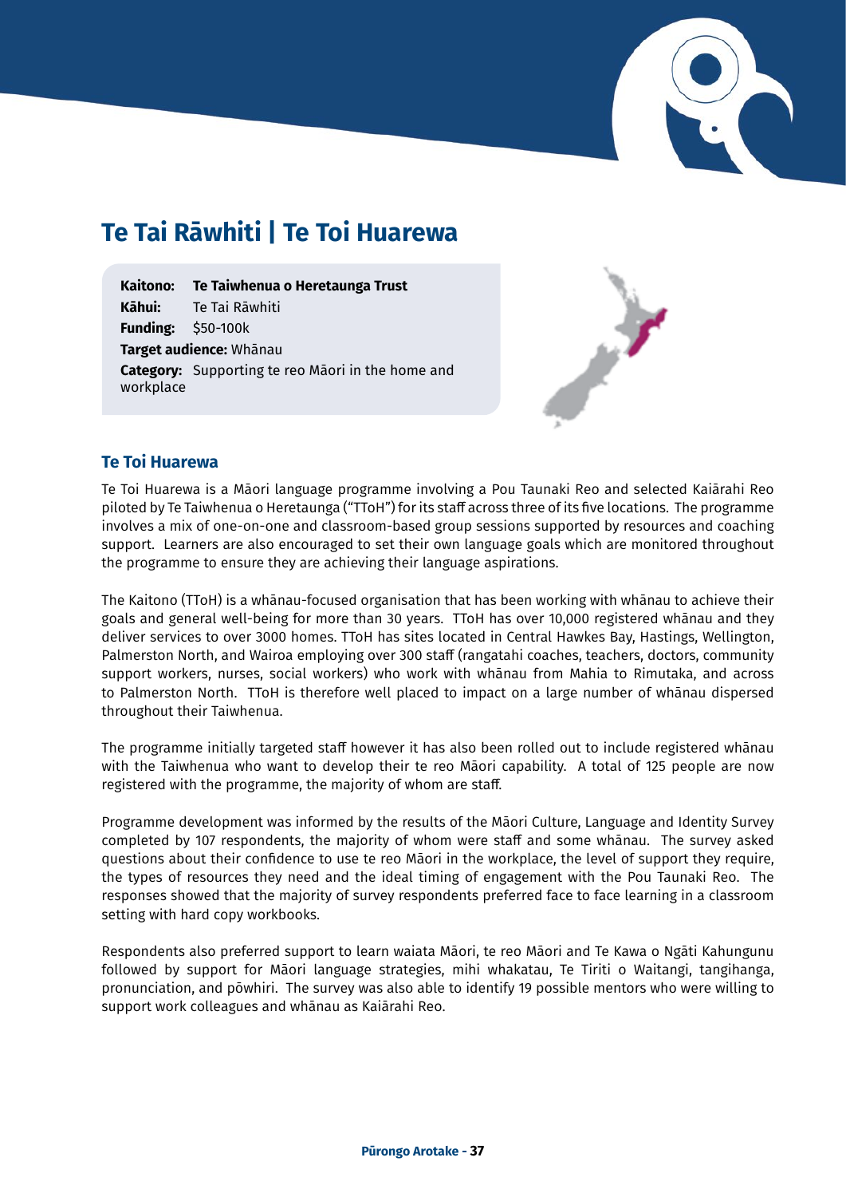# Te Tai Rāwhiti | Te Toi Huarewa

**Kaitono:** **Te Taiwhenua o Heretaunga Trust**
**Kāhui:** Te Tai Rāwhiti
**Funding:** $50-100k
**Target audience:** Whānau
**Category:** Supporting te reo Māori in the home and workplace

## Te Toi Huarewa

Te Toi Huarewa is a Māori language programme involving a Pou Taunaki Reo and selected Kaiārahi Reo piloted by Te Taiwhenua o Heretaunga ("TToH") for its staff across three of its five locations. The programme involves a mix of one-on-one and classroom-based group sessions supported by resources and coaching support. Learners are also encouraged to set their own language goals which are monitored throughout the programme to ensure they are achieving their language aspirations.

The Kaitono (TToH) is a whānau-focused organisation that has been working with whānau to achieve their goals and general well-being for more than 30 years. TToH has over 10,000 registered whānau and they deliver services to over 3000 homes. TToH has sites located in Central Hawkes Bay, Hastings, Wellington, Palmerston North, and Wairoa employing over 300 staff (rangatahi coaches, teachers, doctors, community support workers, nurses, social workers) who work with whānau from Mahia to Rimutaka, and across to Palmerston North. TToH is therefore well placed to impact on a large number of whānau dispersed throughout their Taiwhenua.

The programme initially targeted staff however it has also been rolled out to include registered whānau with the Taiwhenua who want to develop their te reo Māori capability. A total of 125 people are now registered with the programme, the majority of whom are staff.

Programme development was informed by the results of the Māori Culture, Language and Identity Survey completed by 107 respondents, the majority of whom were staff and some whānau. The survey asked questions about their confidence to use te reo Māori in the workplace, the level of support they require, the types of resources they need and the ideal timing of engagement with the Pou Taunaki Reo. The responses showed that the majority of survey respondents preferred face to face learning in a classroom setting with hard copy workbooks.

Respondents also preferred support to learn waiata Māori, te reo Māori and Te Kawa o Ngāti Kahungunu followed by support for Māori language strategies, mihi whakatau, Te Tiriti o Waitangi, tangihanga, pronunciation, and pōwhiri. The survey was also able to identify 19 possible mentors who were willing to support work colleagues and whānau as Kaiārahi Reo.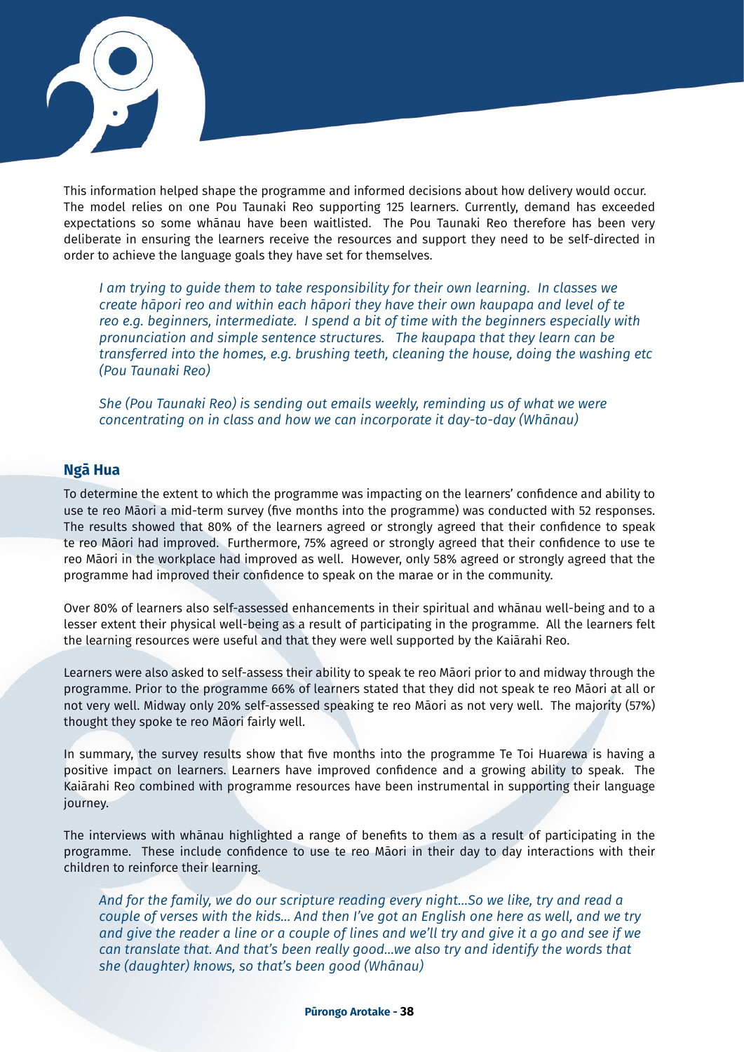This information helped shape the programme and informed decisions about how delivery would occur. The model relies on one Pou Taunaki Reo supporting 125 learners. Currently, demand has exceeded expectations so some whānau have been waitlisted. The Pou Taunaki Reo therefore has been very deliberate in ensuring the learners receive the resources and support they need to be self-directed in order to achieve the language goals they have set for themselves.

> *I am trying to guide them to take responsibility for their own learning. In classes we create hāpori reo and within each hāpori they have their own kaupapa and level of te reo e.g. beginners, intermediate. I spend a bit of time with the beginners especially with pronunciation and simple sentence structures. The kaupapa that they learn can be transferred into the homes, e.g. brushing teeth, cleaning the house, doing the washing etc (Pou Taunaki Reo)*

> *She (Pou Taunaki Reo) is sending out emails weekly, reminding us of what we were concentrating on in class and how we can incorporate it day-to-day (Whānau)*

## Ngā Hua

To determine the extent to which the programme was impacting on the learners' confidence and ability to use te reo Māori a mid-term survey (five months into the programme) was conducted with 52 responses. The results showed that 80% of the learners agreed or strongly agreed that their confidence to speak te reo Māori had improved. Furthermore, 75% agreed or strongly agreed that their confidence to use te reo Māori in the workplace had improved as well. However, only 58% agreed or strongly agreed that the programme had improved their confidence to speak on the marae or in the community.

Over 80% of learners also self-assessed enhancements in their spiritual and whānau well-being and to a lesser extent their physical well-being as a result of participating in the programme. All the learners felt the learning resources were useful and that they were well supported by the Kaiārahi Reo.

Learners were also asked to self-assess their ability to speak te reo Māori prior to and midway through the programme. Prior to the programme 66% of learners stated that they did not speak te reo Māori at all or not very well. Midway only 20% self-assessed speaking te reo Māori as not very well. The majority (57%) thought they spoke te reo Māori fairly well.

In summary, the survey results show that five months into the programme Te Toi Huarewa is having a positive impact on learners. Learners have improved confidence and a growing ability to speak. The Kaiārahi Reo combined with programme resources have been instrumental in supporting their language journey.

The interviews with whānau highlighted a range of benefits to them as a result of participating in the programme. These include confidence to use te reo Māori in their day to day interactions with their children to reinforce their learning.

> *And for the family, we do our scripture reading every night…So we like, try and read a couple of verses with the kids… And then I've got an English one here as well, and we try and give the reader a line or a couple of lines and we'll try and give it a go and see if we can translate that. And that's been really good…we also try and identify the words that she (daughter) knows, so that's been good (Whānau)*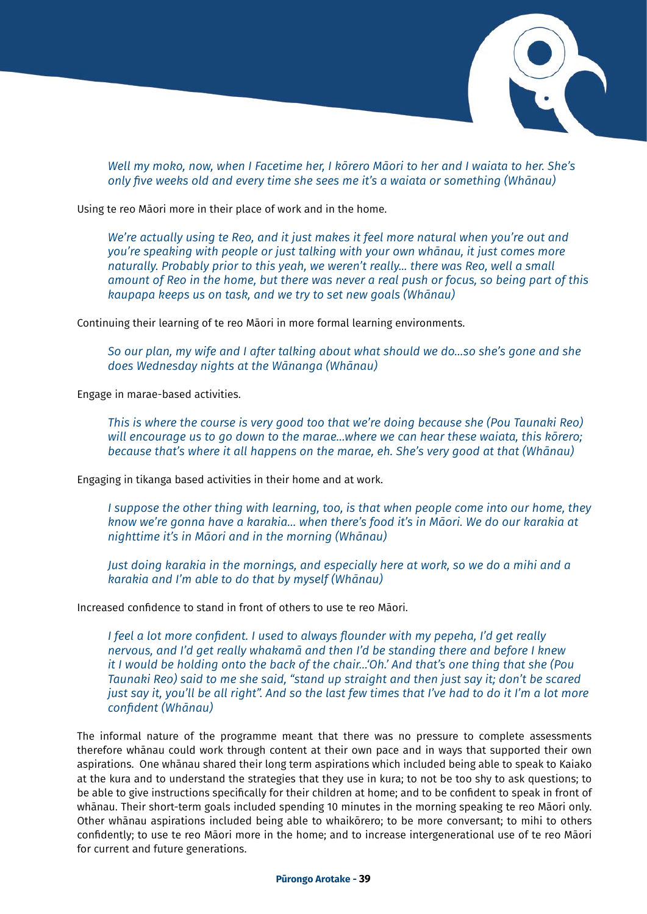*Well my moko, now, when I Facetime her, I kōrero Māori to her and I waiata to her. She's only five weeks old and every time she sees me it's a waiata or something (Whānau)*

Using te reo Māori more in their place of work and in the home.

*We're actually using te Reo, and it just makes it feel more natural when you're out and you're speaking with people or just talking with your own whānau, it just comes more naturally. Probably prior to this yeah, we weren't really... there was Reo, well a small amount of Reo in the home, but there was never a real push or focus, so being part of this kaupapa keeps us on task, and we try to set new goals (Whānau)*

Continuing their learning of te reo Māori in more formal learning environments.

*So our plan, my wife and I after talking about what should we do...so she's gone and she does Wednesday nights at the Wānanga (Whānau)*

Engage in marae-based activities.

*This is where the course is very good too that we're doing because she (Pou Taunaki Reo) will encourage us to go down to the marae...where we can hear these waiata, this kōrero; because that's where it all happens on the marae, eh. She's very good at that (Whānau)*

Engaging in tikanga based activities in their home and at work.

*I suppose the other thing with learning, too, is that when people come into our home, they know we're gonna have a karakia... when there's food it's in Māori. We do our karakia at nighttime it's in Māori and in the morning (Whānau)*

*Just doing karakia in the mornings, and especially here at work, so we do a mihi and a karakia and I'm able to do that by myself (Whānau)*

Increased confidence to stand in front of others to use te reo Māori.

*I feel a lot more confident. I used to always flounder with my pepeha, I'd get really nervous, and I'd get really whakamā and then I'd be standing there and before I knew it I would be holding onto the back of the chair...'Oh.' And that's one thing that she (Pou Taunaki Reo) said to me she said, "stand up straight and then just say it; don't be scared just say it, you'll be all right". And so the last few times that I've had to do it I'm a lot more confident (Whānau)*

The informal nature of the programme meant that there was no pressure to complete assessments therefore whānau could work through content at their own pace and in ways that supported their own aspirations. One whānau shared their long term aspirations which included being able to speak to Kaiako at the kura and to understand the strategies that they use in kura; to not be too shy to ask questions; to be able to give instructions specifically for their children at home; and to be confident to speak in front of whānau. Their short-term goals included spending 10 minutes in the morning speaking te reo Māori only. Other whānau aspirations included being able to whaikōrero; to be more conversant; to mihi to others confidently; to use te reo Māori more in the home; and to increase intergenerational use of te reo Māori for current and future generations.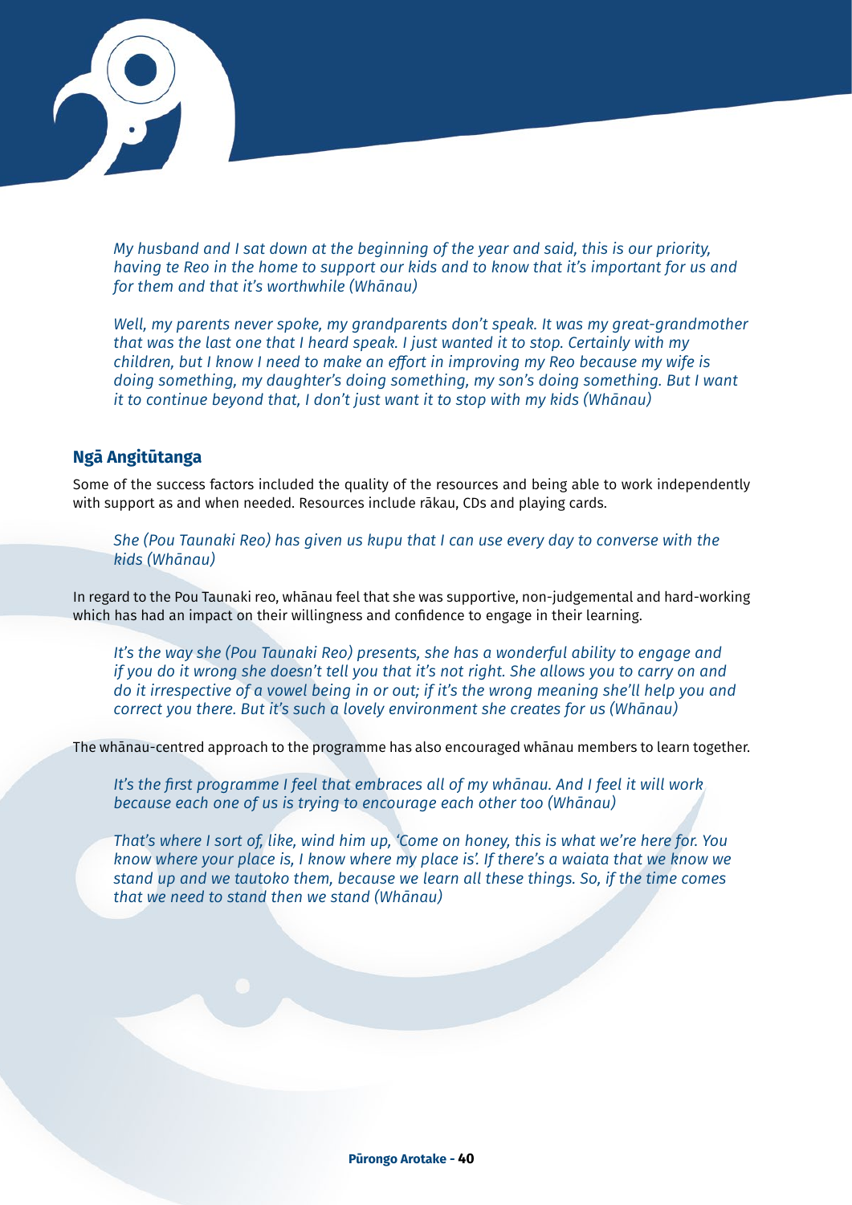*My husband and I sat down at the beginning of the year and said, this is our priority, having te Reo in the home to support our kids and to know that it's important for us and for them and that it's worthwhile (Whānau)*

*Well, my parents never spoke, my grandparents don't speak. It was my great-grandmother that was the last one that I heard speak. I just wanted it to stop. Certainly with my children, but I know I need to make an effort in improving my Reo because my wife is doing something, my daughter's doing something, my son's doing something. But I want it to continue beyond that, I don't just want it to stop with my kids (Whānau)*

### Ngā Angitūtanga

Some of the success factors included the quality of the resources and being able to work independently with support as and when needed. Resources include rākau, CDs and playing cards.

*She (Pou Taunaki Reo) has given us kupu that I can use every day to converse with the kids (Whānau)*

In regard to the Pou Taunaki reo, whānau feel that she was supportive, non-judgemental and hard-working which has had an impact on their willingness and confidence to engage in their learning.

*It's the way she (Pou Taunaki Reo) presents, she has a wonderful ability to engage and if you do it wrong she doesn't tell you that it's not right. She allows you to carry on and do it irrespective of a vowel being in or out; if it's the wrong meaning she'll help you and correct you there. But it's such a lovely environment she creates for us (Whānau)*

The whānau-centred approach to the programme has also encouraged whānau members to learn together.

*It's the first programme I feel that embraces all of my whānau. And I feel it will work because each one of us is trying to encourage each other too (Whānau)*

*That's where I sort of, like, wind him up, 'Come on honey, this is what we're here for. You know where your place is, I know where my place is'. If there's a waiata that we know we stand up and we tautoko them, because we learn all these things. So, if the time comes that we need to stand then we stand (Whānau)*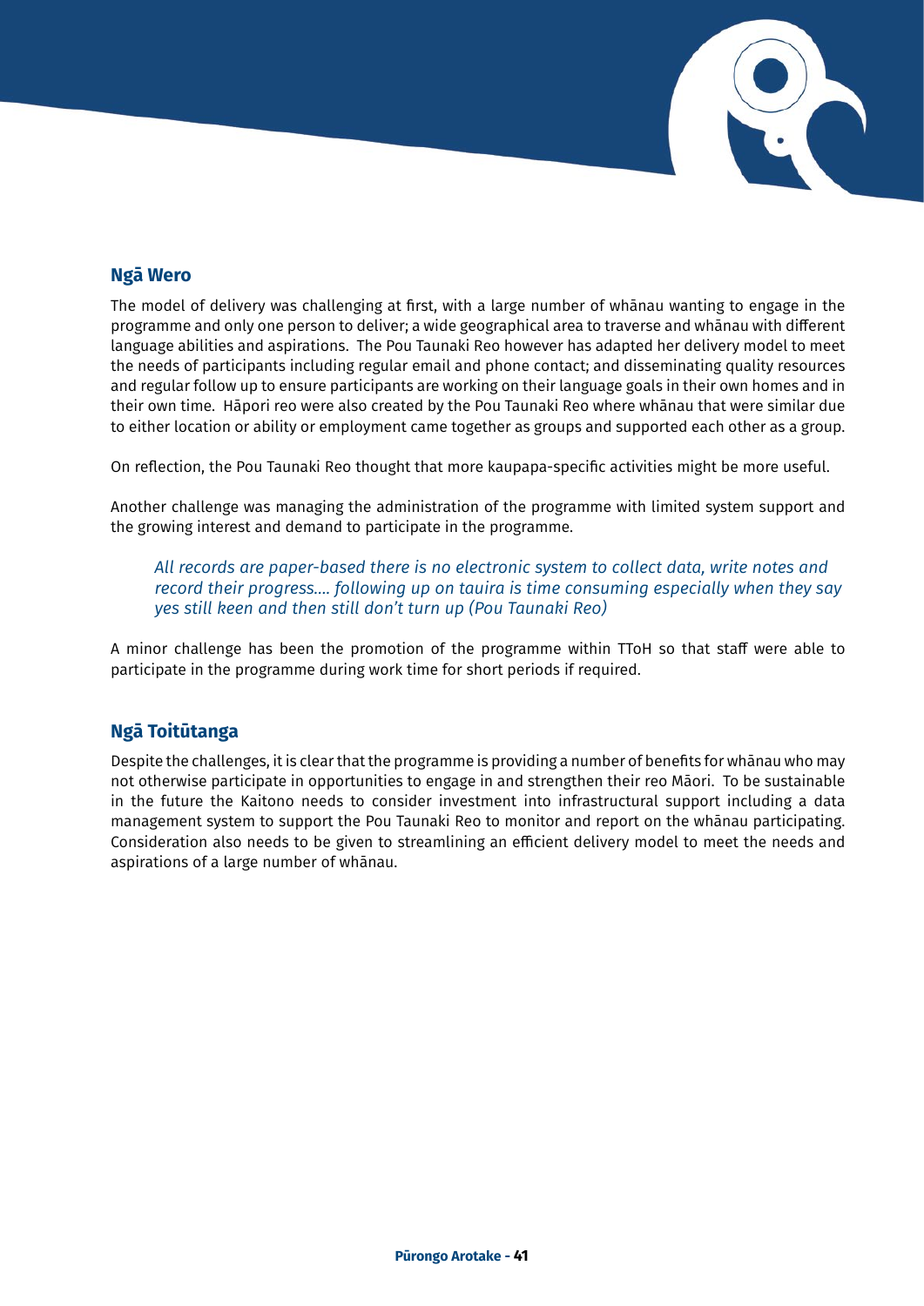## Ngā Wero

The model of delivery was challenging at first, with a large number of whānau wanting to engage in the programme and only one person to deliver; a wide geographical area to traverse and whānau with different language abilities and aspirations. The Pou Taunaki Reo however has adapted her delivery model to meet the needs of participants including regular email and phone contact; and disseminating quality resources and regular follow up to ensure participants are working on their language goals in their own homes and in their own time. Hāpori reo were also created by the Pou Taunaki Reo where whānau that were similar due to either location or ability or employment came together as groups and supported each other as a group.

On reflection, the Pou Taunaki Reo thought that more kaupapa-specific activities might be more useful.

Another challenge was managing the administration of the programme with limited system support and the growing interest and demand to participate in the programme.

> *All records are paper-based there is no electronic system to collect data, write notes and record their progress.... following up on tauira is time consuming especially when they say yes still keen and then still don't turn up (Pou Taunaki Reo)*

A minor challenge has been the promotion of the programme within TToH so that staff were able to participate in the programme during work time for short periods if required.

## Ngā Toitūtanga

Despite the challenges, it is clear that the programme is providing a number of benefits for whānau who may not otherwise participate in opportunities to engage in and strengthen their reo Māori. To be sustainable in the future the Kaitono needs to consider investment into infrastructural support including a data management system to support the Pou Taunaki Reo to monitor and report on the whānau participating. Consideration also needs to be given to streamlining an efficient delivery model to meet the needs and aspirations of a large number of whānau.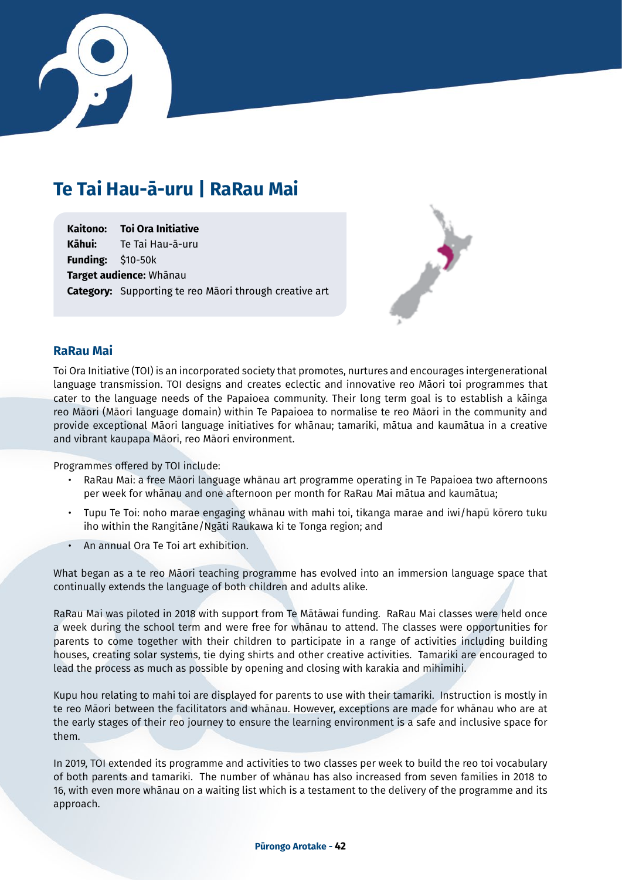# Te Tai Hau-ā-uru | RaRau Mai

**Kaitono:** **Toi Ora Initiative**
**Kāhui:** Te Tai Hau-ā-uru
**Funding:** $10-50k
**Target audience:** Whānau
**Category:** Supporting te reo Māori through creative art

## RaRau Mai

Toi Ora Initiative (TOI) is an incorporated society that promotes, nurtures and encourages intergenerational language transmission. TOI designs and creates eclectic and innovative reo Māori toi programmes that cater to the language needs of the Papaioea community. Their long term goal is to establish a kāinga reo Māori (Māori language domain) within Te Papaioea to normalise te reo Māori in the community and provide exceptional Māori language initiatives for whānau; tamariki, mātua and kaumātua in a creative and vibrant kaupapa Māori, reo Māori environment.

Programmes offered by TOI include:

- RaRau Mai: a free Māori language whānau art programme operating in Te Papaioea two afternoons per week for whānau and one afternoon per month for RaRau Mai mātua and kaumātua;
- Tupu Te Toi: noho marae engaging whānau with mahi toi, tikanga marae and iwi/hapū kōrero tuku iho within the Rangitāne/Ngāti Raukawa ki te Tonga region; and
- An annual Ora Te Toi art exhibition.

What began as a te reo Māori teaching programme has evolved into an immersion language space that continually extends the language of both children and adults alike.

RaRau Mai was piloted in 2018 with support from Te Mātāwai funding. RaRau Mai classes were held once a week during the school term and were free for whānau to attend. The classes were opportunities for parents to come together with their children to participate in a range of activities including building houses, creating solar systems, tie dying shirts and other creative activities. Tamariki are encouraged to lead the process as much as possible by opening and closing with karakia and mihimihi.

Kupu hou relating to mahi toi are displayed for parents to use with their tamariki. Instruction is mostly in te reo Māori between the facilitators and whānau. However, exceptions are made for whānau who are at the early stages of their reo journey to ensure the learning environment is a safe and inclusive space for them.

In 2019, TOI extended its programme and activities to two classes per week to build the reo toi vocabulary of both parents and tamariki. The number of whānau has also increased from seven families in 2018 to 16, with even more whānau on a waiting list which is a testament to the delivery of the programme and its approach.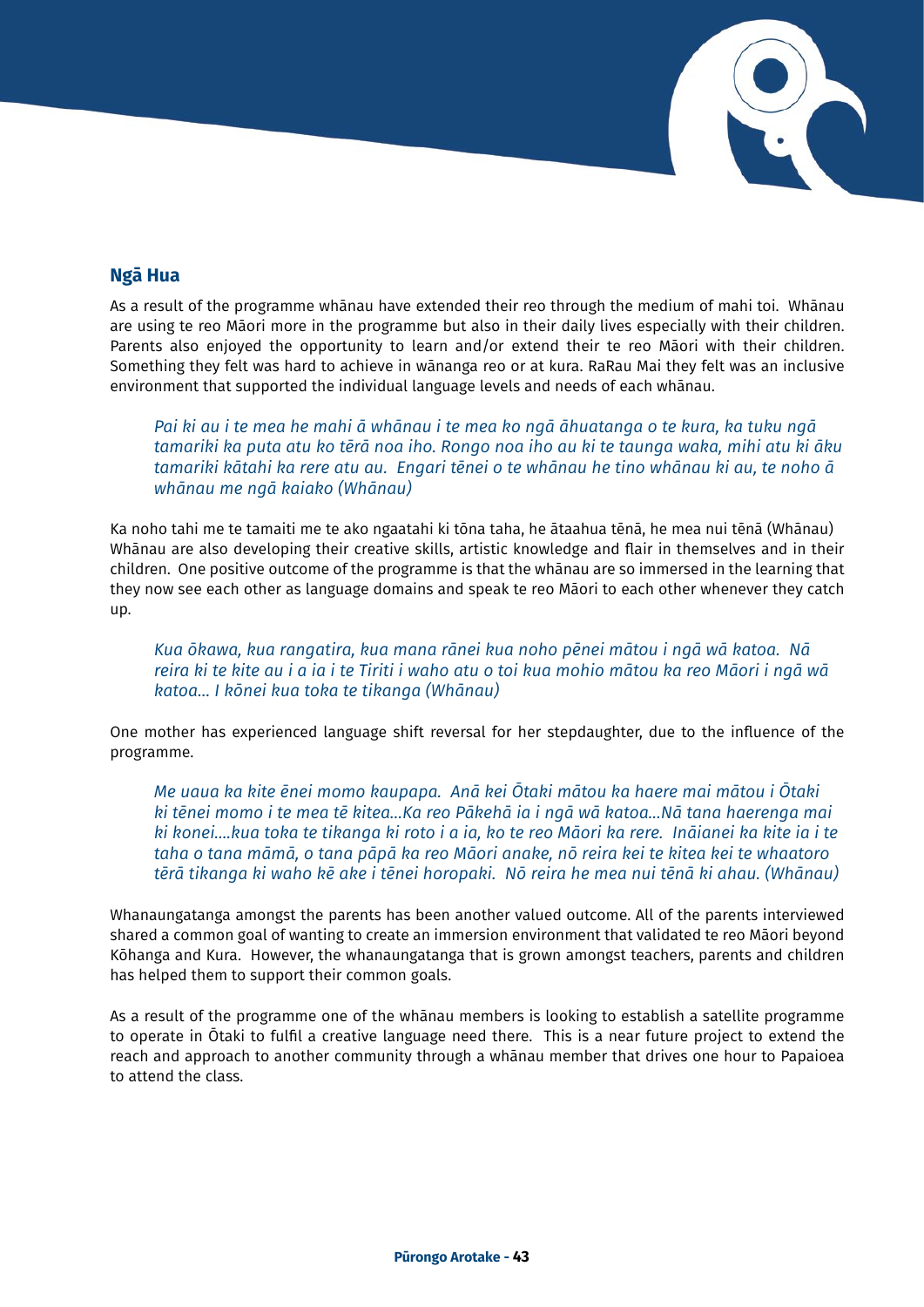## Ngā Hua

As a result of the programme whānau have extended their reo through the medium of mahi toi. Whānau are using te reo Māori more in the programme but also in their daily lives especially with their children. Parents also enjoyed the opportunity to learn and/or extend their te reo Māori with their children. Something they felt was hard to achieve in wānanga reo or at kura. RaRau Mai they felt was an inclusive environment that supported the individual language levels and needs of each whānau.

> *Pai ki au i te mea he mahi ā whānau i te mea ko ngā āhuatanga o te kura, ka tuku ngā tamariki ka puta atu ko tērā noa iho. Rongo noa iho au ki te taunga waka, mihi atu ki āku tamariki kātahi ka rere atu au. Engari tēnei o te whānau he tino whānau ki au, te noho ā whānau me ngā kaiako (Whānau)*

Ka noho tahi me te tamaiti me te ako ngaatahi ki tōna taha, he ātaahua tēnā, he mea nui tēnā (Whānau) Whānau are also developing their creative skills, artistic knowledge and flair in themselves and in their children. One positive outcome of the programme is that the whānau are so immersed in the learning that they now see each other as language domains and speak te reo Māori to each other whenever they catch up.

> *Kua ōkawa, kua rangatira, kua mana rānei kua noho pēnei mātou i ngā wā katoa. Nā reira ki te kite au i a ia i te Tiriti i waho atu o toi kua mohio mātou ka reo Māori i ngā wā katoa... I kōnei kua toka te tikanga (Whānau)*

One mother has experienced language shift reversal for her stepdaughter, due to the influence of the programme.

> *Me uaua ka kite ēnei momo kaupapa. Anā kei Ōtaki mātou ka haere mai mātou i Ōtaki ki tēnei momo i te mea tē kitea...Ka reo Pākehā ia i ngā wā katoa...Nā tana haerenga mai ki konei....kua toka te tikanga ki roto i a ia, ko te reo Māori ka rere. Ināianei ka kite ia i te taha o tana māmā, o tana pāpā ka reo Māori anake, nō reira kei te kitea kei te whaatoro tērā tikanga ki waho kē ake i tēnei horopaki. Nō reira he mea nui tēnā ki ahau. (Whānau)*

Whanaungatanga amongst the parents has been another valued outcome. All of the parents interviewed shared a common goal of wanting to create an immersion environment that validated te reo Māori beyond Kōhanga and Kura. However, the whanaungatanga that is grown amongst teachers, parents and children has helped them to support their common goals.

As a result of the programme one of the whānau members is looking to establish a satellite programme to operate in Ōtaki to fulfil a creative language need there. This is a near future project to extend the reach and approach to another community through a whānau member that drives one hour to Papaioea to attend the class.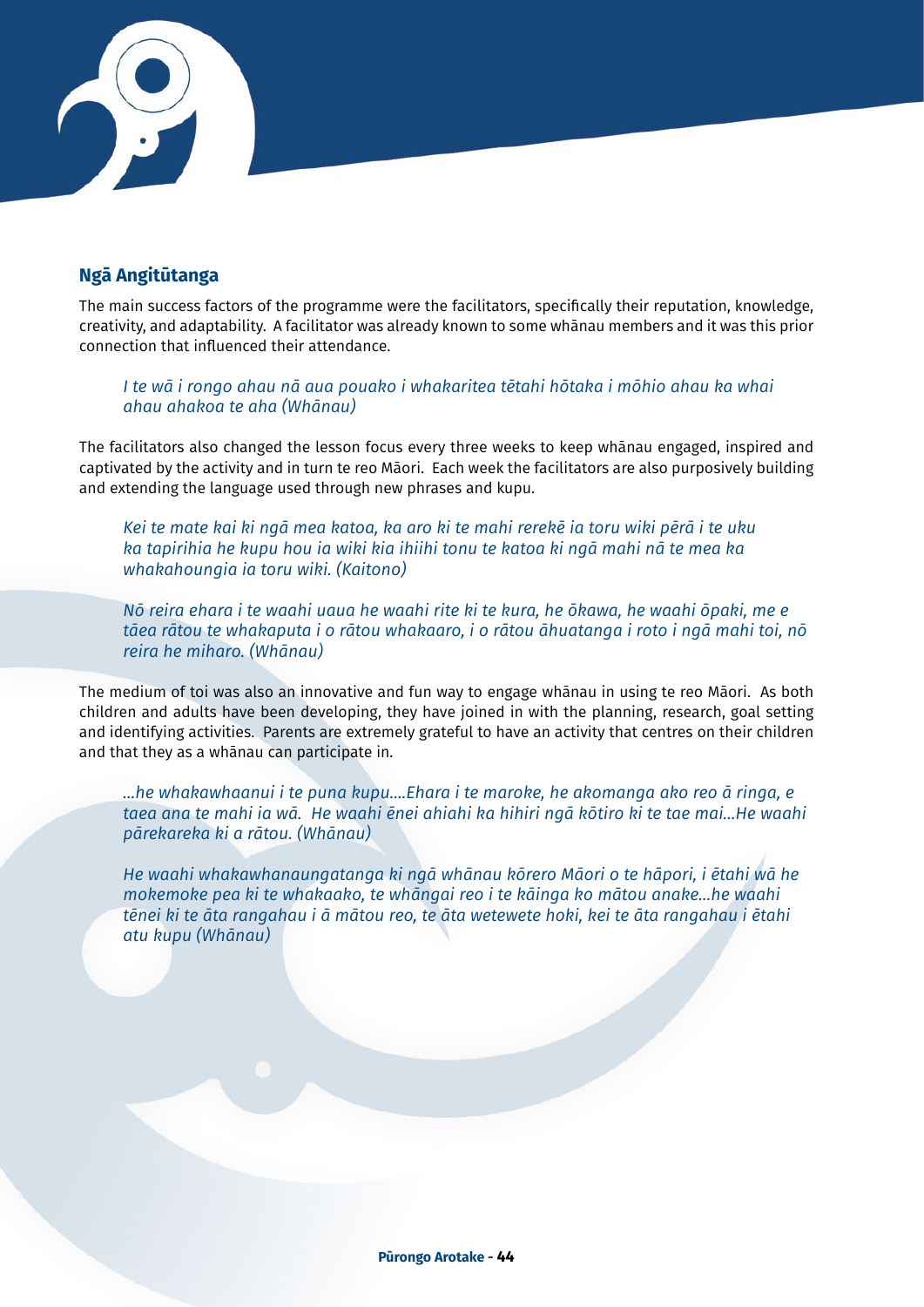## Ngā Angitūtanga

The main success factors of the programme were the facilitators, specifically their reputation, knowledge, creativity, and adaptability. A facilitator was already known to some whānau members and it was this prior connection that influenced their attendance.

> *I te wā i rongo ahau nā aua pouako i whakaritea tētahi hōtaka i mōhio ahau ka whai ahau ahakoa te aha (Whānau)*

The facilitators also changed the lesson focus every three weeks to keep whānau engaged, inspired and captivated by the activity and in turn te reo Māori. Each week the facilitators are also purposively building and extending the language used through new phrases and kupu.

> *Kei te mate kai ki ngā mea katoa, ka aro ki te mahi rerekē ia toru wiki pērā i te uku ka tapirihia he kupu hou ia wiki kia ihiihi tonu te katoa ki ngā mahi nā te mea ka whakahoungia ia toru wiki. (Kaitono)*

> *Nō reira ehara i te waahi uaua he waahi rite ki te kura, he ōkawa, he waahi ōpaki, me e tāea rātou te whakaputa i o rātou whakaaro, i o rātou āhuatanga i roto i ngā mahi toi, nō reira he miharo. (Whānau)*

The medium of toi was also an innovative and fun way to engage whānau in using te reo Māori. As both children and adults have been developing, they have joined in with the planning, research, goal setting and identifying activities. Parents are extremely grateful to have an activity that centres on their children and that they as a whānau can participate in.

> *...he whakawhaanui i te puna kupu....Ehara i te maroke, he akomanga ako reo ā ringa, e taea ana te mahi ia wā. He waahi ēnei ahiahi ka hihiri ngā kōtiro ki te tae mai...He waahi pārekareka ki a rātou. (Whānau)*

> *He waahi whakawhanaungatanga ki ngā whānau kōrero Māori o te hāpori, i ētahi wā he mokemoke pea ki te whakaako, te whāngai reo i te kāinga ko mātou anake...he waahi tēnei ki te āta rangahau i ā mātou reo, te āta wetewete hoki, kei te āta rangahau i ētahi atu kupu (Whānau)*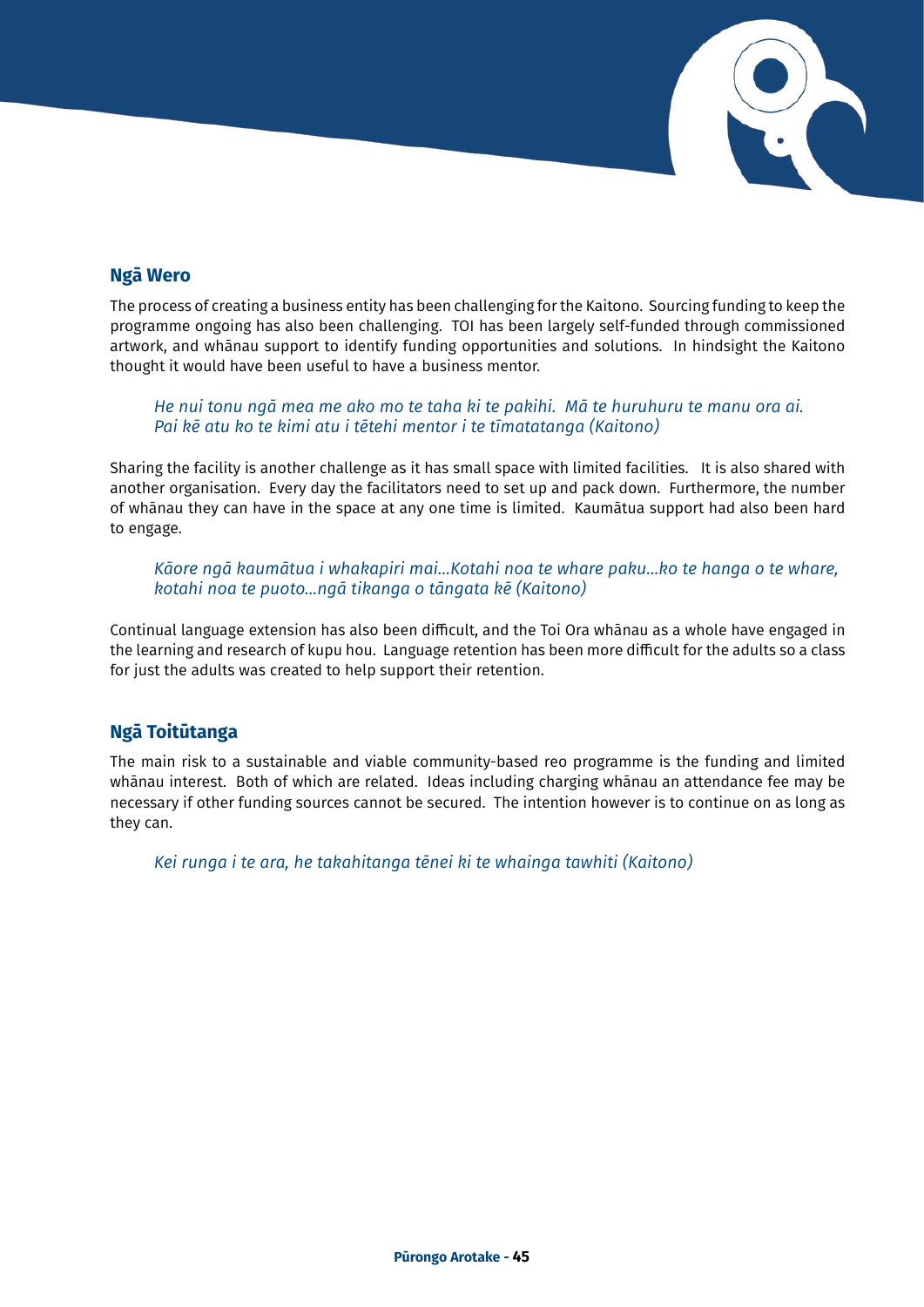## Ngā Wero

The process of creating a business entity has been challenging for the Kaitono. Sourcing funding to keep the programme ongoing has also been challenging. TOI has been largely self-funded through commissioned artwork, and whānau support to identify funding opportunities and solutions. In hindsight the Kaitono thought it would have been useful to have a business mentor.

> *He nui tonu ngā mea me ako mo te taha ki te pakihi. Mā te huruhuru te manu ora ai. Pai kē atu ko te kimi atu i tētehi mentor i te tīmatatanga (Kaitono)*

Sharing the facility is another challenge as it has small space with limited facilities. It is also shared with another organisation. Every day the facilitators need to set up and pack down. Furthermore, the number of whānau they can have in the space at any one time is limited. Kaumātua support had also been hard to engage.

> *Kāore ngā kaumātua i whakapiri mai...Kotahi noa te whare paku...ko te hanga o te whare, kotahi noa te puoto...ngā tikanga o tāngata kē (Kaitono)*

Continual language extension has also been difficult, and the Toi Ora whānau as a whole have engaged in the learning and research of kupu hou. Language retention has been more difficult for the adults so a class for just the adults was created to help support their retention.

## Ngā Toitūtanga

The main risk to a sustainable and viable community-based reo programme is the funding and limited whānau interest. Both of which are related. Ideas including charging whānau an attendance fee may be necessary if other funding sources cannot be secured. The intention however is to continue on as long as they can.

> *Kei runga i te ara, he takahitanga tēnei ki te whainga tawhiti (Kaitono)*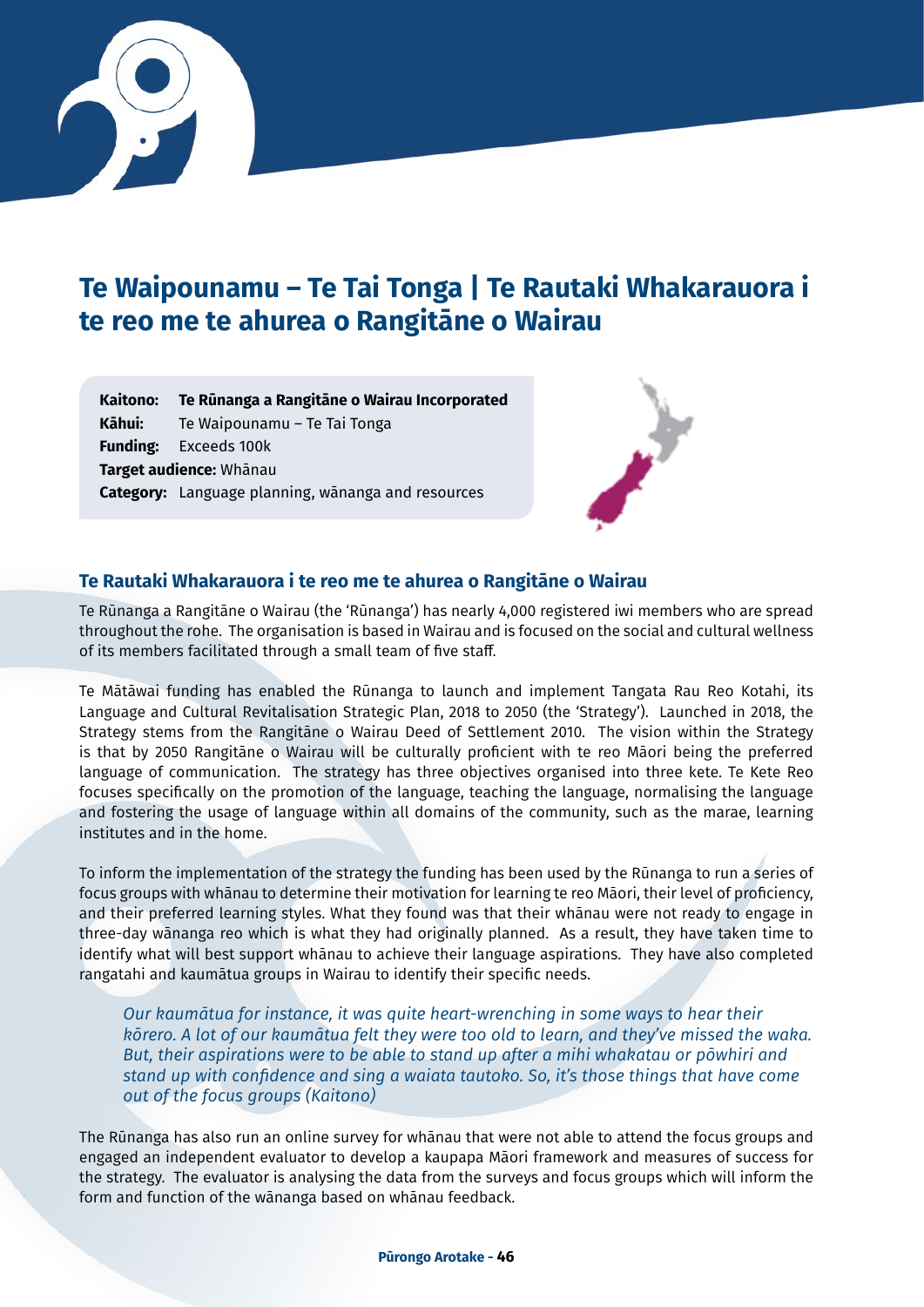# Te Waipounamu – Te Tai Tonga | Te Rautaki Whakarauora i te reo me te ahurea o Rangitāne o Wairau

**Kaitono:** **Te Rūnanga a Rangitāne o Wairau Incorporated**
**Kāhui:** Te Waipounamu – Te Tai Tonga
**Funding:** Exceeds 100k
**Target audience:** Whānau
**Category:** Language planning, wānanga and resources

## Te Rautaki Whakarauora i te reo me te ahurea o Rangitāne o Wairau

Te Rūnanga a Rangitāne o Wairau (the 'Rūnanga') has nearly 4,000 registered iwi members who are spread throughout the rohe. The organisation is based in Wairau and is focused on the social and cultural wellness of its members facilitated through a small team of five staff.

Te Mātāwai funding has enabled the Rūnanga to launch and implement Tangata Rau Reo Kotahi, its Language and Cultural Revitalisation Strategic Plan, 2018 to 2050 (the 'Strategy'). Launched in 2018, the Strategy stems from the Rangitāne o Wairau Deed of Settlement 2010. The vision within the Strategy is that by 2050 Rangitāne o Wairau will be culturally proficient with te reo Māori being the preferred language of communication. The strategy has three objectives organised into three kete. Te Kete Reo focuses specifically on the promotion of the language, teaching the language, normalising the language and fostering the usage of language within all domains of the community, such as the marae, learning institutes and in the home.

To inform the implementation of the strategy the funding has been used by the Rūnanga to run a series of focus groups with whānau to determine their motivation for learning te reo Māori, their level of proficiency, and their preferred learning styles. What they found was that their whānau were not ready to engage in three-day wānanga reo which is what they had originally planned. As a result, they have taken time to identify what will best support whānau to achieve their language aspirations. They have also completed rangatahi and kaumātua groups in Wairau to identify their specific needs.

> *Our kaumātua for instance, it was quite heart-wrenching in some ways to hear their kōrero. A lot of our kaumātua felt they were too old to learn, and they've missed the waka. But, their aspirations were to be able to stand up after a mihi whakatau or pōwhiri and stand up with confidence and sing a waiata tautoko. So, it's those things that have come out of the focus groups (Kaitono)*

The Rūnanga has also run an online survey for whānau that were not able to attend the focus groups and engaged an independent evaluator to develop a kaupapa Māori framework and measures of success for the strategy. The evaluator is analysing the data from the surveys and focus groups which will inform the form and function of the wānanga based on whānau feedback.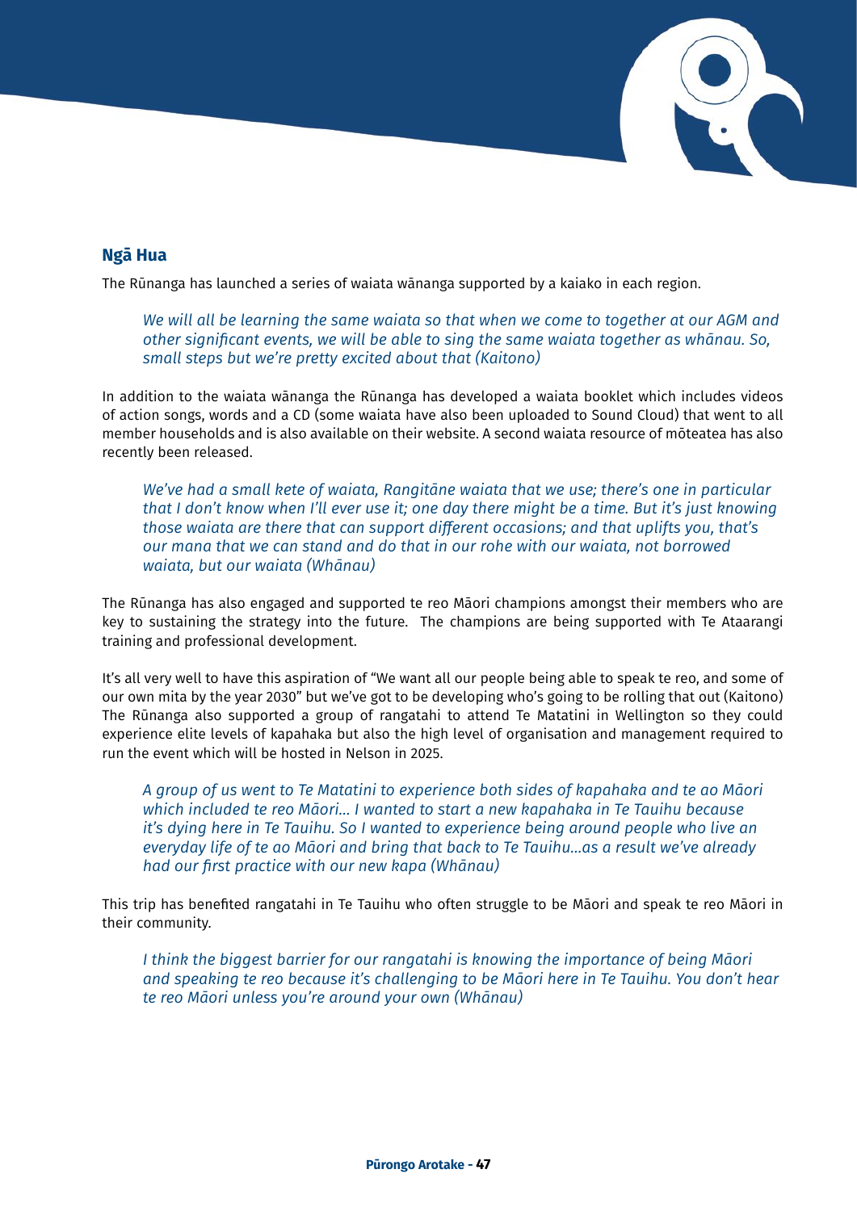## Ngā Hua

The Rūnanga has launched a series of waiata wānanga supported by a kaiako in each region.

> *We will all be learning the same waiata so that when we come to together at our AGM and other significant events, we will be able to sing the same waiata together as whānau. So, small steps but we're pretty excited about that (Kaitono)*

In addition to the waiata wānanga the Rūnanga has developed a waiata booklet which includes videos of action songs, words and a CD (some waiata have also been uploaded to Sound Cloud) that went to all member households and is also available on their website. A second waiata resource of mōteatea has also recently been released.

> *We've had a small kete of waiata, Rangitāne waiata that we use; there's one in particular that I don't know when I'll ever use it; one day there might be a time. But it's just knowing those waiata are there that can support different occasions; and that uplifts you, that's our mana that we can stand and do that in our rohe with our waiata, not borrowed waiata, but our waiata (Whānau)*

The Rūnanga has also engaged and supported te reo Māori champions amongst their members who are key to sustaining the strategy into the future. The champions are being supported with Te Ataarangi training and professional development.

It's all very well to have this aspiration of "We want all our people being able to speak te reo, and some of our own mita by the year 2030" but we've got to be developing who's going to be rolling that out (Kaitono) The Rūnanga also supported a group of rangatahi to attend Te Matatini in Wellington so they could experience elite levels of kapahaka but also the high level of organisation and management required to run the event which will be hosted in Nelson in 2025.

> *A group of us went to Te Matatini to experience both sides of kapahaka and te ao Māori which included te reo Māori… I wanted to start a new kapahaka in Te Tauihu because it's dying here in Te Tauihu. So I wanted to experience being around people who live an everyday life of te ao Māori and bring that back to Te Tauihu…as a result we've already had our first practice with our new kapa (Whānau)*

This trip has benefited rangatahi in Te Tauihu who often struggle to be Māori and speak te reo Māori in their community.

> *I think the biggest barrier for our rangatahi is knowing the importance of being Māori and speaking te reo because it's challenging to be Māori here in Te Tauihu. You don't hear te reo Māori unless you're around your own (Whānau)*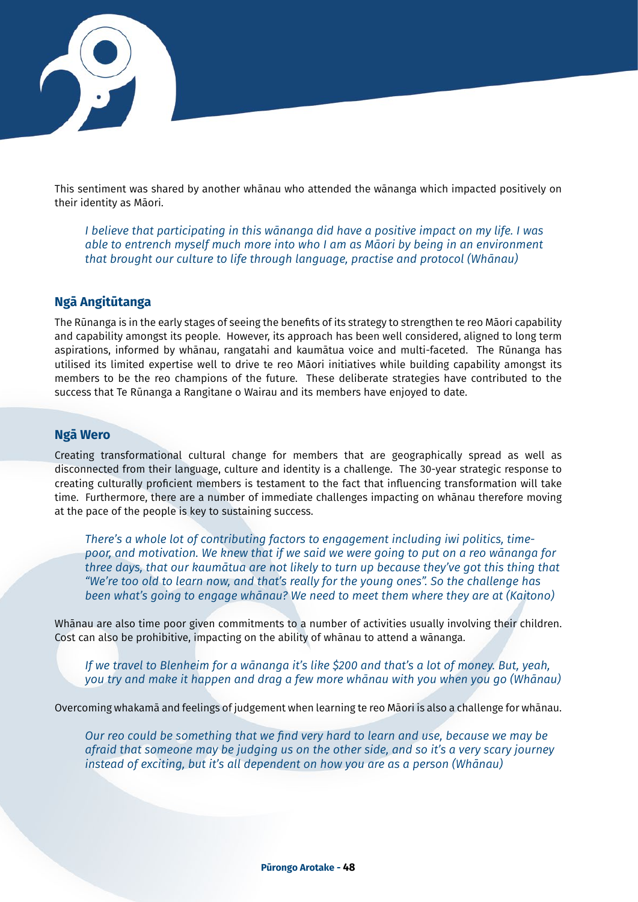This sentiment was shared by another whānau who attended the wānanga which impacted positively on their identity as Māori.

> *I believe that participating in this wānanga did have a positive impact on my life. I was able to entrench myself much more into who I am as Māori by being in an environment that brought our culture to life through language, practise and protocol (Whānau)*

## Ngā Angitūtanga

The Rūnanga is in the early stages of seeing the benefits of its strategy to strengthen te reo Māori capability and capability amongst its people. However, its approach has been well considered, aligned to long term aspirations, informed by whānau, rangatahi and kaumātua voice and multi-faceted. The Rūnanga has utilised its limited expertise well to drive te reo Māori initiatives while building capability amongst its members to be the reo champions of the future. These deliberate strategies have contributed to the success that Te Rūnanga a Rangitane o Wairau and its members have enjoyed to date.

## Ngā Wero

Creating transformational cultural change for members that are geographically spread as well as disconnected from their language, culture and identity is a challenge. The 30-year strategic response to creating culturally proficient members is testament to the fact that influencing transformation will take time. Furthermore, there are a number of immediate challenges impacting on whānau therefore moving at the pace of the people is key to sustaining success.

> *There's a whole lot of contributing factors to engagement including iwi politics, time-poor, and motivation. We knew that if we said we were going to put on a reo wānanga for three days, that our kaumātua are not likely to turn up because they've got this thing that "We're too old to learn now, and that's really for the young ones". So the challenge has been what's going to engage whānau? We need to meet them where they are at (Kaitono)*

Whānau are also time poor given commitments to a number of activities usually involving their children. Cost can also be prohibitive, impacting on the ability of whānau to attend a wānanga.

> *If we travel to Blenheim for a wānanga it's like $200 and that's a lot of money. But, yeah, you try and make it happen and drag a few more whānau with you when you go (Whānau)*

Overcoming whakamā and feelings of judgement when learning te reo Māori is also a challenge for whānau.

> *Our reo could be something that we find very hard to learn and use, because we may be afraid that someone may be judging us on the other side, and so it's a very scary journey instead of exciting, but it's all dependent on how you are as a person (Whānau)*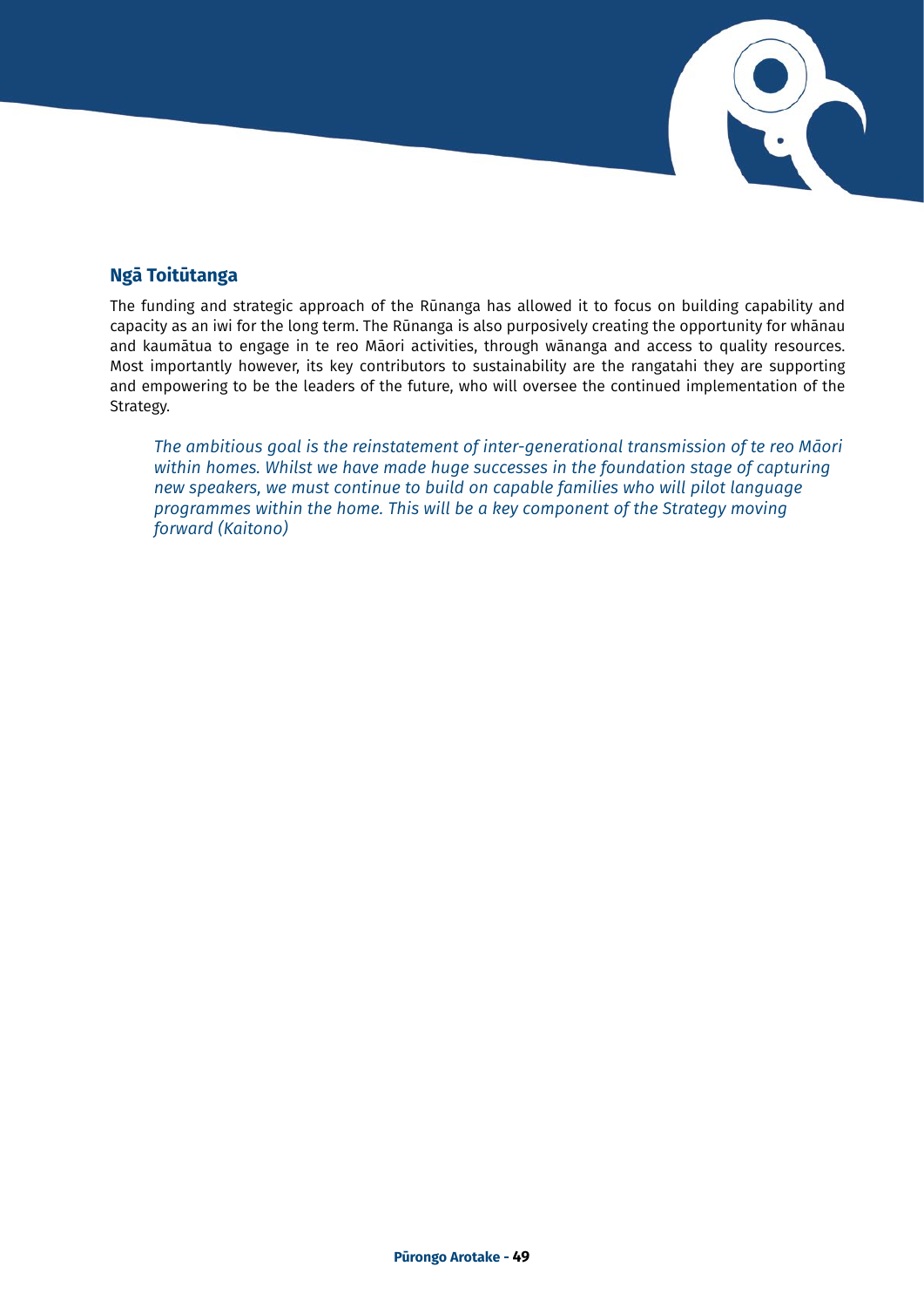## Ngā Toitūtanga

The funding and strategic approach of the Rūnanga has allowed it to focus on building capability and capacity as an iwi for the long term. The Rūnanga is also purposively creating the opportunity for whānau and kaumātua to engage in te reo Māori activities, through wānanga and access to quality resources. Most importantly however, its key contributors to sustainability are the rangatahi they are supporting and empowering to be the leaders of the future, who will oversee the continued implementation of the Strategy.

> *The ambitious goal is the reinstatement of inter-generational transmission of te reo Māori within homes. Whilst we have made huge successes in the foundation stage of capturing new speakers, we must continue to build on capable families who will pilot language programmes within the home. This will be a key component of the Strategy moving forward (Kaitono)*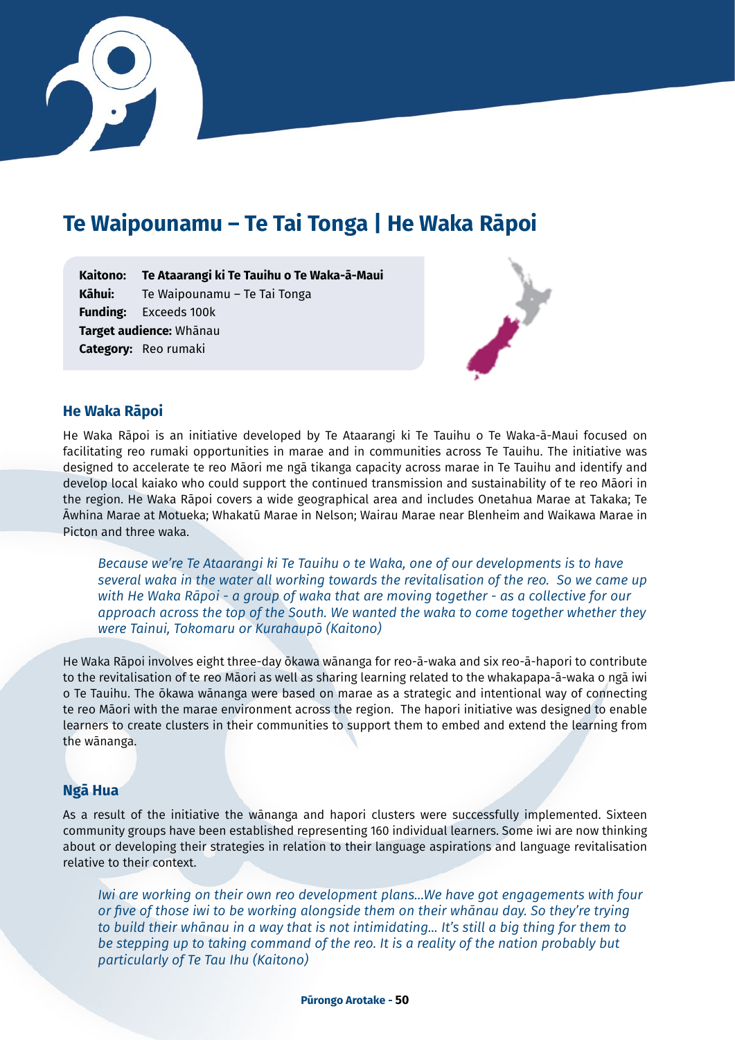# Te Waipounamu – Te Tai Tonga | He Waka Rāpoi

**Kaitono:** **Te Ataarangi ki Te Tauihu o Te Waka-ā-Maui**
**Kāhui:** Te Waipounamu – Te Tai Tonga
**Funding:** Exceeds 100k
**Target audience:** Whānau
**Category:** Reo rumaki

## He Waka Rāpoi

He Waka Rāpoi is an initiative developed by Te Ataarangi ki Te Tauihu o Te Waka-ā-Maui focused on facilitating reo rumaki opportunities in marae and in communities across Te Tauihu. The initiative was designed to accelerate te reo Māori me ngā tikanga capacity across marae in Te Tauihu and identify and develop local kaiako who could support the continued transmission and sustainability of te reo Māori in the region. He Waka Rāpoi covers a wide geographical area and includes Onetahua Marae at Takaka; Te Āwhina Marae at Motueka; Whakatū Marae in Nelson; Wairau Marae near Blenheim and Waikawa Marae in Picton and three waka.

> *Because we're Te Ataarangi ki Te Tauihu o te Waka, one of our developments is to have several waka in the water all working towards the revitalisation of the reo. So we came up with He Waka Rāpoi - a group of waka that are moving together - as a collective for our approach across the top of the South. We wanted the waka to come together whether they were Tainui, Tokomaru or Kurahaupō (Kaitono)*

He Waka Rāpoi involves eight three-day ōkawa wānanga for reo-ā-waka and six reo-ā-hapori to contribute to the revitalisation of te reo Māori as well as sharing learning related to the whakapapa-ā-waka o ngā iwi o Te Tauihu. The ōkawa wānanga were based on marae as a strategic and intentional way of connecting te reo Māori with the marae environment across the region. The hapori initiative was designed to enable learners to create clusters in their communities to support them to embed and extend the learning from the wānanga.

## Ngā Hua

As a result of the initiative the wānanga and hapori clusters were successfully implemented. Sixteen community groups have been established representing 160 individual learners. Some iwi are now thinking about or developing their strategies in relation to their language aspirations and language revitalisation relative to their context.

> *Iwi are working on their own reo development plans...We have got engagements with four or five of those iwi to be working alongside them on their whānau day. So they're trying to build their whānau in a way that is not intimidating... It's still a big thing for them to be stepping up to taking command of the reo. It is a reality of the nation probably but particularly of Te Tau Ihu (Kaitono)*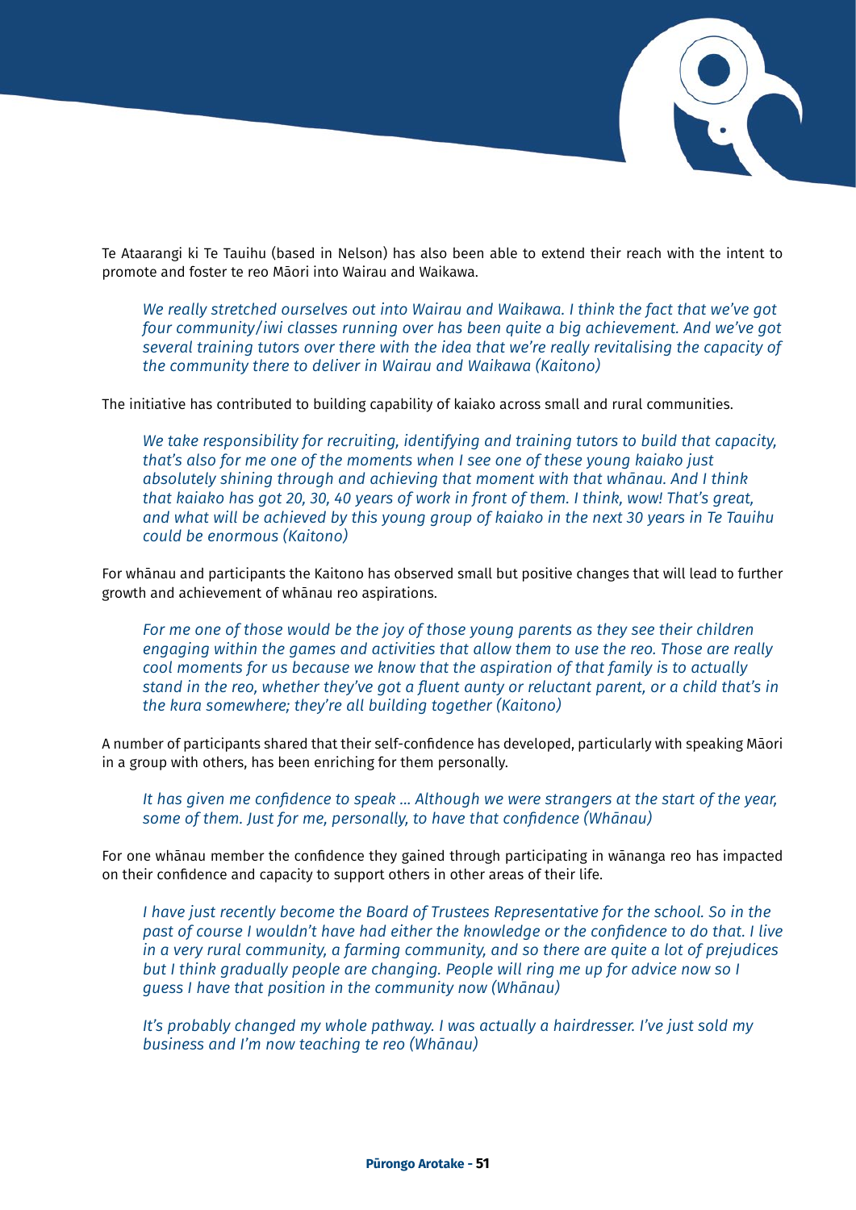Te Ataarangi ki Te Tauihu (based in Nelson) has also been able to extend their reach with the intent to promote and foster te reo Māori into Wairau and Waikawa.

> *We really stretched ourselves out into Wairau and Waikawa. I think the fact that we've got four community/iwi classes running over has been quite a big achievement. And we've got several training tutors over there with the idea that we're really revitalising the capacity of the community there to deliver in Wairau and Waikawa (Kaitono)*

The initiative has contributed to building capability of kaiako across small and rural communities.

> *We take responsibility for recruiting, identifying and training tutors to build that capacity, that's also for me one of the moments when I see one of these young kaiako just absolutely shining through and achieving that moment with that whānau. And I think that kaiako has got 20, 30, 40 years of work in front of them. I think, wow! That's great, and what will be achieved by this young group of kaiako in the next 30 years in Te Tauihu could be enormous (Kaitono)*

For whānau and participants the Kaitono has observed small but positive changes that will lead to further growth and achievement of whānau reo aspirations.

> *For me one of those would be the joy of those young parents as they see their children engaging within the games and activities that allow them to use the reo. Those are really cool moments for us because we know that the aspiration of that family is to actually stand in the reo, whether they've got a fluent aunty or reluctant parent, or a child that's in the kura somewhere; they're all building together (Kaitono)*

A number of participants shared that their self-confidence has developed, particularly with speaking Māori in a group with others, has been enriching for them personally.

> *It has given me confidence to speak ... Although we were strangers at the start of the year, some of them. Just for me, personally, to have that confidence (Whānau)*

For one whānau member the confidence they gained through participating in wānanga reo has impacted on their confidence and capacity to support others in other areas of their life.

> *I have just recently become the Board of Trustees Representative for the school. So in the past of course I wouldn't have had either the knowledge or the confidence to do that. I live in a very rural community, a farming community, and so there are quite a lot of prejudices but I think gradually people are changing. People will ring me up for advice now so I guess I have that position in the community now (Whānau)*

> *It's probably changed my whole pathway. I was actually a hairdresser. I've just sold my business and I'm now teaching te reo (Whānau)*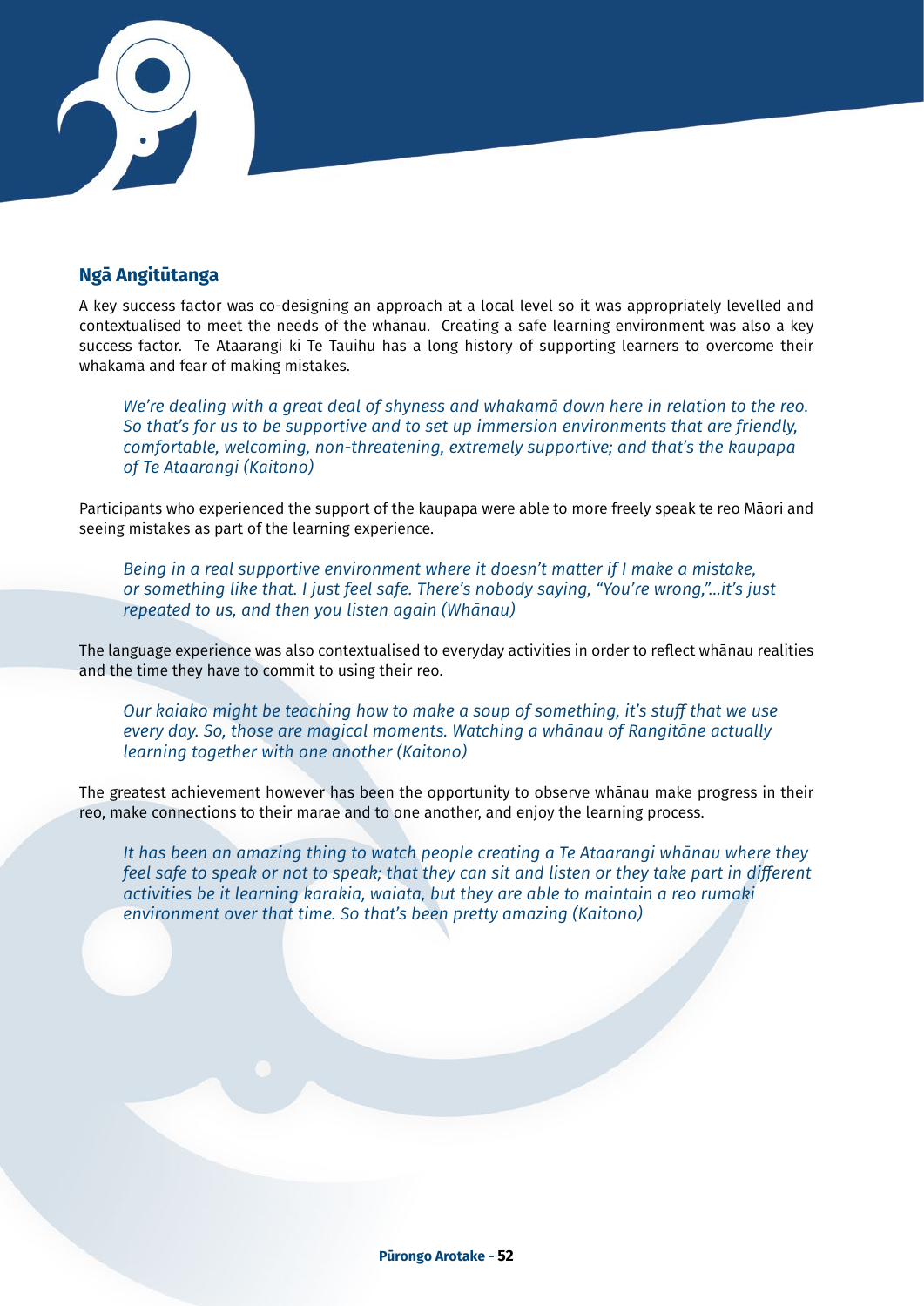## Ngā Angitūtanga

A key success factor was co-designing an approach at a local level so it was appropriately levelled and contextualised to meet the needs of the whānau. Creating a safe learning environment was also a key success factor. Te Ataarangi ki Te Tauihu has a long history of supporting learners to overcome their whakamā and fear of making mistakes.

> *We're dealing with a great deal of shyness and whakamā down here in relation to the reo. So that's for us to be supportive and to set up immersion environments that are friendly, comfortable, welcoming, non-threatening, extremely supportive; and that's the kaupapa of Te Ataarangi (Kaitono)*

Participants who experienced the support of the kaupapa were able to more freely speak te reo Māori and seeing mistakes as part of the learning experience.

> *Being in a real supportive environment where it doesn't matter if I make a mistake, or something like that. I just feel safe. There's nobody saying, "You're wrong,"…it's just repeated to us, and then you listen again (Whānau)*

The language experience was also contextualised to everyday activities in order to reflect whānau realities and the time they have to commit to using their reo.

> *Our kaiako might be teaching how to make a soup of something, it's stuff that we use every day. So, those are magical moments. Watching a whānau of Rangitāne actually learning together with one another (Kaitono)*

The greatest achievement however has been the opportunity to observe whānau make progress in their reo, make connections to their marae and to one another, and enjoy the learning process.

> *It has been an amazing thing to watch people creating a Te Ataarangi whānau where they feel safe to speak or not to speak; that they can sit and listen or they take part in different activities be it learning karakia, waiata, but they are able to maintain a reo rumaki environment over that time. So that's been pretty amazing (Kaitono)*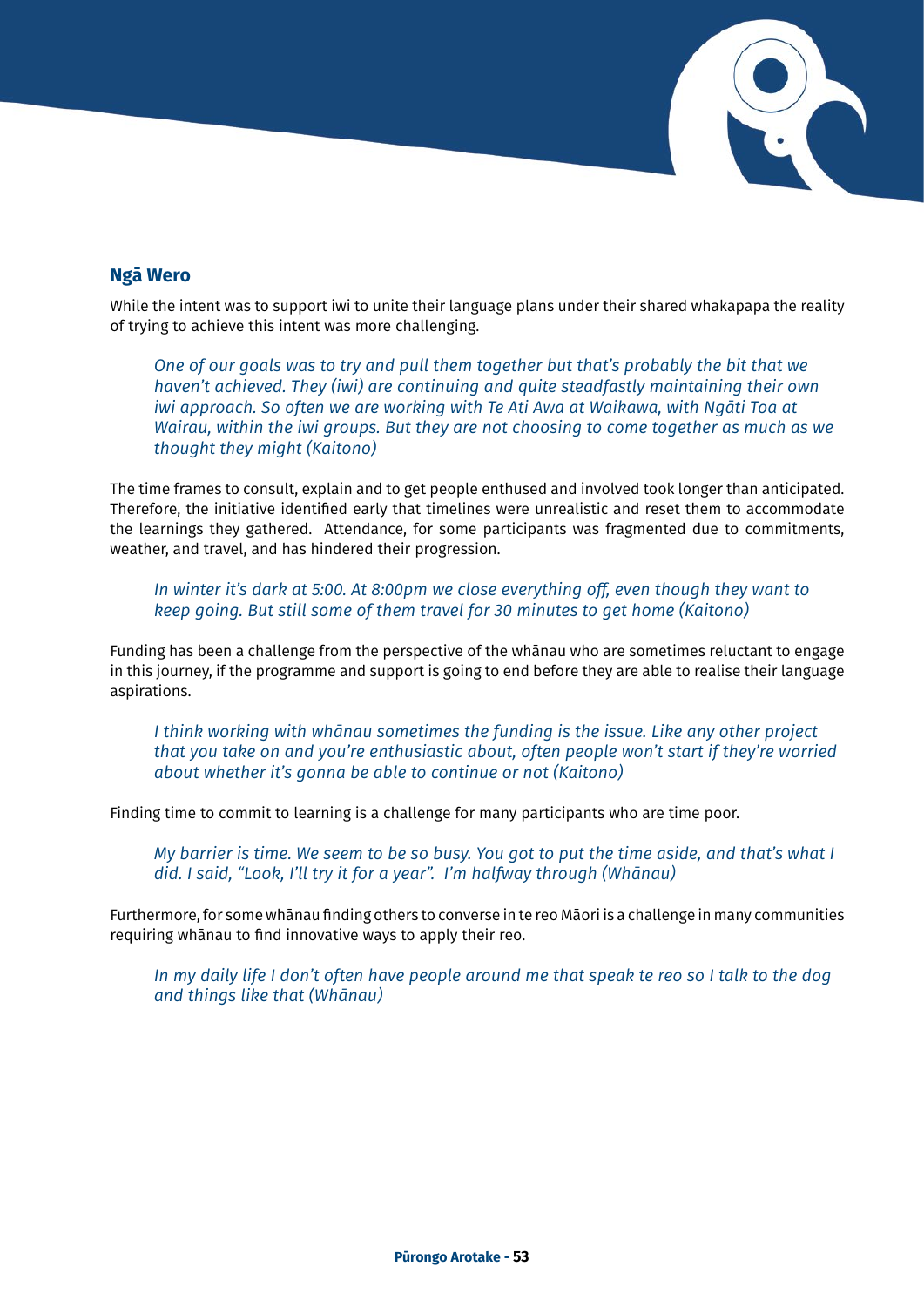## Ngā Wero

While the intent was to support iwi to unite their language plans under their shared whakapapa the reality of trying to achieve this intent was more challenging.

> *One of our goals was to try and pull them together but that's probably the bit that we haven't achieved. They (iwi) are continuing and quite steadfastly maintaining their own iwi approach. So often we are working with Te Ati Awa at Waikawa, with Ngāti Toa at Wairau, within the iwi groups. But they are not choosing to come together as much as we thought they might (Kaitono)*

The time frames to consult, explain and to get people enthused and involved took longer than anticipated. Therefore, the initiative identified early that timelines were unrealistic and reset them to accommodate the learnings they gathered. Attendance, for some participants was fragmented due to commitments, weather, and travel, and has hindered their progression.

> *In winter it's dark at 5:00. At 8:00pm we close everything off, even though they want to keep going. But still some of them travel for 30 minutes to get home (Kaitono)*

Funding has been a challenge from the perspective of the whānau who are sometimes reluctant to engage in this journey, if the programme and support is going to end before they are able to realise their language aspirations.

> *I think working with whānau sometimes the funding is the issue. Like any other project that you take on and you're enthusiastic about, often people won't start if they're worried about whether it's gonna be able to continue or not (Kaitono)*

Finding time to commit to learning is a challenge for many participants who are time poor.

> *My barrier is time. We seem to be so busy. You got to put the time aside, and that's what I did. I said, "Look, I'll try it for a year". I'm halfway through (Whānau)*

Furthermore, for some whānau finding others to converse in te reo Māori is a challenge in many communities requiring whānau to find innovative ways to apply their reo.

> *In my daily life I don't often have people around me that speak te reo so I talk to the dog and things like that (Whānau)*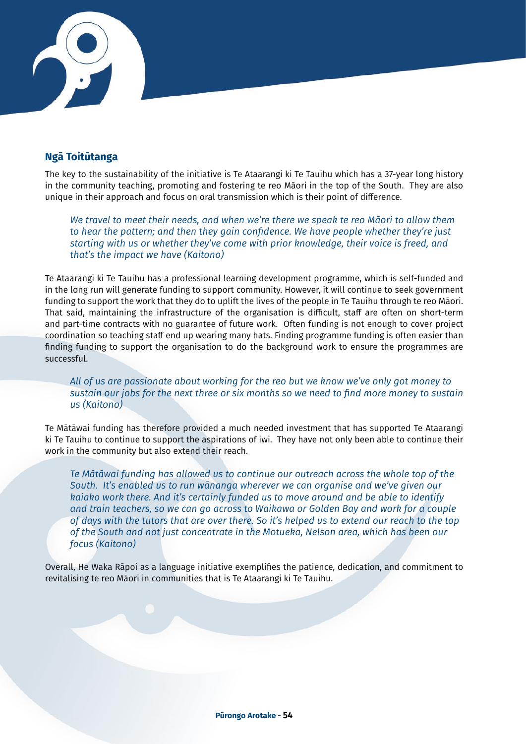## Ngā Toitūtanga

The key to the sustainability of the initiative is Te Ataarangi ki Te Tauihu which has a 37-year long history in the community teaching, promoting and fostering te reo Māori in the top of the South. They are also unique in their approach and focus on oral transmission which is their point of difference.

> *We travel to meet their needs, and when we're there we speak te reo Māori to allow them to hear the pattern; and then they gain confidence. We have people whether they're just starting with us or whether they've come with prior knowledge, their voice is freed, and that's the impact we have (Kaitono)*

Te Ataarangi ki Te Tauihu has a professional learning development programme, which is self-funded and in the long run will generate funding to support community. However, it will continue to seek government funding to support the work that they do to uplift the lives of the people in Te Tauihu through te reo Māori. That said, maintaining the infrastructure of the organisation is difficult, staff are often on short-term and part-time contracts with no guarantee of future work. Often funding is not enough to cover project coordination so teaching staff end up wearing many hats. Finding programme funding is often easier than finding funding to support the organisation to do the background work to ensure the programmes are successful.

> *All of us are passionate about working for the reo but we know we've only got money to sustain our jobs for the next three or six months so we need to find more money to sustain us (Kaitono)*

Te Mātāwai funding has therefore provided a much needed investment that has supported Te Ataarangi ki Te Tauihu to continue to support the aspirations of iwi. They have not only been able to continue their work in the community but also extend their reach.

> *Te Mātāwai funding has allowed us to continue our outreach across the whole top of the South. It's enabled us to run wānanga wherever we can organise and we've given our kaiako work there. And it's certainly funded us to move around and be able to identify and train teachers, so we can go across to Waikawa or Golden Bay and work for a couple of days with the tutors that are over there. So it's helped us to extend our reach to the top of the South and not just concentrate in the Motueka, Nelson area, which has been our focus (Kaitono)*

Overall, He Waka Rāpoi as a language initiative exemplifies the patience, dedication, and commitment to revitalising te reo Māori in communities that is Te Ataarangi ki Te Tauihu.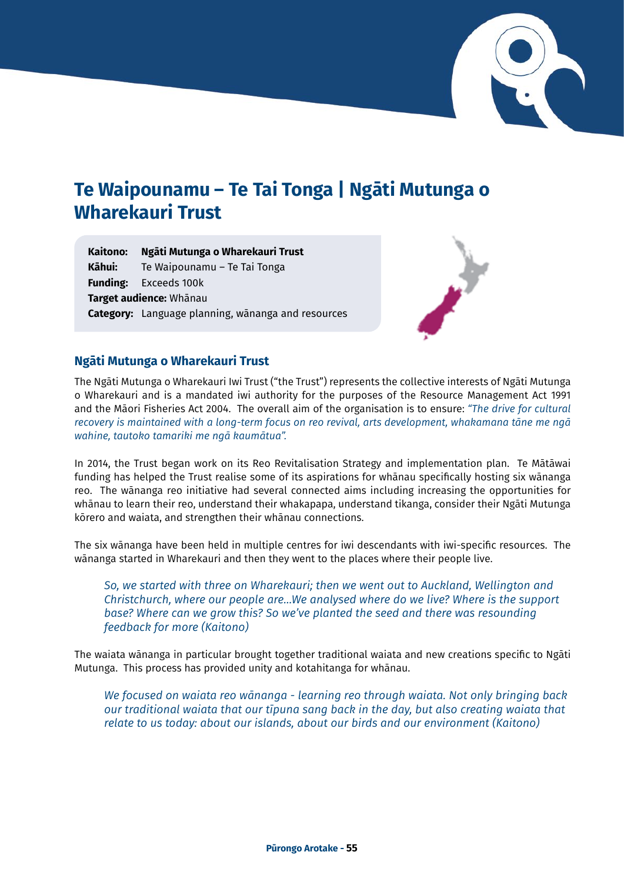# Te Waipounamu – Te Tai Tonga | Ngāti Mutunga o Wharekauri Trust

**Kaitono:** **Ngāti Mutunga o Wharekauri Trust**
**Kāhui:** Te Waipounamu – Te Tai Tonga
**Funding:** Exceeds 100k
**Target audience:** Whānau
**Category:** Language planning, wānanga and resources

## Ngāti Mutunga o Wharekauri Trust

The Ngāti Mutunga o Wharekauri Iwi Trust ("the Trust") represents the collective interests of Ngāti Mutunga o Wharekauri and is a mandated iwi authority for the purposes of the Resource Management Act 1991 and the Māori Fisheries Act 2004. The overall aim of the organisation is to ensure: *"The drive for cultural recovery is maintained with a long-term focus on reo revival, arts development, whakamana tāne me ngā wahine, tautoko tamariki me ngā kaumātua".*

In 2014, the Trust began work on its Reo Revitalisation Strategy and implementation plan. Te Mātāwai funding has helped the Trust realise some of its aspirations for whānau specifically hosting six wānanga reo. The wānanga reo initiative had several connected aims including increasing the opportunities for whānau to learn their reo, understand their whakapapa, understand tikanga, consider their Ngāti Mutunga kōrero and waiata, and strengthen their whānau connections.

The six wānanga have been held in multiple centres for iwi descendants with iwi-specific resources. The wānanga started in Wharekauri and then they went to the places where their people live.

> *So, we started with three on Wharekauri; then we went out to Auckland, Wellington and Christchurch, where our people are...We analysed where do we live? Where is the support base? Where can we grow this? So we've planted the seed and there was resounding feedback for more (Kaitono)*

The waiata wānanga in particular brought together traditional waiata and new creations specific to Ngāti Mutunga. This process has provided unity and kotahitanga for whānau.

> *We focused on waiata reo wānanga - learning reo through waiata. Not only bringing back our traditional waiata that our tīpuna sang back in the day, but also creating waiata that relate to us today: about our islands, about our birds and our environment (Kaitono)*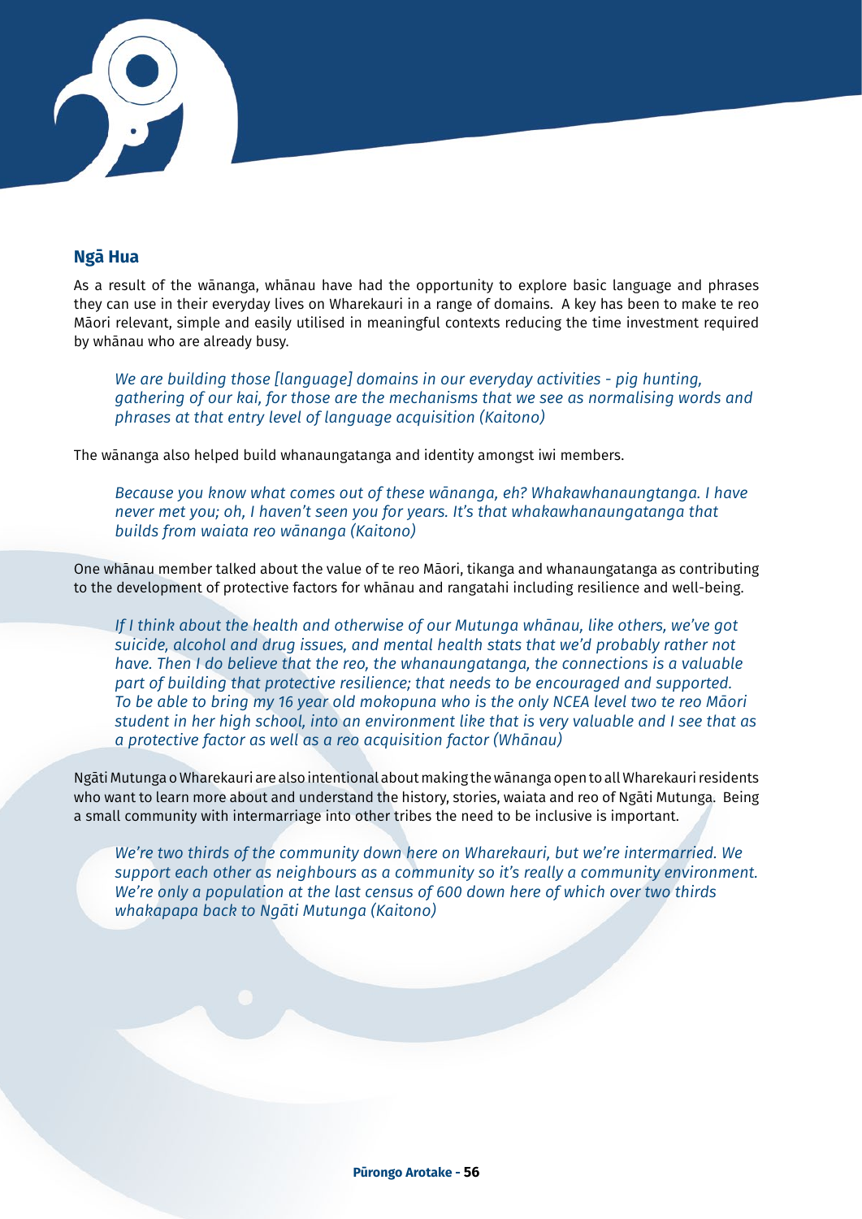### Ngā Hua

As a result of the wānanga, whānau have had the opportunity to explore basic language and phrases they can use in their everyday lives on Wharekauri in a range of domains. A key has been to make te reo Māori relevant, simple and easily utilised in meaningful contexts reducing the time investment required by whānau who are already busy.

> *We are building those [language] domains in our everyday activities - pig hunting, gathering of our kai, for those are the mechanisms that we see as normalising words and phrases at that entry level of language acquisition (Kaitono)*

The wānanga also helped build whanaungatanga and identity amongst iwi members.

> *Because you know what comes out of these wānanga, eh? Whakawhanaungtanga. I have never met you; oh, I haven't seen you for years. It's that whakawhanaungatanga that builds from waiata reo wānanga (Kaitono)*

One whānau member talked about the value of te reo Māori, tikanga and whanaungatanga as contributing to the development of protective factors for whānau and rangatahi including resilience and well-being.

> *If I think about the health and otherwise of our Mutunga whānau, like others, we've got suicide, alcohol and drug issues, and mental health stats that we'd probably rather not have. Then I do believe that the reo, the whanaungatanga, the connections is a valuable part of building that protective resilience; that needs to be encouraged and supported. To be able to bring my 16 year old mokopuna who is the only NCEA level two te reo Māori student in her high school, into an environment like that is very valuable and I see that as a protective factor as well as a reo acquisition factor (Whānau)*

Ngāti Mutunga o Wharekauri are also intentional about making the wānanga open to all Wharekauri residents who want to learn more about and understand the history, stories, waiata and reo of Ngāti Mutunga. Being a small community with intermarriage into other tribes the need to be inclusive is important.

> *We're two thirds of the community down here on Wharekauri, but we're intermarried. We support each other as neighbours as a community so it's really a community environment. We're only a population at the last census of 600 down here of which over two thirds whakapapa back to Ngāti Mutunga (Kaitono)*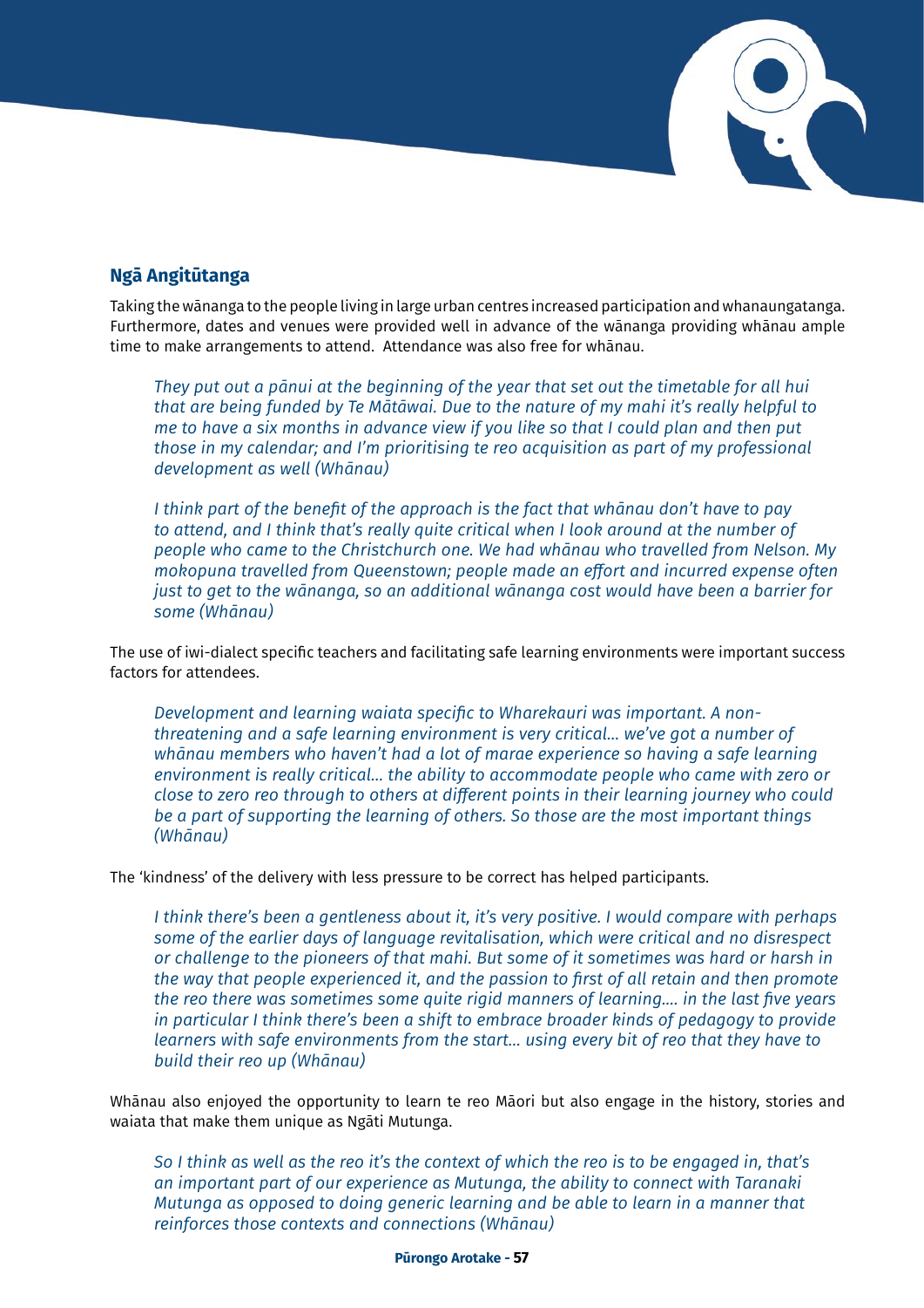## Ngā Angitūtanga

Taking the wānanga to the people living in large urban centres increased participation and whanaungatanga. Furthermore, dates and venues were provided well in advance of the wānanga providing whānau ample time to make arrangements to attend. Attendance was also free for whānau.

> *They put out a pānui at the beginning of the year that set out the timetable for all hui that are being funded by Te Mātāwai. Due to the nature of my mahi it's really helpful to me to have a six months in advance view if you like so that I could plan and then put those in my calendar; and I'm prioritising te reo acquisition as part of my professional development as well (Whānau)*

> *I think part of the benefit of the approach is the fact that whānau don't have to pay to attend, and I think that's really quite critical when I look around at the number of people who came to the Christchurch one. We had whānau who travelled from Nelson. My mokopuna travelled from Queenstown; people made an effort and incurred expense often just to get to the wānanga, so an additional wānanga cost would have been a barrier for some (Whānau)*

The use of iwi-dialect specific teachers and facilitating safe learning environments were important success factors for attendees.

> *Development and learning waiata specific to Wharekauri was important. A non-threatening and a safe learning environment is very critical… we've got a number of whānau members who haven't had a lot of marae experience so having a safe learning environment is really critical… the ability to accommodate people who came with zero or close to zero reo through to others at different points in their learning journey who could be a part of supporting the learning of others. So those are the most important things (Whānau)*

The 'kindness' of the delivery with less pressure to be correct has helped participants.

> *I think there's been a gentleness about it, it's very positive. I would compare with perhaps some of the earlier days of language revitalisation, which were critical and no disrespect or challenge to the pioneers of that mahi. But some of it sometimes was hard or harsh in the way that people experienced it, and the passion to first of all retain and then promote the reo there was sometimes some quite rigid manners of learning…. in the last five years in particular I think there's been a shift to embrace broader kinds of pedagogy to provide learners with safe environments from the start… using every bit of reo that they have to build their reo up (Whānau)*

Whānau also enjoyed the opportunity to learn te reo Māori but also engage in the history, stories and waiata that make them unique as Ngāti Mutunga.

> *So I think as well as the reo it's the context of which the reo is to be engaged in, that's an important part of our experience as Mutunga, the ability to connect with Taranaki Mutunga as opposed to doing generic learning and be able to learn in a manner that reinforces those contexts and connections (Whānau)*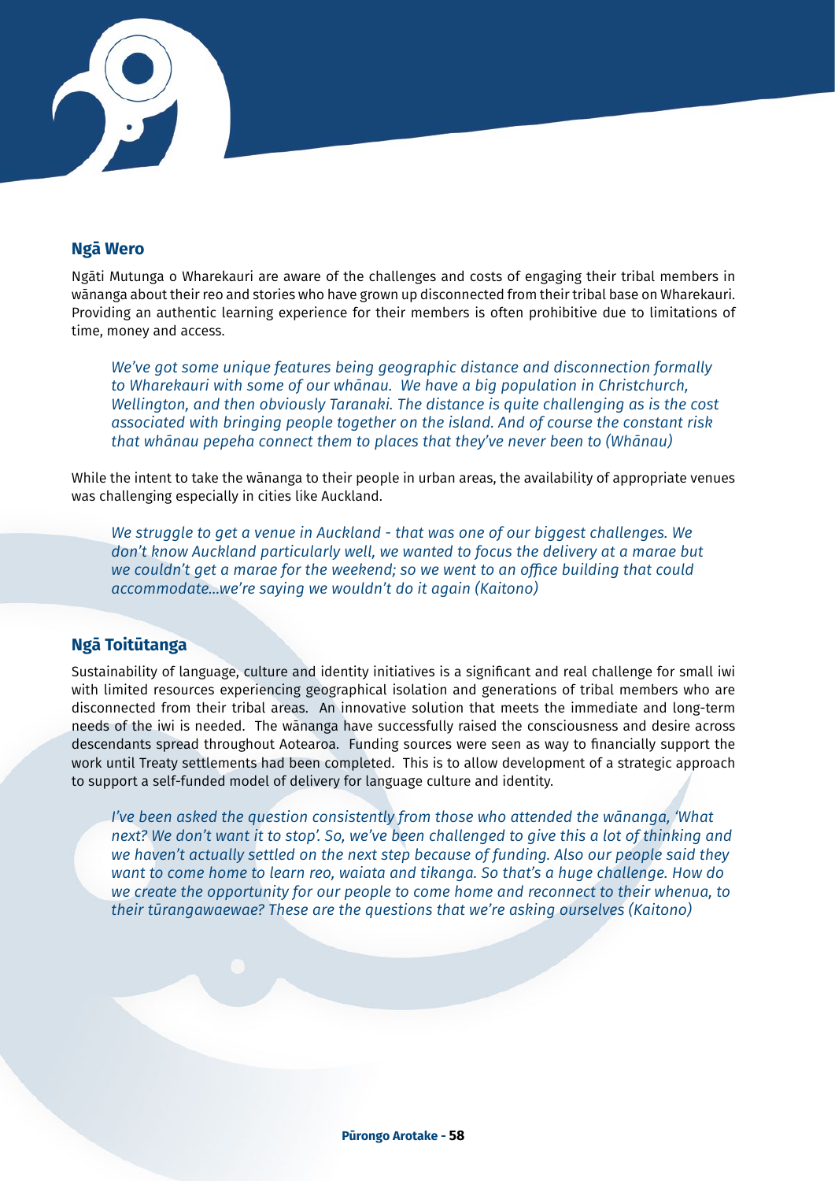## Ngā Wero

Ngāti Mutunga o Wharekauri are aware of the challenges and costs of engaging their tribal members in wānanga about their reo and stories who have grown up disconnected from their tribal base on Wharekauri. Providing an authentic learning experience for their members is often prohibitive due to limitations of time, money and access.

> *We've got some unique features being geographic distance and disconnection formally to Wharekauri with some of our whānau. We have a big population in Christchurch, Wellington, and then obviously Taranaki. The distance is quite challenging as is the cost associated with bringing people together on the island. And of course the constant risk that whānau pepeha connect them to places that they've never been to (Whānau)*

While the intent to take the wānanga to their people in urban areas, the availability of appropriate venues was challenging especially in cities like Auckland.

> *We struggle to get a venue in Auckland - that was one of our biggest challenges. We don't know Auckland particularly well, we wanted to focus the delivery at a marae but we couldn't get a marae for the weekend; so we went to an office building that could accommodate...we're saying we wouldn't do it again (Kaitono)*

## Ngā Toitūtanga

Sustainability of language, culture and identity initiatives is a significant and real challenge for small iwi with limited resources experiencing geographical isolation and generations of tribal members who are disconnected from their tribal areas. An innovative solution that meets the immediate and long-term needs of the iwi is needed. The wānanga have successfully raised the consciousness and desire across descendants spread throughout Aotearoa. Funding sources were seen as way to financially support the work until Treaty settlements had been completed. This is to allow development of a strategic approach to support a self-funded model of delivery for language culture and identity.

> *I've been asked the question consistently from those who attended the wānanga, 'What next? We don't want it to stop'. So, we've been challenged to give this a lot of thinking and we haven't actually settled on the next step because of funding. Also our people said they want to come home to learn reo, waiata and tikanga. So that's a huge challenge. How do we create the opportunity for our people to come home and reconnect to their whenua, to their tūrangawaewae? These are the questions that we're asking ourselves (Kaitono)*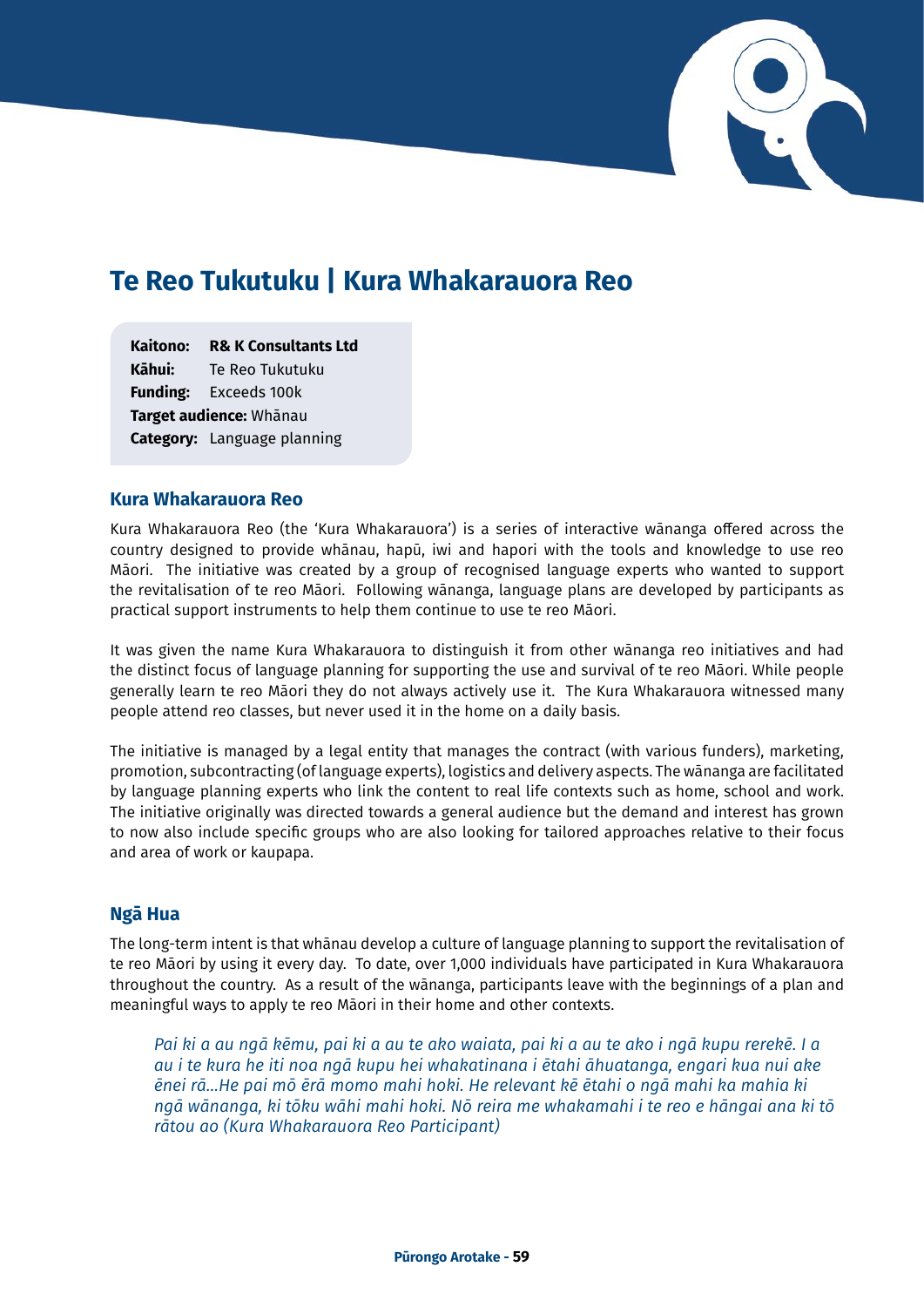# Te Reo Tukutuku | Kura Whakarauora Reo

**Kaitono:** **R& K Consultants Ltd**
**Kāhui:** Te Reo Tukutuku
**Funding:** Exceeds 100k
**Target audience:** Whānau
**Category:** Language planning

## Kura Whakarauora Reo

Kura Whakarauora Reo (the 'Kura Whakarauora') is a series of interactive wānanga offered across the country designed to provide whānau, hapū, iwi and hapori with the tools and knowledge to use reo Māori. The initiative was created by a group of recognised language experts who wanted to support the revitalisation of te reo Māori. Following wānanga, language plans are developed by participants as practical support instruments to help them continue to use te reo Māori.

It was given the name Kura Whakarauora to distinguish it from other wānanga reo initiatives and had the distinct focus of language planning for supporting the use and survival of te reo Māori. While people generally learn te reo Māori they do not always actively use it. The Kura Whakarauora witnessed many people attend reo classes, but never used it in the home on a daily basis.

The initiative is managed by a legal entity that manages the contract (with various funders), marketing, promotion, subcontracting (of language experts), logistics and delivery aspects. The wānanga are facilitated by language planning experts who link the content to real life contexts such as home, school and work. The initiative originally was directed towards a general audience but the demand and interest has grown to now also include specific groups who are also looking for tailored approaches relative to their focus and area of work or kaupapa.

## Ngā Hua

The long-term intent is that whānau develop a culture of language planning to support the revitalisation of te reo Māori by using it every day. To date, over 1,000 individuals have participated in Kura Whakarauora throughout the country. As a result of the wānanga, participants leave with the beginnings of a plan and meaningful ways to apply te reo Māori in their home and other contexts.

> *Pai ki a au ngā kēmu, pai ki a au te ako waiata, pai ki a au te ako i ngā kupu rerekē. I a au i te kura he iti noa ngā kupu hei whakatinana i ētahi āhuatanga, engari kua nui ake ēnei rā...He pai mō ērā momo mahi hoki. He relevant kē ētahi o ngā mahi ka mahia ki ngā wānanga, ki tōku wāhi mahi hoki. Nō reira me whakamahi i te reo e hāngai ana ki tō rātou ao (Kura Whakarauora Reo Participant)*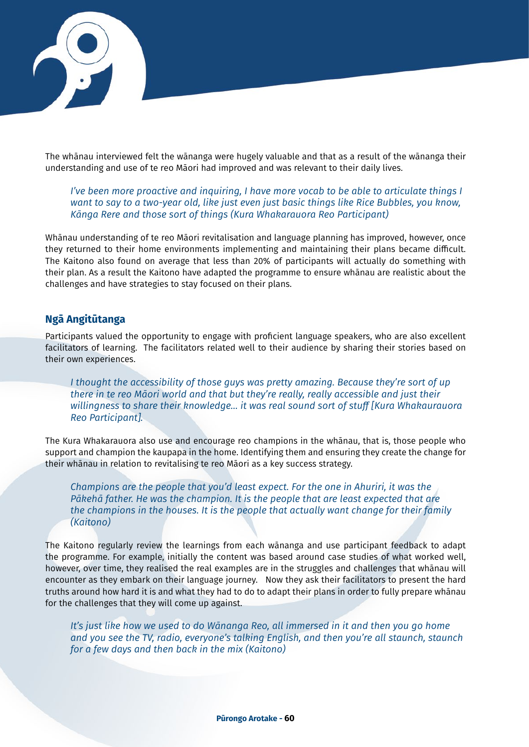The whānau interviewed felt the wānanga were hugely valuable and that as a result of the wānanga their understanding and use of te reo Māori had improved and was relevant to their daily lives.

> *I've been more proactive and inquiring, I have more vocab to be able to articulate things I want to say to a two-year old, like just even just basic things like Rice Bubbles, you know, Kānga Rere and those sort of things (Kura Whakarauora Reo Participant)*

Whānau understanding of te reo Māori revitalisation and language planning has improved, however, once they returned to their home environments implementing and maintaining their plans became difficult. The Kaitono also found on average that less than 20% of participants will actually do something with their plan. As a result the Kaitono have adapted the programme to ensure whānau are realistic about the challenges and have strategies to stay focused on their plans.

### Ngā Angitūtanga

Participants valued the opportunity to engage with proficient language speakers, who are also excellent facilitators of learning. The facilitators related well to their audience by sharing their stories based on their own experiences.

> *I thought the accessibility of those guys was pretty amazing. Because they're sort of up there in te reo Māori world and that but they're really, really accessible and just their willingness to share their knowledge... it was real sound sort of stuff [Kura Whakaurauora Reo Participant].*

The Kura Whakarauora also use and encourage reo champions in the whānau, that is, those people who support and champion the kaupapa in the home. Identifying them and ensuring they create the change for their whānau in relation to revitalising te reo Māori as a key success strategy.

> *Champions are the people that you'd least expect. For the one in Ahuriri, it was the Pākehā father. He was the champion. It is the people that are least expected that are the champions in the houses. It is the people that actually want change for their family (Kaitono)*

The Kaitono regularly review the learnings from each wānanga and use participant feedback to adapt the programme. For example, initially the content was based around case studies of what worked well, however, over time, they realised the real examples are in the struggles and challenges that whānau will encounter as they embark on their language journey. Now they ask their facilitators to present the hard truths around how hard it is and what they had to do to adapt their plans in order to fully prepare whānau for the challenges that they will come up against.

> *It's just like how we used to do Wānanga Reo, all immersed in it and then you go home and you see the TV, radio, everyone's talking English, and then you're all staunch, staunch for a few days and then back in the mix (Kaitono)*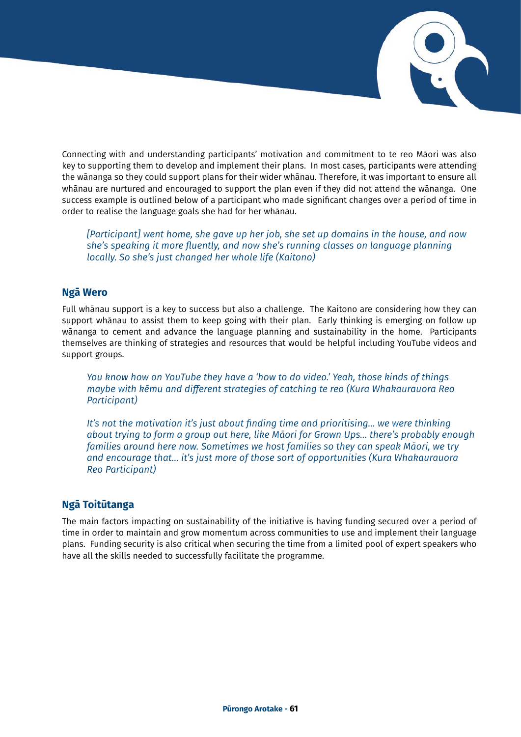Connecting with and understanding participants' motivation and commitment to te reo Māori was also key to supporting them to develop and implement their plans. In most cases, participants were attending the wānanga so they could support plans for their wider whānau. Therefore, it was important to ensure all whānau are nurtured and encouraged to support the plan even if they did not attend the wānanga. One success example is outlined below of a participant who made significant changes over a period of time in order to realise the language goals she had for her whānau.

> *[Participant] went home, she gave up her job, she set up domains in the house, and now she's speaking it more fluently, and now she's running classes on language planning locally. So she's just changed her whole life (Kaitono)*

### Ngā Wero

Full whānau support is a key to success but also a challenge. The Kaitono are considering how they can support whānau to assist them to keep going with their plan. Early thinking is emerging on follow up wānanga to cement and advance the language planning and sustainability in the home. Participants themselves are thinking of strategies and resources that would be helpful including YouTube videos and support groups.

> *You know how on YouTube they have a 'how to do video.' Yeah, those kinds of things maybe with kēmu and different strategies of catching te reo (Kura Whakaurauora Reo Participant)*

> *It's not the motivation it's just about finding time and prioritising… we were thinking about trying to form a group out here, like Māori for Grown Ups… there's probably enough families around here now. Sometimes we host families so they can speak Māori, we try and encourage that… it's just more of those sort of opportunities (Kura Whakaurauora Reo Participant)*

### Ngā Toitūtanga

The main factors impacting on sustainability of the initiative is having funding secured over a period of time in order to maintain and grow momentum across communities to use and implement their language plans. Funding security is also critical when securing the time from a limited pool of expert speakers who have all the skills needed to successfully facilitate the programme.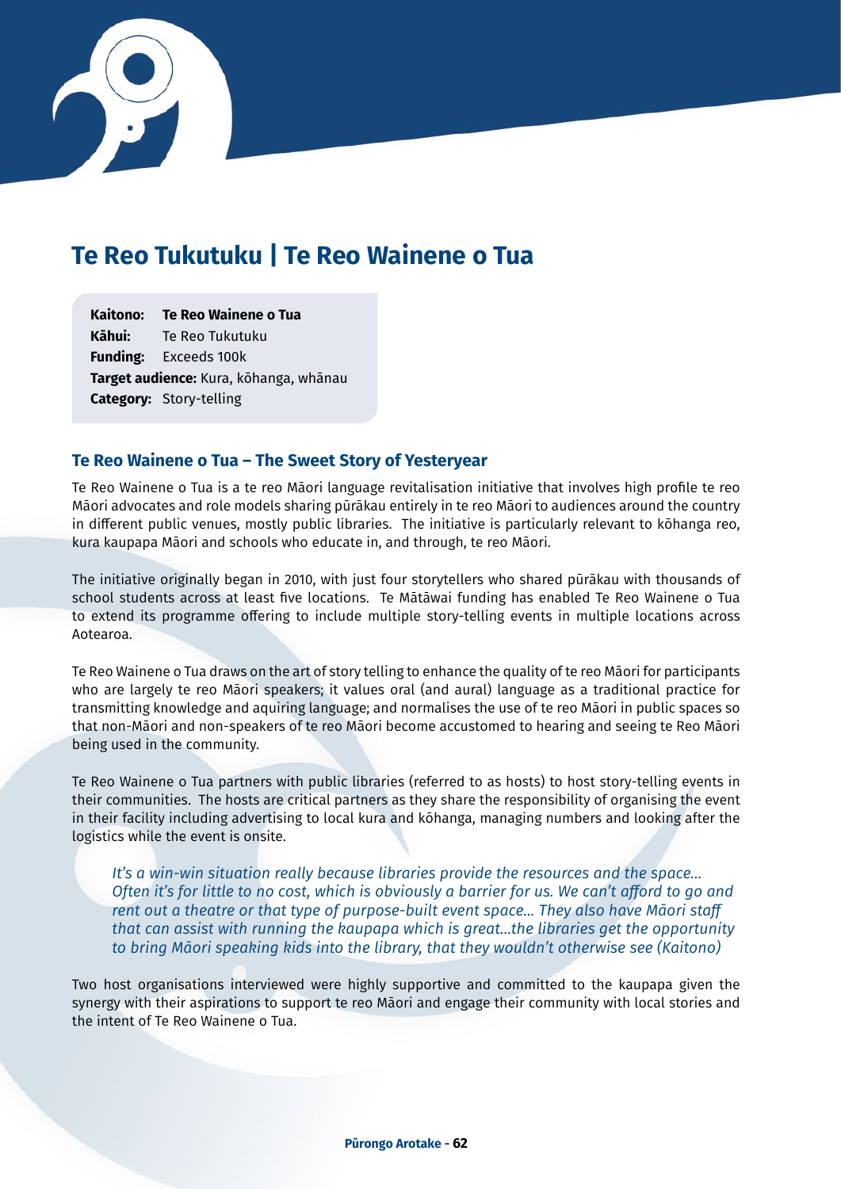# Te Reo Tukutuku | Te Reo Wainene o Tua

**Kaitono:** **Te Reo Wainene o Tua**
**Kāhui:** Te Reo Tukutuku
**Funding:** Exceeds 100k
**Target audience:** Kura, kōhanga, whānau
**Category:** Story-telling

## Te Reo Wainene o Tua – The Sweet Story of Yesteryear

Te Reo Wainene o Tua is a te reo Māori language revitalisation initiative that involves high profile te reo Māori advocates and role models sharing pūrākau entirely in te reo Māori to audiences around the country in different public venues, mostly public libraries. The initiative is particularly relevant to kōhanga reo, kura kaupapa Māori and schools who educate in, and through, te reo Māori.

The initiative originally began in 2010, with just four storytellers who shared pūrākau with thousands of school students across at least five locations. Te Mātāwai funding has enabled Te Reo Wainene o Tua to extend its programme offering to include multiple story-telling events in multiple locations across Aotearoa.

Te Reo Wainene o Tua draws on the art of story telling to enhance the quality of te reo Māori for participants who are largely te reo Māori speakers; it values oral (and aural) language as a traditional practice for transmitting knowledge and aquiring language; and normalises the use of te reo Māori in public spaces so that non-Māori and non-speakers of te reo Māori become accustomed to hearing and seeing te Reo Māori being used in the community.

Te Reo Wainene o Tua partners with public libraries (referred to as hosts) to host story-telling events in their communities. The hosts are critical partners as they share the responsibility of organising the event in their facility including advertising to local kura and kōhanga, managing numbers and looking after the logistics while the event is onsite.

> *It's a win-win situation really because libraries provide the resources and the space... Often it's for little to no cost, which is obviously a barrier for us. We can't afford to go and rent out a theatre or that type of purpose-built event space... They also have Māori staff that can assist with running the kaupapa which is great...the libraries get the opportunity to bring Māori speaking kids into the library, that they wouldn't otherwise see (Kaitono)*

Two host organisations interviewed were highly supportive and committed to the kaupapa given the synergy with their aspirations to support te reo Māori and engage their community with local stories and the intent of Te Reo Wainene o Tua.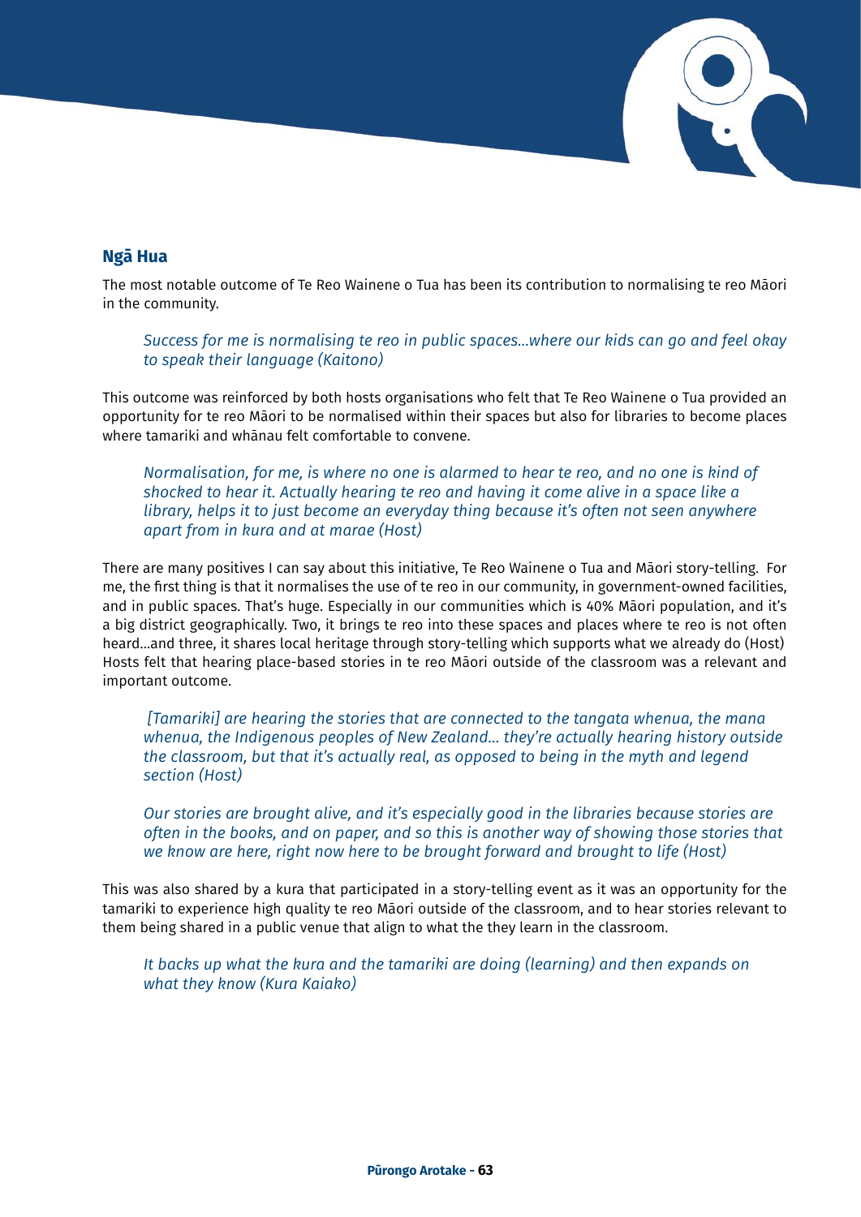### Ngā Hua

The most notable outcome of Te Reo Wainene o Tua has been its contribution to normalising te reo Māori in the community.

> *Success for me is normalising te reo in public spaces…where our kids can go and feel okay to speak their language (Kaitono)*

This outcome was reinforced by both hosts organisations who felt that Te Reo Wainene o Tua provided an opportunity for te reo Māori to be normalised within their spaces but also for libraries to become places where tamariki and whānau felt comfortable to convene.

> *Normalisation, for me, is where no one is alarmed to hear te reo, and no one is kind of shocked to hear it. Actually hearing te reo and having it come alive in a space like a library, helps it to just become an everyday thing because it's often not seen anywhere apart from in kura and at marae (Host)*

There are many positives I can say about this initiative, Te Reo Wainene o Tua and Māori story-telling. For me, the first thing is that it normalises the use of te reo in our community, in government-owned facilities, and in public spaces. That's huge. Especially in our communities which is 40% Māori population, and it's a big district geographically. Two, it brings te reo into these spaces and places where te reo is not often heard…and three, it shares local heritage through story-telling which supports what we already do (Host) Hosts felt that hearing place-based stories in te reo Māori outside of the classroom was a relevant and important outcome.

> *[Tamariki] are hearing the stories that are connected to the tangata whenua, the mana whenua, the Indigenous peoples of New Zealand… they're actually hearing history outside the classroom, but that it's actually real, as opposed to being in the myth and legend section (Host)*

> *Our stories are brought alive, and it's especially good in the libraries because stories are often in the books, and on paper, and so this is another way of showing those stories that we know are here, right now here to be brought forward and brought to life (Host)*

This was also shared by a kura that participated in a story-telling event as it was an opportunity for the tamariki to experience high quality te reo Māori outside of the classroom, and to hear stories relevant to them being shared in a public venue that align to what the they learn in the classroom.

> *It backs up what the kura and the tamariki are doing (learning) and then expands on what they know (Kura Kaiako)*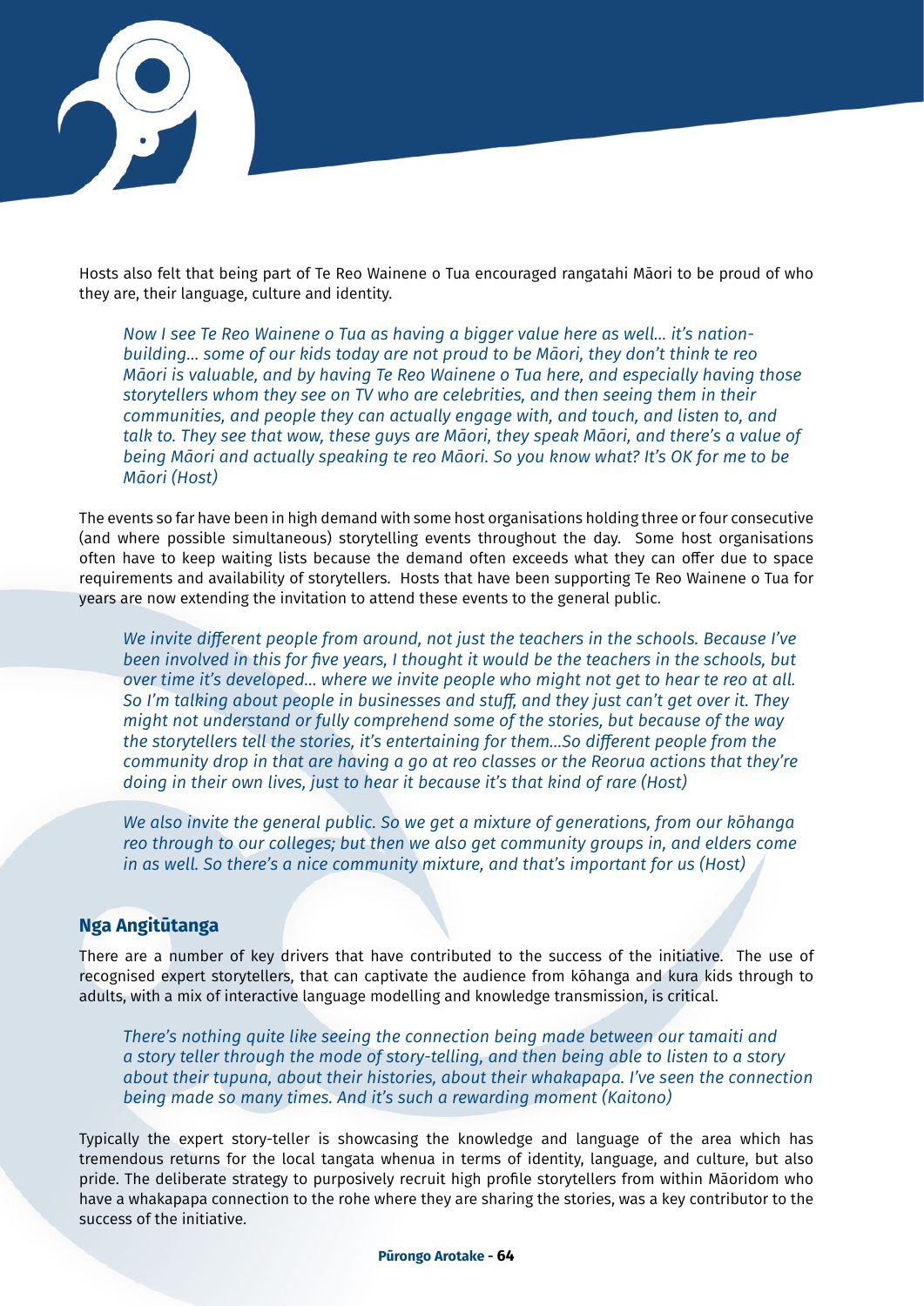Hosts also felt that being part of Te Reo Wainene o Tua encouraged rangatahi Māori to be proud of who they are, their language, culture and identity.

> *Now I see Te Reo Wainene o Tua as having a bigger value here as well… it's nation-building… some of our kids today are not proud to be Māori, they don't think te reo Māori is valuable, and by having Te Reo Wainene o Tua here, and especially having those storytellers whom they see on TV who are celebrities, and then seeing them in their communities, and people they can actually engage with, and touch, and listen to, and talk to. They see that wow, these guys are Māori, they speak Māori, and there's a value of being Māori and actually speaking te reo Māori. So you know what? It's OK for me to be Māori (Host)*

The events so far have been in high demand with some host organisations holding three or four consecutive (and where possible simultaneous) storytelling events throughout the day. Some host organisations often have to keep waiting lists because the demand often exceeds what they can offer due to space requirements and availability of storytellers. Hosts that have been supporting Te Reo Wainene o Tua for years are now extending the invitation to attend these events to the general public.

> *We invite different people from around, not just the teachers in the schools. Because I've been involved in this for five years, I thought it would be the teachers in the schools, but over time it's developed… where we invite people who might not get to hear te reo at all. So I'm talking about people in businesses and stuff, and they just can't get over it. They might not understand or fully comprehend some of the stories, but because of the way the storytellers tell the stories, it's entertaining for them…So different people from the community drop in that are having a go at reo classes or the Reorua actions that they're doing in their own lives, just to hear it because it's that kind of rare (Host)*

> *We also invite the general public. So we get a mixture of generations, from our kōhanga reo through to our colleges; but then we also get community groups in, and elders come in as well. So there's a nice community mixture, and that's important for us (Host)*

## Nga Angitūtanga

There are a number of key drivers that have contributed to the success of the initiative. The use of recognised expert storytellers, that can captivate the audience from kōhanga and kura kids through to adults, with a mix of interactive language modelling and knowledge transmission, is critical.

> *There's nothing quite like seeing the connection being made between our tamaiti and a story teller through the mode of story-telling, and then being able to listen to a story about their tupuna, about their histories, about their whakapapa. I've seen the connection being made so many times. And it's such a rewarding moment (Kaitono)*

Typically the expert story-teller is showcasing the knowledge and language of the area which has tremendous returns for the local tangata whenua in terms of identity, language, and culture, but also pride. The deliberate strategy to purposively recruit high profile storytellers from within Māoridom who have a whakapapa connection to the rohe where they are sharing the stories, was a key contributor to the success of the initiative.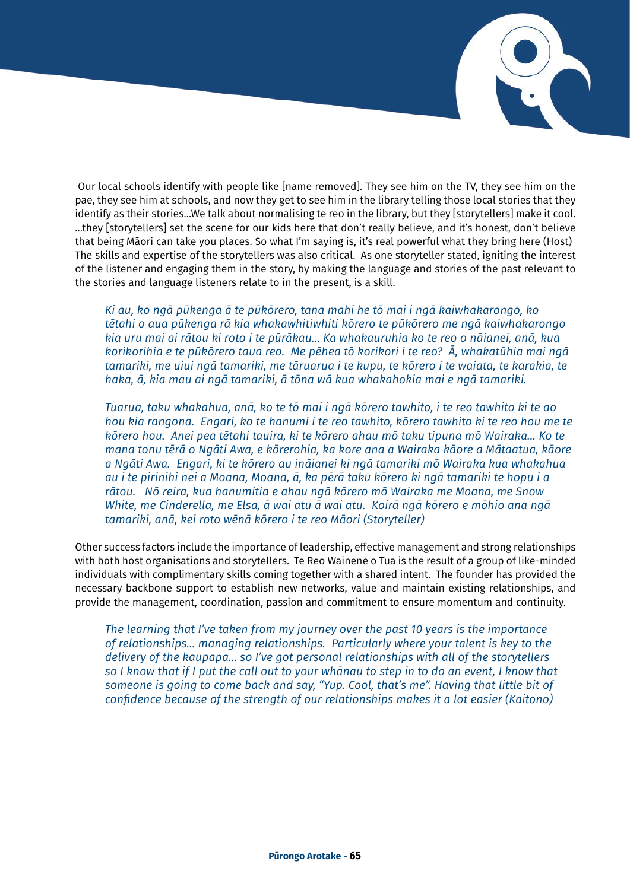Our local schools identify with people like [name removed]. They see him on the TV, they see him on the pae, they see him at schools, and now they get to see him in the library telling those local stories that they identify as their stories...We talk about normalising te reo in the library, but they [storytellers] make it cool. ...they [storytellers] set the scene for our kids here that don't really believe, and it's honest, don't believe that being Māori can take you places. So what I'm saying is, it's real powerful what they bring here (Host)

The skills and expertise of the storytellers was also critical. As one storyteller stated, igniting the interest of the listener and engaging them in the story, by making the language and stories of the past relevant to the stories and language listeners relate to in the present, is a skill.

> *Ki au, ko ngā pūkenga ā te pūkōrero, tana mahi he tō mai i ngā kaiwhakarongo, ko tētahi o aua pūkenga rā kia whakawhitiwhiti kōrero te pūkōrero me ngā kaiwhakarongo kia uru mai ai rātou ki roto i te pūrākau... Ka whakauruhia ko te reo o nāianei, anā, kua korikorihia e te pūkōrero taua reo. Me pēhea tō korikori i te reo? Ā, whakatūhia mai ngā tamariki, me uiui ngā tamariki, me tāruarua i te kupu, te kōrero i te waiata, te karakia, te haka, ā, kia mau ai ngā tamariki, ā tōna wā kua whakahokia mai e ngā tamariki.*
>
> *Tuarua, taku whakahua, anā, ko te tō mai i ngā kōrero tawhito, i te reo tawhito ki te ao hou kia rangona. Engari, ko te hanumi i te reo tawhito, kōrero tawhito ki te reo hou me te kōrero hou. Anei pea tētahi tauira, ki te kōrero ahau mō taku tipuna mō Wairaka... Ko te mana tonu tērā o Ngāti Awa, e kōrerohia, ka kore ana a Wairaka kāore a Mātaatua, kāore a Ngāti Awa. Engari, ki te kōrero au ināianei ki ngā tamariki mō Wairaka kua whakahua au i te pirinihi nei a Moana, Moana, ā, ka pērā taku kōrero ki ngā tamariki te hopu i a rātou. Nō reira, kua hanumitia e ahau ngā kōrero mō Wairaka me Moana, me Snow White, me Cinderella, me Elsa, ā wai atu ā wai atu. Koirā ngā kōrero e mōhio ana ngā tamariki, anā, kei roto wēnā kōrero i te reo Māori (Storyteller)*

Other success factors include the importance of leadership, effective management and strong relationships with both host organisations and storytellers. Te Reo Wainene o Tua is the result of a group of like-minded individuals with complimentary skills coming together with a shared intent. The founder has provided the necessary backbone support to establish new networks, value and maintain existing relationships, and provide the management, coordination, passion and commitment to ensure momentum and continuity.

> *The learning that I've taken from my journey over the past 10 years is the importance of relationships... managing relationships. Particularly where your talent is key to the delivery of the kaupapa... so I've got personal relationships with all of the storytellers so I know that if I put the call out to your whānau to step in to do an event, I know that someone is going to come back and say, "Yup. Cool, that's me". Having that little bit of confidence because of the strength of our relationships makes it a lot easier (Kaitono)*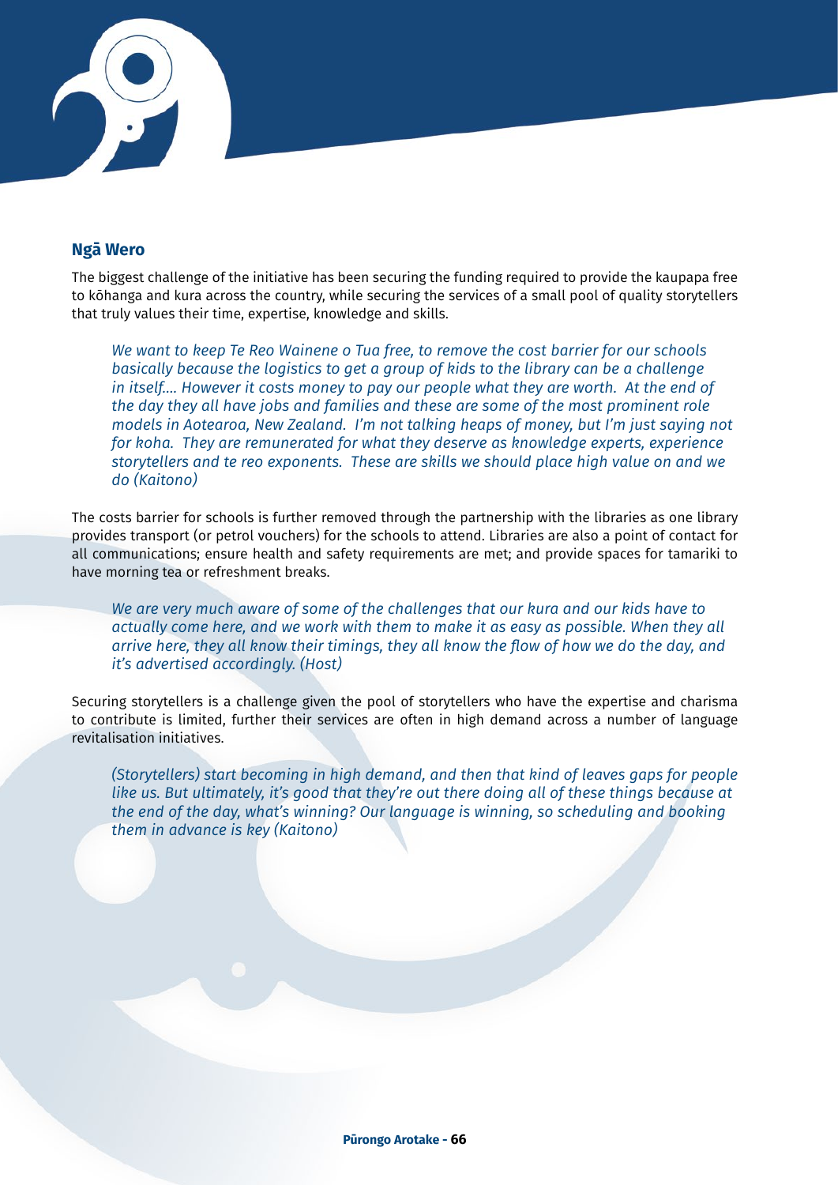## Ngā Wero

The biggest challenge of the initiative has been securing the funding required to provide the kaupapa free to kōhanga and kura across the country, while securing the services of a small pool of quality storytellers that truly values their time, expertise, knowledge and skills.

> *We want to keep Te Reo Wainene o Tua free, to remove the cost barrier for our schools basically because the logistics to get a group of kids to the library can be a challenge in itself.... However it costs money to pay our people what they are worth. At the end of the day they all have jobs and families and these are some of the most prominent role models in Aotearoa, New Zealand. I'm not talking heaps of money, but I'm just saying not for koha. They are remunerated for what they deserve as knowledge experts, experience storytellers and te reo exponents. These are skills we should place high value on and we do (Kaitono)*

The costs barrier for schools is further removed through the partnership with the libraries as one library provides transport (or petrol vouchers) for the schools to attend. Libraries are also a point of contact for all communications; ensure health and safety requirements are met; and provide spaces for tamariki to have morning tea or refreshment breaks.

> *We are very much aware of some of the challenges that our kura and our kids have to actually come here, and we work with them to make it as easy as possible. When they all arrive here, they all know their timings, they all know the flow of how we do the day, and it's advertised accordingly. (Host)*

Securing storytellers is a challenge given the pool of storytellers who have the expertise and charisma to contribute is limited, further their services are often in high demand across a number of language revitalisation initiatives.

> *(Storytellers) start becoming in high demand, and then that kind of leaves gaps for people like us. But ultimately, it's good that they're out there doing all of these things because at the end of the day, what's winning? Our language is winning, so scheduling and booking them in advance is key (Kaitono)*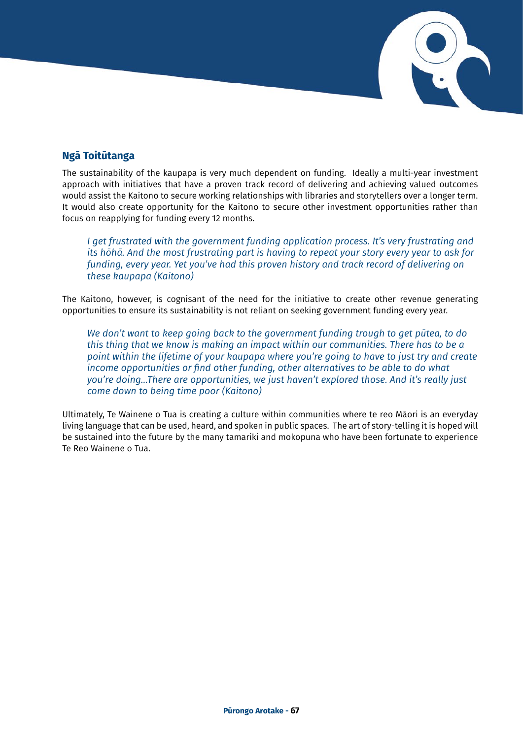### Ngā Toitūtanga

The sustainability of the kaupapa is very much dependent on funding. Ideally a multi-year investment approach with initiatives that have a proven track record of delivering and achieving valued outcomes would assist the Kaitono to secure working relationships with libraries and storytellers over a longer term. It would also create opportunity for the Kaitono to secure other investment opportunities rather than focus on reapplying for funding every 12 months.

> *I get frustrated with the government funding application process. It's very frustrating and its hōhā. And the most frustrating part is having to repeat your story every year to ask for funding, every year. Yet you've had this proven history and track record of delivering on these kaupapa (Kaitono)*

The Kaitono, however, is cognisant of the need for the initiative to create other revenue generating opportunities to ensure its sustainability is not reliant on seeking government funding every year.

> *We don't want to keep going back to the government funding trough to get pūtea, to do this thing that we know is making an impact within our communities. There has to be a point within the lifetime of your kaupapa where you're going to have to just try and create income opportunities or find other funding, other alternatives to be able to do what you're doing...There are opportunities, we just haven't explored those. And it's really just come down to being time poor (Kaitono)*

Ultimately, Te Wainene o Tua is creating a culture within communities where te reo Māori is an everyday living language that can be used, heard, and spoken in public spaces. The art of story-telling it is hoped will be sustained into the future by the many tamariki and mokopuna who have been fortunate to experience Te Reo Wainene o Tua.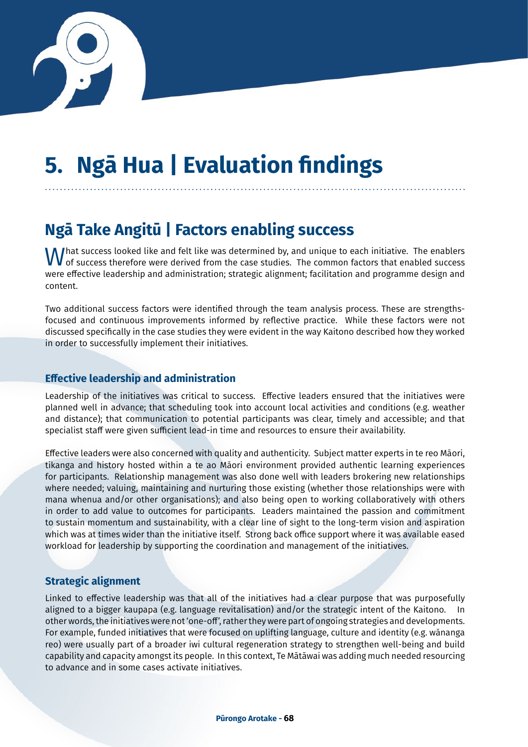# 5. Ngā Hua | Evaluation findings

## Ngā Take Angitū | Factors enabling success

What success looked like and felt like was determined by, and unique to each initiative. The enablers of success therefore were derived from the case studies. The common factors that enabled success were effective leadership and administration; strategic alignment; facilitation and programme design and content.

Two additional success factors were identified through the team analysis process. These are strengths-focused and continuous improvements informed by reflective practice. While these factors were not discussed specifically in the case studies they were evident in the way Kaitono described how they worked in order to successfully implement their initiatives.

### Effective leadership and administration

Leadership of the initiatives was critical to success. Effective leaders ensured that the initiatives were planned well in advance; that scheduling took into account local activities and conditions (e.g. weather and distance); that communication to potential participants was clear, timely and accessible; and that specialist staff were given sufficient lead-in time and resources to ensure their availability.

Effective leaders were also concerned with quality and authenticity. Subject matter experts in te reo Māori, tikanga and history hosted within a te ao Māori environment provided authentic learning experiences for participants. Relationship management was also done well with leaders brokering new relationships where needed; valuing, maintaining and nurturing those existing (whether those relationships were with mana whenua and/or other organisations); and also being open to working collaboratively with others in order to add value to outcomes for participants. Leaders maintained the passion and commitment to sustain momentum and sustainability, with a clear line of sight to the long-term vision and aspiration which was at times wider than the initiative itself. Strong back office support where it was available eased workload for leadership by supporting the coordination and management of the initiatives.

### Strategic alignment

Linked to effective leadership was that all of the initiatives had a clear purpose that was purposefully aligned to a bigger kaupapa (e.g. language revitalisation) and/or the strategic intent of the Kaitono. In other words, the initiatives were not 'one-off', rather they were part of ongoing strategies and developments. For example, funded initiatives that were focused on uplifting language, culture and identity (e.g. wānanga reo) were usually part of a broader iwi cultural regeneration strategy to strengthen well-being and build capability and capacity amongst its people. In this context, Te Mātāwai was adding much needed resourcing to advance and in some cases activate initiatives.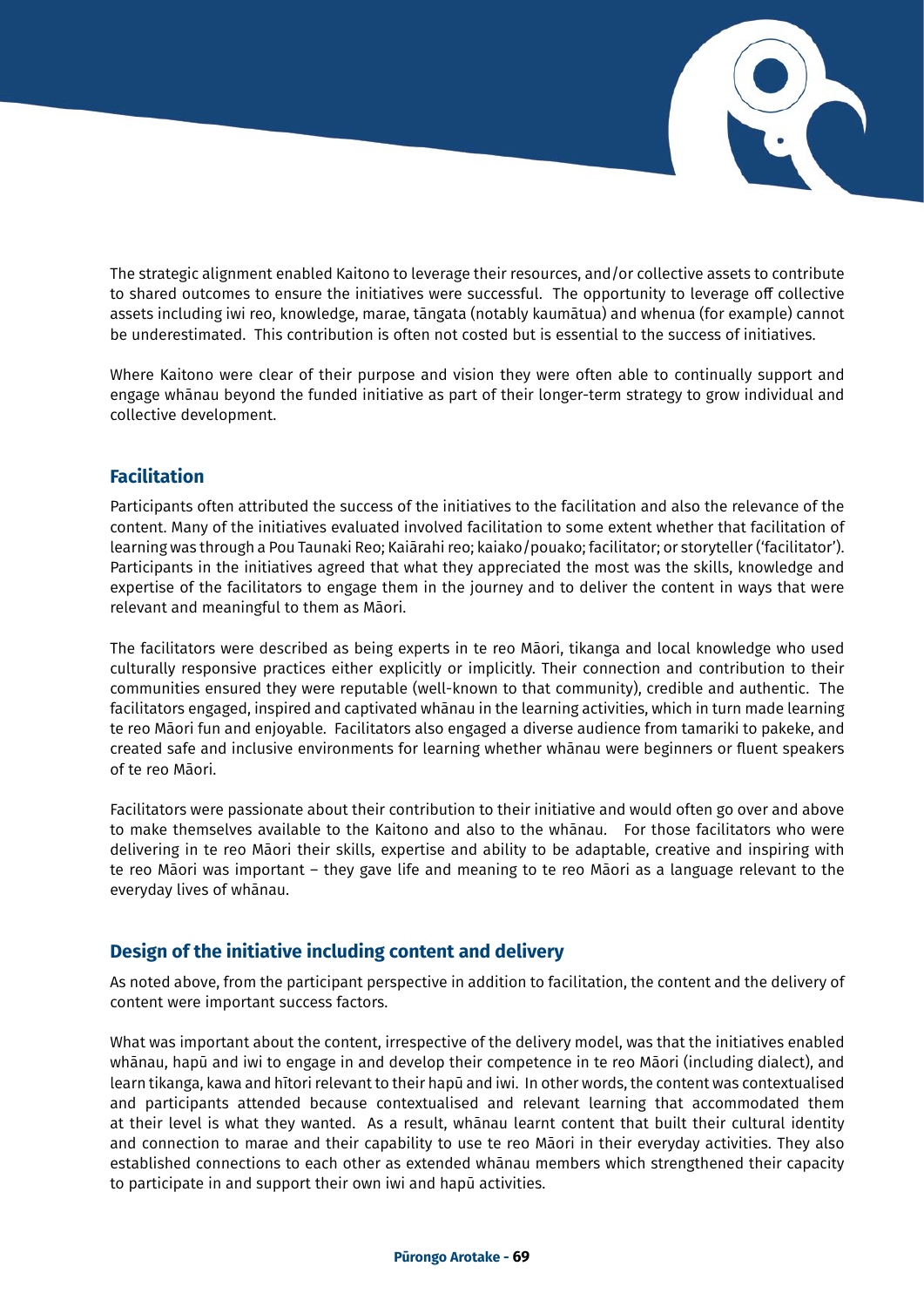The strategic alignment enabled Kaitono to leverage their resources, and/or collective assets to contribute to shared outcomes to ensure the initiatives were successful. The opportunity to leverage off collective assets including iwi reo, knowledge, marae, tāngata (notably kaumātua) and whenua (for example) cannot be underestimated. This contribution is often not costed but is essential to the success of initiatives.

Where Kaitono were clear of their purpose and vision they were often able to continually support and engage whānau beyond the funded initiative as part of their longer-term strategy to grow individual and collective development.

## Facilitation

Participants often attributed the success of the initiatives to the facilitation and also the relevance of the content. Many of the initiatives evaluated involved facilitation to some extent whether that facilitation of learning was through a Pou Taunaki Reo; Kaiārahi reo; kaiako/pouako; facilitator; or storyteller ('facilitator'). Participants in the initiatives agreed that what they appreciated the most was the skills, knowledge and expertise of the facilitators to engage them in the journey and to deliver the content in ways that were relevant and meaningful to them as Māori.

The facilitators were described as being experts in te reo Māori, tikanga and local knowledge who used culturally responsive practices either explicitly or implicitly. Their connection and contribution to their communities ensured they were reputable (well-known to that community), credible and authentic. The facilitators engaged, inspired and captivated whānau in the learning activities, which in turn made learning te reo Māori fun and enjoyable. Facilitators also engaged a diverse audience from tamariki to pakeke, and created safe and inclusive environments for learning whether whānau were beginners or fluent speakers of te reo Māori.

Facilitators were passionate about their contribution to their initiative and would often go over and above to make themselves available to the Kaitono and also to the whānau. For those facilitators who were delivering in te reo Māori their skills, expertise and ability to be adaptable, creative and inspiring with te reo Māori was important – they gave life and meaning to te reo Māori as a language relevant to the everyday lives of whānau.

## Design of the initiative including content and delivery

As noted above, from the participant perspective in addition to facilitation, the content and the delivery of content were important success factors.

What was important about the content, irrespective of the delivery model, was that the initiatives enabled whānau, hapū and iwi to engage in and develop their competence in te reo Māori (including dialect), and learn tikanga, kawa and hītori relevant to their hapū and iwi. In other words, the content was contextualised and participants attended because contextualised and relevant learning that accommodated them at their level is what they wanted. As a result, whānau learnt content that built their cultural identity and connection to marae and their capability to use te reo Māori in their everyday activities. They also established connections to each other as extended whānau members which strengthened their capacity to participate in and support their own iwi and hapū activities.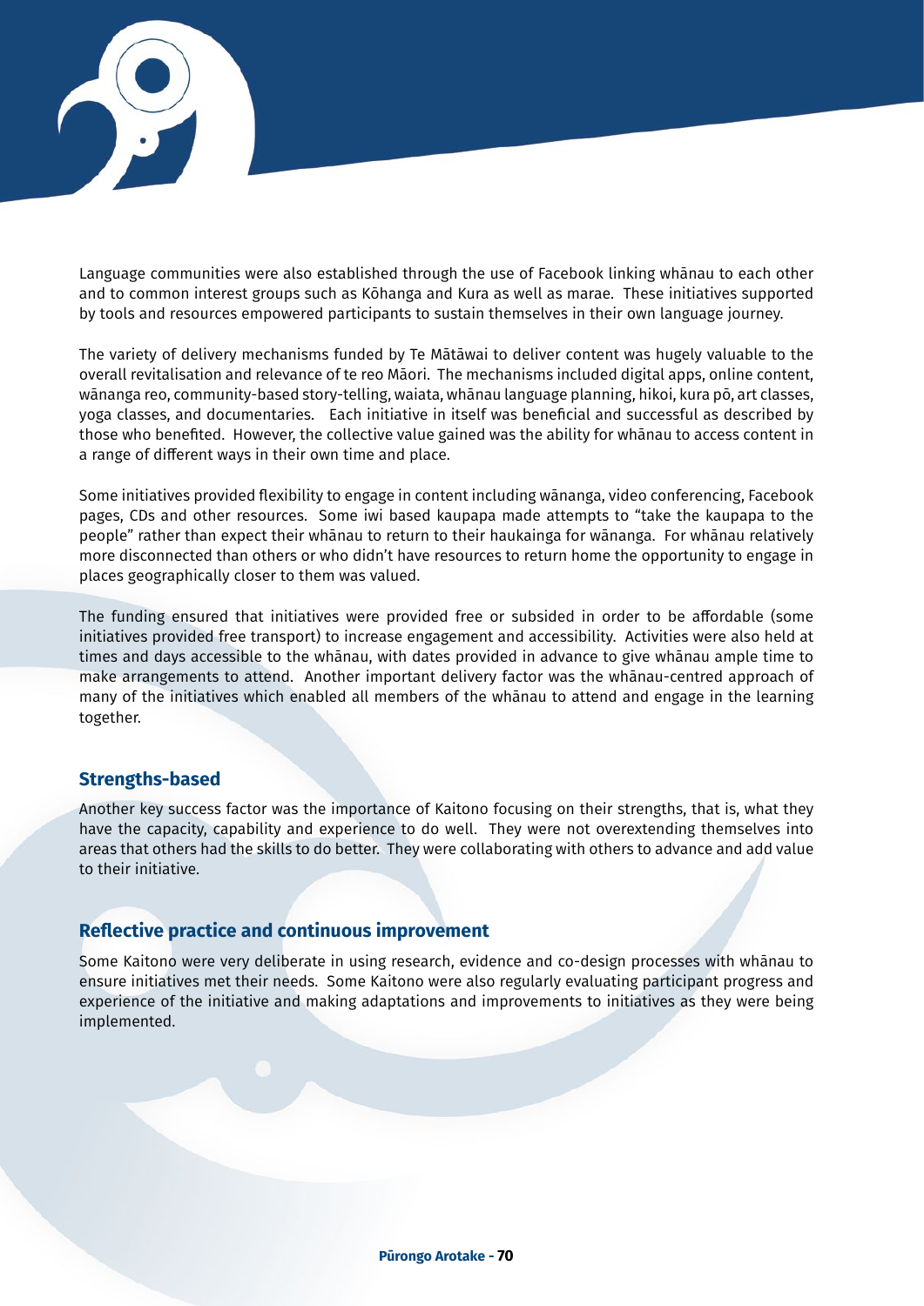Language communities were also established through the use of Facebook linking whānau to each other and to common interest groups such as Kōhanga and Kura as well as marae. These initiatives supported by tools and resources empowered participants to sustain themselves in their own language journey.

The variety of delivery mechanisms funded by Te Mātāwai to deliver content was hugely valuable to the overall revitalisation and relevance of te reo Māori. The mechanisms included digital apps, online content, wānanga reo, community-based story-telling, waiata, whānau language planning, hikoi, kura pō, art classes, yoga classes, and documentaries. Each initiative in itself was beneficial and successful as described by those who benefited. However, the collective value gained was the ability for whānau to access content in a range of different ways in their own time and place.

Some initiatives provided flexibility to engage in content including wānanga, video conferencing, Facebook pages, CDs and other resources. Some iwi based kaupapa made attempts to "take the kaupapa to the people" rather than expect their whānau to return to their haukainga for wānanga. For whānau relatively more disconnected than others or who didn't have resources to return home the opportunity to engage in places geographically closer to them was valued.

The funding ensured that initiatives were provided free or subsided in order to be affordable (some initiatives provided free transport) to increase engagement and accessibility. Activities were also held at times and days accessible to the whānau, with dates provided in advance to give whānau ample time to make arrangements to attend. Another important delivery factor was the whānau-centred approach of many of the initiatives which enabled all members of the whānau to attend and engage in the learning together.

### Strengths-based

Another key success factor was the importance of Kaitono focusing on their strengths, that is, what they have the capacity, capability and experience to do well. They were not overextending themselves into areas that others had the skills to do better. They were collaborating with others to advance and add value to their initiative.

### Reflective practice and continuous improvement

Some Kaitono were very deliberate in using research, evidence and co-design processes with whānau to ensure initiatives met their needs. Some Kaitono were also regularly evaluating participant progress and experience of the initiative and making adaptations and improvements to initiatives as they were being implemented.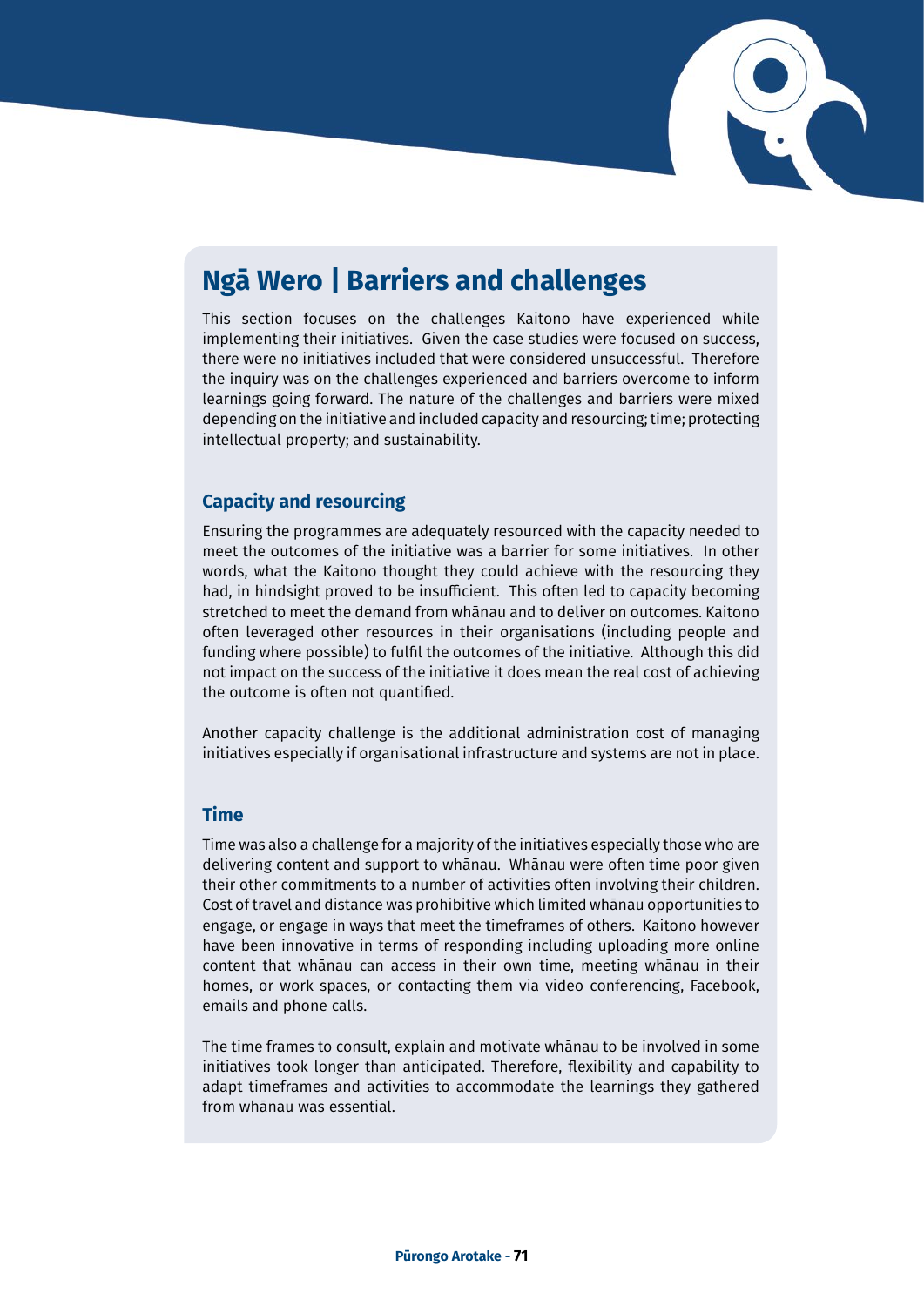## Ngā Wero | Barriers and challenges

This section focuses on the challenges Kaitono have experienced while implementing their initiatives. Given the case studies were focused on success, there were no initiatives included that were considered unsuccessful. Therefore the inquiry was on the challenges experienced and barriers overcome to inform learnings going forward. The nature of the challenges and barriers were mixed depending on the initiative and included capacity and resourcing; time; protecting intellectual property; and sustainability.

### Capacity and resourcing

Ensuring the programmes are adequately resourced with the capacity needed to meet the outcomes of the initiative was a barrier for some initiatives. In other words, what the Kaitono thought they could achieve with the resourcing they had, in hindsight proved to be insufficient. This often led to capacity becoming stretched to meet the demand from whānau and to deliver on outcomes. Kaitono often leveraged other resources in their organisations (including people and funding where possible) to fulfil the outcomes of the initiative. Although this did not impact on the success of the initiative it does mean the real cost of achieving the outcome is often not quantified.

Another capacity challenge is the additional administration cost of managing initiatives especially if organisational infrastructure and systems are not in place.

### Time

Time was also a challenge for a majority of the initiatives especially those who are delivering content and support to whānau. Whānau were often time poor given their other commitments to a number of activities often involving their children. Cost of travel and distance was prohibitive which limited whānau opportunities to engage, or engage in ways that meet the timeframes of others. Kaitono however have been innovative in terms of responding including uploading more online content that whānau can access in their own time, meeting whānau in their homes, or work spaces, or contacting them via video conferencing, Facebook, emails and phone calls.

The time frames to consult, explain and motivate whānau to be involved in some initiatives took longer than anticipated. Therefore, flexibility and capability to adapt timeframes and activities to accommodate the learnings they gathered from whānau was essential.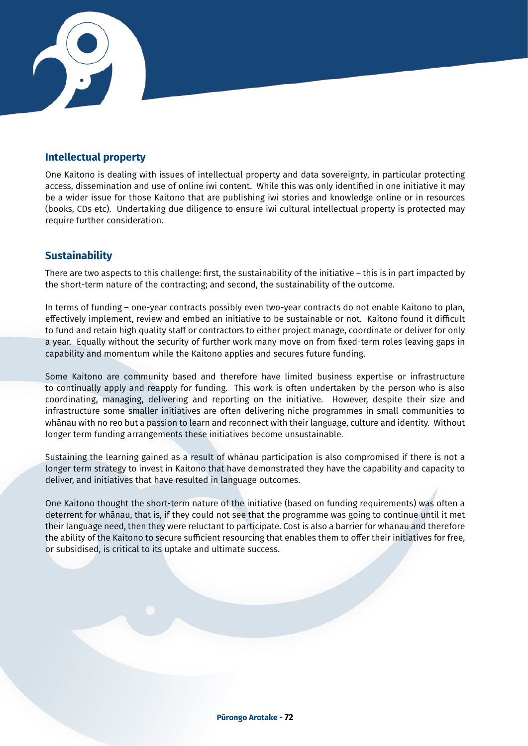## Intellectual property

One Kaitono is dealing with issues of intellectual property and data sovereignty, in particular protecting access, dissemination and use of online iwi content. While this was only identified in one initiative it may be a wider issue for those Kaitono that are publishing iwi stories and knowledge online or in resources (books, CDs etc). Undertaking due diligence to ensure iwi cultural intellectual property is protected may require further consideration.

## Sustainability

There are two aspects to this challenge: first, the sustainability of the initiative – this is in part impacted by the short-term nature of the contracting; and second, the sustainability of the outcome.

In terms of funding – one-year contracts possibly even two-year contracts do not enable Kaitono to plan, effectively implement, review and embed an initiative to be sustainable or not. Kaitono found it difficult to fund and retain high quality staff or contractors to either project manage, coordinate or deliver for only a year. Equally without the security of further work many move on from fixed-term roles leaving gaps in capability and momentum while the Kaitono applies and secures future funding.

Some Kaitono are community based and therefore have limited business expertise or infrastructure to continually apply and reapply for funding. This work is often undertaken by the person who is also coordinating, managing, delivering and reporting on the initiative. However, despite their size and infrastructure some smaller initiatives are often delivering niche programmes in small communities to whānau with no reo but a passion to learn and reconnect with their language, culture and identity. Without longer term funding arrangements these initiatives become unsustainable.

Sustaining the learning gained as a result of whānau participation is also compromised if there is not a longer term strategy to invest in Kaitono that have demonstrated they have the capability and capacity to deliver, and initiatives that have resulted in language outcomes.

One Kaitono thought the short-term nature of the initiative (based on funding requirements) was often a deterrent for whānau, that is, if they could not see that the programme was going to continue until it met their language need, then they were reluctant to participate. Cost is also a barrier for whānau and therefore the ability of the Kaitono to secure sufficient resourcing that enables them to offer their initiatives for free, or subsidised, is critical to its uptake and ultimate success.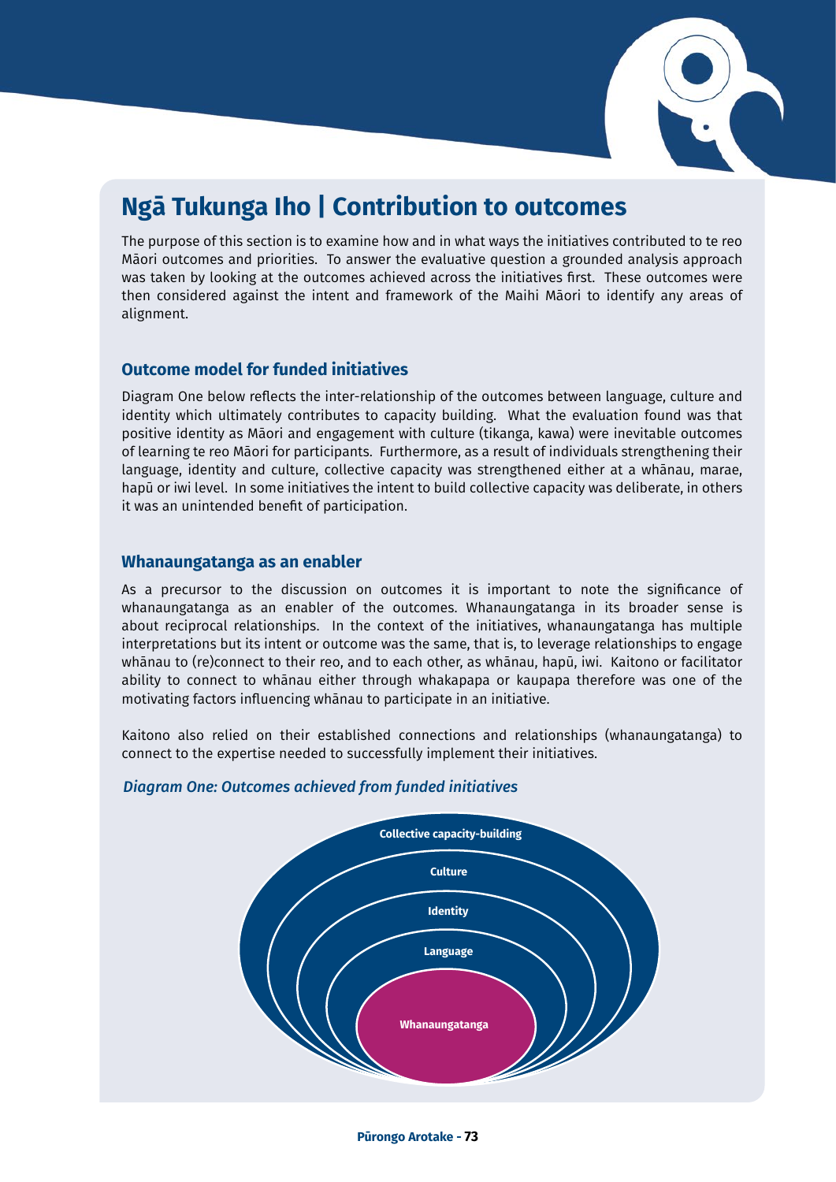# Ngā Tukunga Iho | Contribution to outcomes

The purpose of this section is to examine how and in what ways the initiatives contributed to te reo Māori outcomes and priorities. To answer the evaluative question a grounded analysis approach was taken by looking at the outcomes achieved across the initiatives first. These outcomes were then considered against the intent and framework of the Maihi Māori to identify any areas of alignment.

## Outcome model for funded initiatives

Diagram One below reflects the inter-relationship of the outcomes between language, culture and identity which ultimately contributes to capacity building. What the evaluation found was that positive identity as Māori and engagement with culture (tikanga, kawa) were inevitable outcomes of learning te reo Māori for participants. Furthermore, as a result of individuals strengthening their language, identity and culture, collective capacity was strengthened either at a whānau, marae, hapū or iwi level. In some initiatives the intent to build collective capacity was deliberate, in others it was an unintended benefit of participation.

## Whanaungatanga as an enabler

As a precursor to the discussion on outcomes it is important to note the significance of whanaungatanga as an enabler of the outcomes. Whanaungatanga in its broader sense is about reciprocal relationships. In the context of the initiatives, whanaungatanga has multiple interpretations but its intent or outcome was the same, that is, to leverage relationships to engage whānau to (re)connect to their reo, and to each other, as whānau, hapū, iwi. Kaitono or facilitator ability to connect to whānau either through whakapapa or kaupapa therefore was one of the motivating factors influencing whānau to participate in an initiative.

Kaitono also relied on their established connections and relationships (whanaungatanga) to connect to the expertise needed to successfully implement their initiatives.

*Diagram One: Outcomes achieved from funded initiatives*

Collective capacity-building

Culture

Identity

Language

Whanaungatanga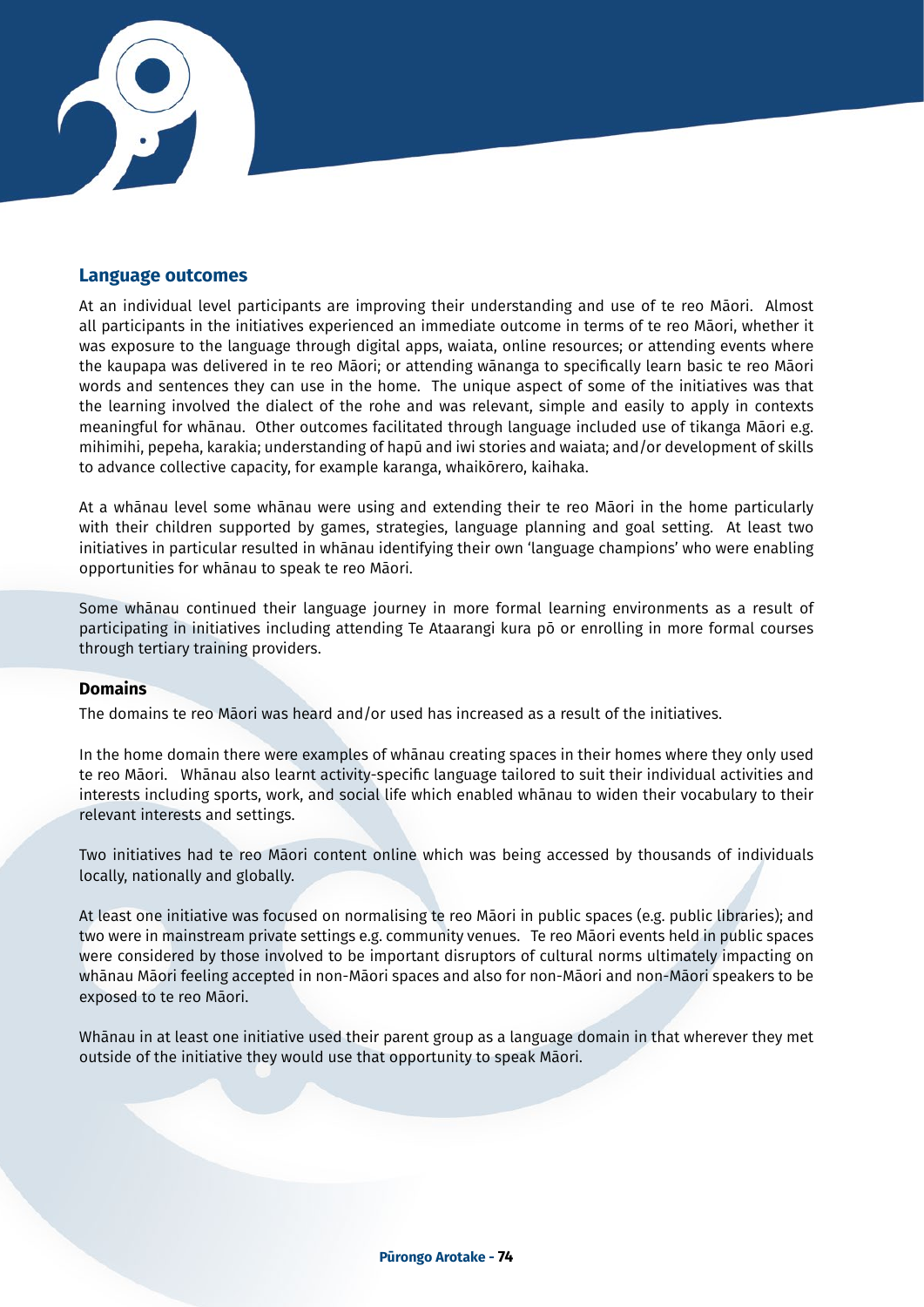## Language outcomes

At an individual level participants are improving their understanding and use of te reo Māori. Almost all participants in the initiatives experienced an immediate outcome in terms of te reo Māori, whether it was exposure to the language through digital apps, waiata, online resources; or attending events where the kaupapa was delivered in te reo Māori; or attending wānanga to specifically learn basic te reo Māori words and sentences they can use in the home. The unique aspect of some of the initiatives was that the learning involved the dialect of the rohe and was relevant, simple and easily to apply in contexts meaningful for whānau. Other outcomes facilitated through language included use of tikanga Māori e.g. mihimihi, pepeha, karakia; understanding of hapū and iwi stories and waiata; and/or development of skills to advance collective capacity, for example karanga, whaikōrero, kaihaka.

At a whānau level some whānau were using and extending their te reo Māori in the home particularly with their children supported by games, strategies, language planning and goal setting. At least two initiatives in particular resulted in whānau identifying their own 'language champions' who were enabling opportunities for whānau to speak te reo Māori.

Some whānau continued their language journey in more formal learning environments as a result of participating in initiatives including attending Te Ataarangi kura pō or enrolling in more formal courses through tertiary training providers.

### Domains

The domains te reo Māori was heard and/or used has increased as a result of the initiatives.

In the home domain there were examples of whānau creating spaces in their homes where they only used te reo Māori. Whānau also learnt activity-specific language tailored to suit their individual activities and interests including sports, work, and social life which enabled whānau to widen their vocabulary to their relevant interests and settings.

Two initiatives had te reo Māori content online which was being accessed by thousands of individuals locally, nationally and globally.

At least one initiative was focused on normalising te reo Māori in public spaces (e.g. public libraries); and two were in mainstream private settings e.g. community venues. Te reo Māori events held in public spaces were considered by those involved to be important disruptors of cultural norms ultimately impacting on whānau Māori feeling accepted in non-Māori spaces and also for non-Māori and non-Māori speakers to be exposed to te reo Māori.

Whānau in at least one initiative used their parent group as a language domain in that wherever they met outside of the initiative they would use that opportunity to speak Māori.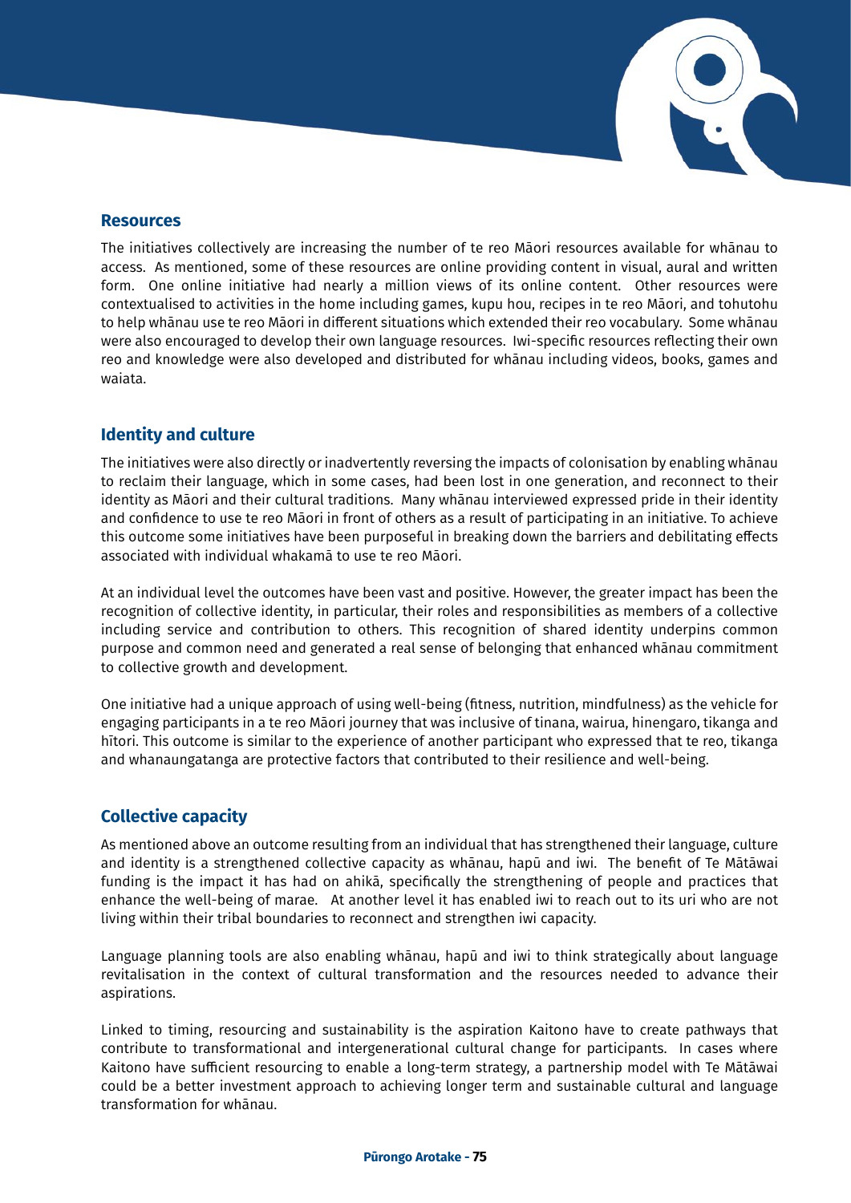## Resources

The initiatives collectively are increasing the number of te reo Māori resources available for whānau to access. As mentioned, some of these resources are online providing content in visual, aural and written form. One online initiative had nearly a million views of its online content. Other resources were contextualised to activities in the home including games, kupu hou, recipes in te reo Māori, and tohutohu to help whānau use te reo Māori in different situations which extended their reo vocabulary. Some whānau were also encouraged to develop their own language resources. Iwi-specific resources reflecting their own reo and knowledge were also developed and distributed for whānau including videos, books, games and waiata.

## Identity and culture

The initiatives were also directly or inadvertently reversing the impacts of colonisation by enabling whānau to reclaim their language, which in some cases, had been lost in one generation, and reconnect to their identity as Māori and their cultural traditions. Many whānau interviewed expressed pride in their identity and confidence to use te reo Māori in front of others as a result of participating in an initiative. To achieve this outcome some initiatives have been purposeful in breaking down the barriers and debilitating effects associated with individual whakamā to use te reo Māori.

At an individual level the outcomes have been vast and positive. However, the greater impact has been the recognition of collective identity, in particular, their roles and responsibilities as members of a collective including service and contribution to others. This recognition of shared identity underpins common purpose and common need and generated a real sense of belonging that enhanced whānau commitment to collective growth and development.

One initiative had a unique approach of using well-being (fitness, nutrition, mindfulness) as the vehicle for engaging participants in a te reo Māori journey that was inclusive of tinana, wairua, hinengaro, tikanga and hītori. This outcome is similar to the experience of another participant who expressed that te reo, tikanga and whanaungatanga are protective factors that contributed to their resilience and well-being.

## Collective capacity

As mentioned above an outcome resulting from an individual that has strengthened their language, culture and identity is a strengthened collective capacity as whānau, hapū and iwi. The benefit of Te Mātāwai funding is the impact it has had on ahikā, specifically the strengthening of people and practices that enhance the well-being of marae. At another level it has enabled iwi to reach out to its uri who are not living within their tribal boundaries to reconnect and strengthen iwi capacity.

Language planning tools are also enabling whānau, hapū and iwi to think strategically about language revitalisation in the context of cultural transformation and the resources needed to advance their aspirations.

Linked to timing, resourcing and sustainability is the aspiration Kaitono have to create pathways that contribute to transformational and intergenerational cultural change for participants. In cases where Kaitono have sufficient resourcing to enable a long-term strategy, a partnership model with Te Mātāwai could be a better investment approach to achieving longer term and sustainable cultural and language transformation for whānau.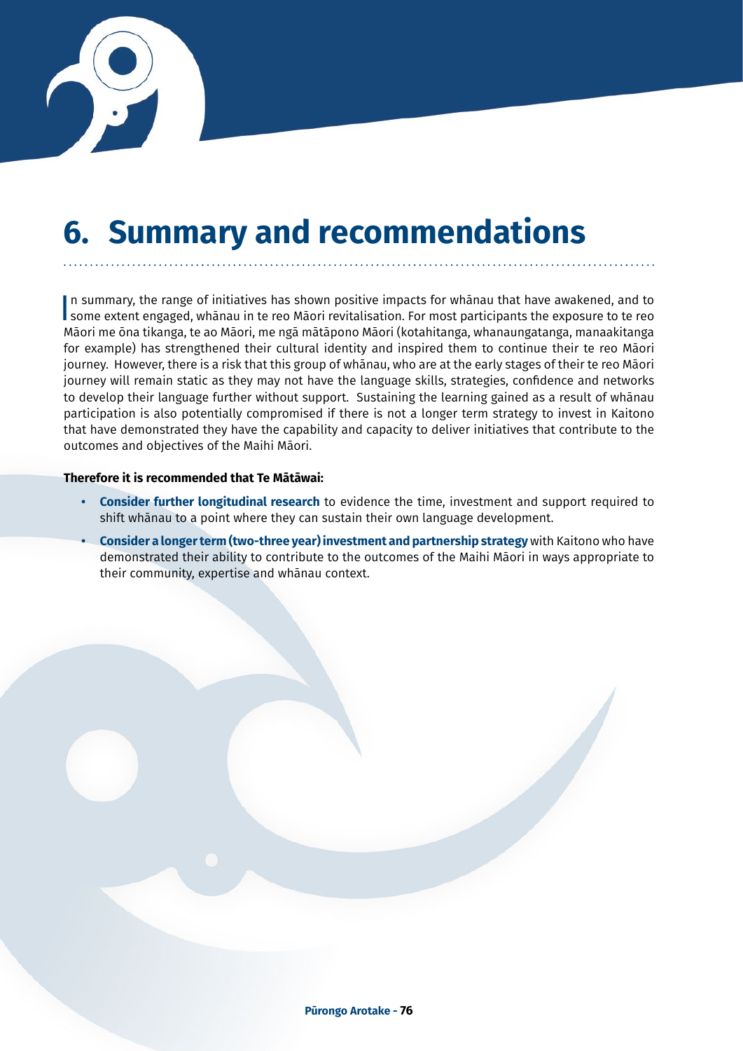# 6. Summary and recommendations

In summary, the range of initiatives has shown positive impacts for whānau that have awakened, and to some extent engaged, whānau in te reo Māori revitalisation. For most participants the exposure to te reo Māori me ōna tikanga, te ao Māori, me ngā mātāpono Māori (kotahitanga, whanaungatanga, manaakitanga for example) has strengthened their cultural identity and inspired them to continue their te reo Māori journey. However, there is a risk that this group of whānau, who are at the early stages of their te reo Māori journey will remain static as they may not have the language skills, strategies, confidence and networks to develop their language further without support. Sustaining the learning gained as a result of whānau participation is also potentially compromised if there is not a longer term strategy to invest in Kaitono that have demonstrated they have the capability and capacity to deliver initiatives that contribute to the outcomes and objectives of the Maihi Māori.

**Therefore it is recommended that Te Mātāwai:**

- **Consider further longitudinal research** to evidence the time, investment and support required to shift whānau to a point where they can sustain their own language development.
- **Consider a longer term (two-three year) investment and partnership strategy** with Kaitono who have demonstrated their ability to contribute to the outcomes of the Maihi Māori in ways appropriate to their community, expertise and whānau context.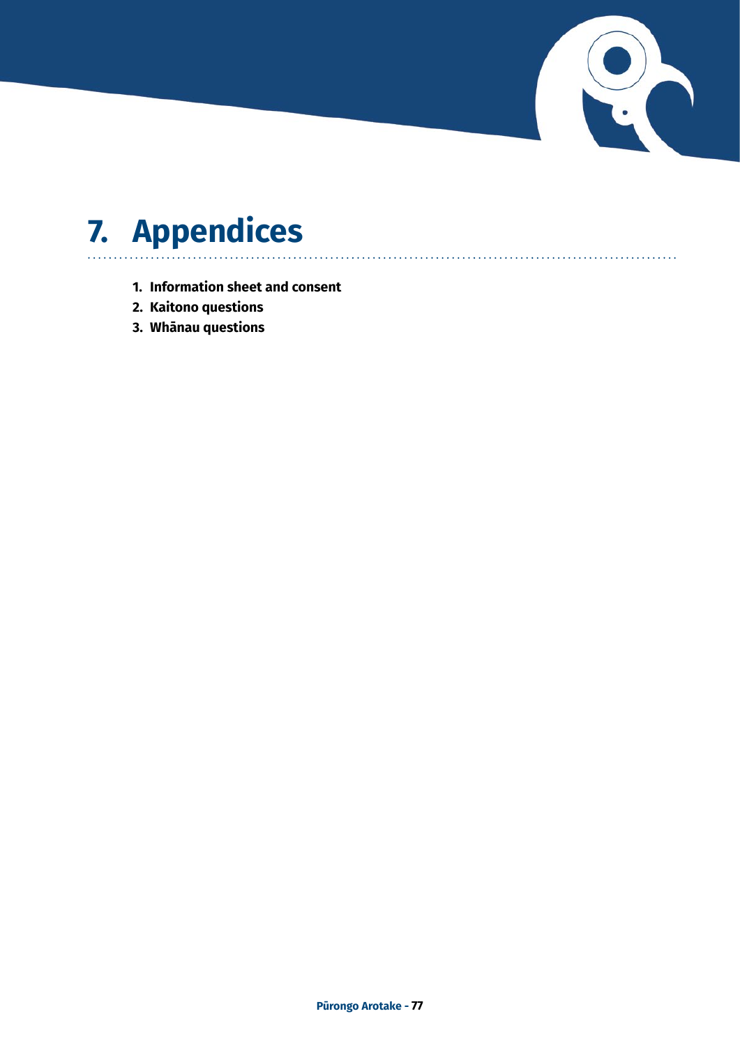# 7. Appendices

1. **Information sheet and consent**
2. **Kaitono questions**
3. **Whānau questions**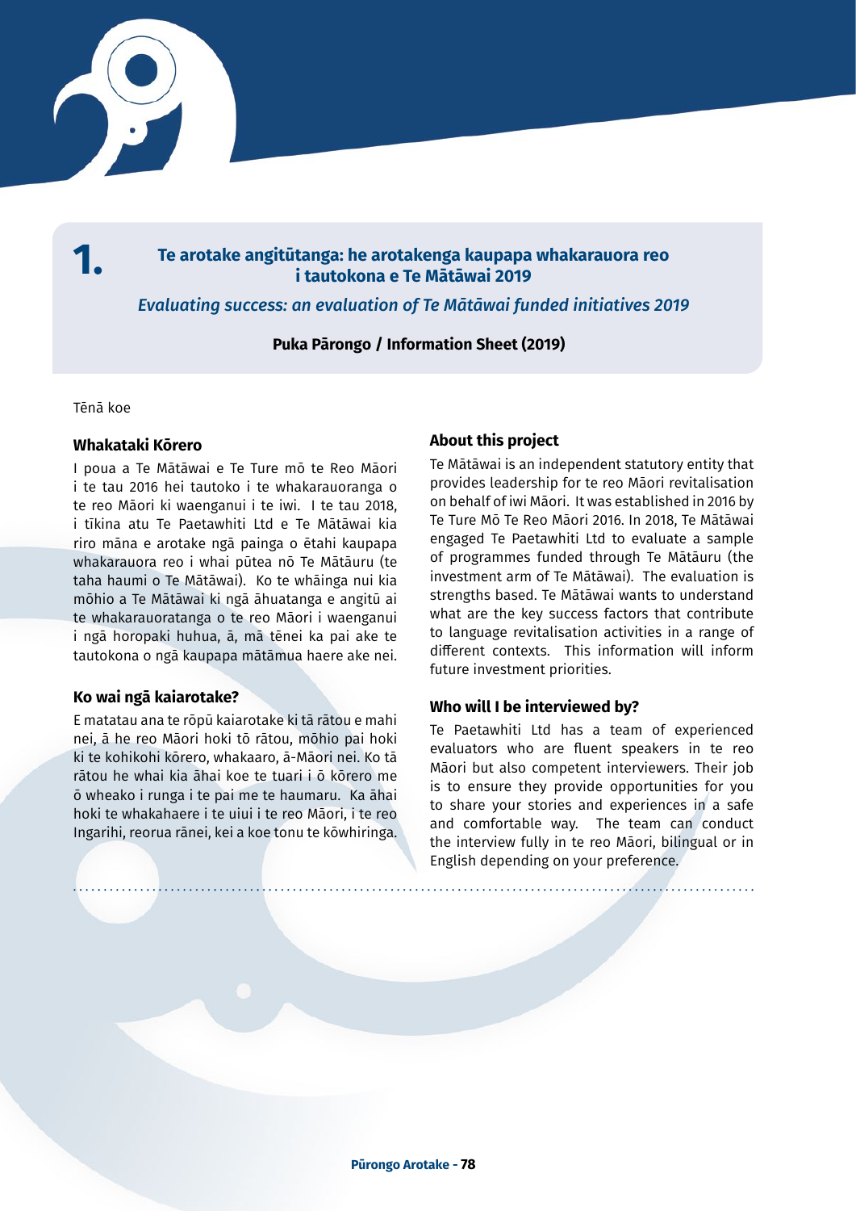# 1. Te arotake angitūtanga: he arotakenga kaupapa whakarauora reo i tautokona e Te Mātāwai 2019

*Evaluating success: an evaluation of Te Mātāwai funded initiatives 2019*

**Puka Pārongo / Information Sheet (2019)**

Tēnā koe

### Whakataki Kōrero

I poua a Te Mātāwai e Te Ture mō te Reo Māori i te tau 2016 hei tautoko i te whakarauoranga o te reo Māori ki waenganui i te iwi. I te tau 2018, i tīkina atu Te Paetawhiti Ltd e Te Mātāwai kia riro māna e arotake ngā painga o ētahi kaupapa whakarauora reo i whai pūtea nō Te Mātāuru (te taha haumi o Te Mātāwai). Ko te whāinga nui kia mōhio a Te Mātāwai ki ngā āhuatanga e angitū ai te whakarauoratanga o te reo Māori i waenganui i ngā horopaki huhua, ā, mā tēnei ka pai ake te tautokona o ngā kaupapa mātāmua haere ake nei.

### Ko wai ngā kaiarotake?

E matatau ana te rōpū kaiarotake ki tā rātou e mahi nei, ā he reo Māori hoki tō rātou, mōhio pai hoki ki te kohikohi kōrero, whakaaro, ā-Māori nei. Ko tā rātou he whai kia āhai koe te tuari i ō kōrero me ō wheako i runga i te pai me te haumaru. Ka āhai hoki te whakahaere i te uiui i te reo Māori, i te reo Ingarihi, reorua rānei, kei a koe tonu te kōwhiringa.

### About this project

Te Mātāwai is an independent statutory entity that provides leadership for te reo Māori revitalisation on behalf of iwi Māori. It was established in 2016 by Te Ture Mō Te Reo Māori 2016. In 2018, Te Mātāwai engaged Te Paetawhiti Ltd to evaluate a sample of programmes funded through Te Mātāuru (the investment arm of Te Mātāwai). The evaluation is strengths based. Te Mātāwai wants to understand what are the key success factors that contribute to language revitalisation activities in a range of different contexts. This information will inform future investment priorities.

### Who will I be interviewed by?

Te Paetawhiti Ltd has a team of experienced evaluators who are fluent speakers in te reo Māori but also competent interviewers. Their job is to ensure they provide opportunities for you to share your stories and experiences in a safe and comfortable way. The team can conduct the interview fully in te reo Māori, bilingual or in English depending on your preference.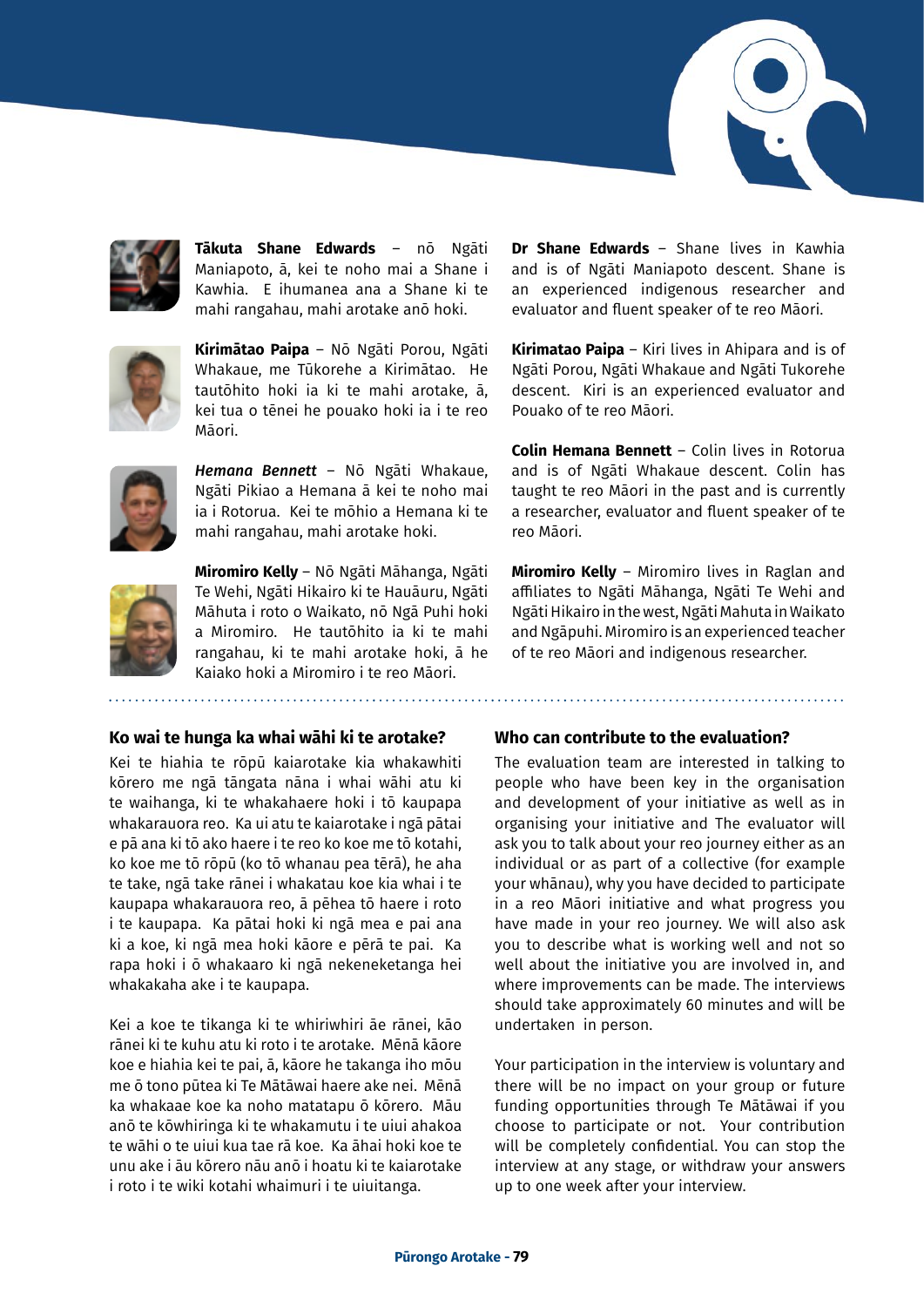**Tākuta Shane Edwards** – nō Ngāti Maniapoto, ā, kei te noho mai a Shane i Kawhia. E ihumanea ana a Shane ki te mahi rangahau, mahi arotake anō hoki.

**Kirimātao Paipa** – Nō Ngāti Porou, Ngāti Whakaue, me Tūkorehe a Kirimātao. He tautōhito hoki ia ki te mahi arotake, ā, kei tua o tēnei he pouako hoki ia i te reo Māori.

***Hemana Bennett*** – Nō Ngāti Whakaue, Ngāti Pikiao a Hemana ā kei te noho mai ia i Rotorua. Kei te mōhio a Hemana ki te mahi rangahau, mahi arotake hoki.

**Miromiro Kelly** – Nō Ngāti Māhanga, Ngāti Te Wehi, Ngāti Hikairo ki te Hauāuru, Ngāti Māhuta i roto o Waikato, nō Ngā Puhi hoki a Miromiro. He tautōhito ia ki te mahi rangahau, ki te mahi arotake hoki, ā he Kaiako hoki a Miromiro i te reo Māori.

**Dr Shane Edwards** – Shane lives in Kawhia and is of Ngāti Maniapoto descent. Shane is an experienced indigenous researcher and evaluator and fluent speaker of te reo Māori.

**Kirimatao Paipa** – Kiri lives in Ahipara and is of Ngāti Porou, Ngāti Whakaue and Ngāti Tukorehe descent. Kiri is an experienced evaluator and Pouako of te reo Māori.

**Colin Hemana Bennett** – Colin lives in Rotorua and is of Ngāti Whakaue descent. Colin has taught te reo Māori in the past and is currently a researcher, evaluator and fluent speaker of te reo Māori.

**Miromiro Kelly** – Miromiro lives in Raglan and affiliates to Ngāti Māhanga, Ngāti Te Wehi and Ngāti Hikairo in the west, Ngāti Mahuta in Waikato and Ngāpuhi. Miromiro is an experienced teacher of te reo Māori and indigenous researcher.

## Ko wai te hunga ka whai wāhi ki te arotake?

Kei te hiahia te rōpū kaiarotake kia whakawhiti kōrero me ngā tāngata nāna i whai wāhi atu ki te waihanga, ki te whakahaere hoki i tō kaupapa whakarauora reo. Ka ui atu te kaiarotake i ngā pātai e pā ana ki tō ako haere i te reo ko koe me tō kotahi, ko koe me tō rōpū (ko tō whanau pea tērā), he aha te take, ngā take rānei i whakatau koe kia whai i te kaupapa whakarauora reo, ā pēhea tō haere i roto i te kaupapa. Ka pātai hoki ki ngā mea e pai ana ki a koe, ki ngā mea hoki kāore e pērā te pai. Ka rapa hoki i ō whakaaro ki ngā nekeneketanga hei whakakaha ake i te kaupapa.

Kei a koe te tikanga ki te whiriwhiri āe rānei, kāo rānei ki te kuhu atu ki roto i te arotake. Mēnā kāore koe e hiahia kei te pai, ā, kāore he takanga iho mōu me ō tono pūtea ki Te Mātāwai haere ake nei. Mēnā ka whakaae koe ka noho matatapu ō kōrero. Māu anō te kōwhiringa ki te whakamutu i te uiui ahakoa te wāhi o te uiui kua tae rā koe. Ka āhai hoki koe te unu ake i āu kōrero nāu anō i hoatu ki te kaiarotake i roto i te wiki kotahi whaimuri i te uiuitanga.

## Who can contribute to the evaluation?

The evaluation team are interested in talking to people who have been key in the organisation and development of your initiative as well as in organising your initiative and The evaluator will ask you to talk about your reo journey either as an individual or as part of a collective (for example your whānau), why you have decided to participate in a reo Māori initiative and what progress you have made in your reo journey. We will also ask you to describe what is working well and not so well about the initiative you are involved in, and where improvements can be made. The interviews should take approximately 60 minutes and will be undertaken in person.

Your participation in the interview is voluntary and there will be no impact on your group or future funding opportunities through Te Mātāwai if you choose to participate or not. Your contribution will be completely confidential. You can stop the interview at any stage, or withdraw your answers up to one week after your interview.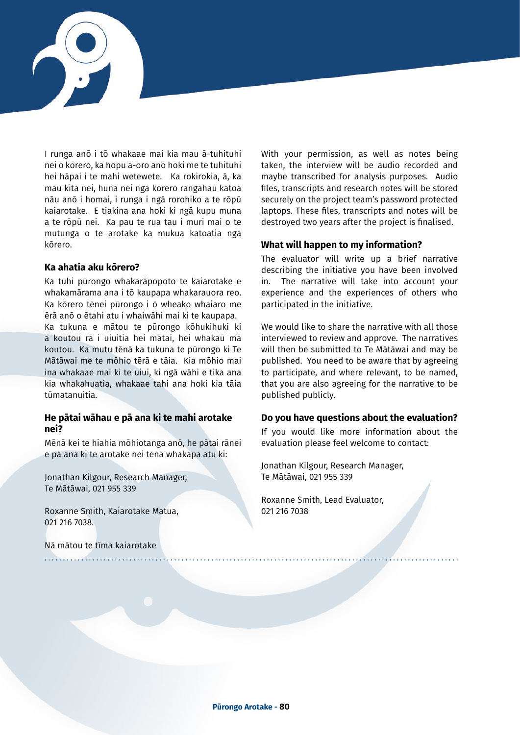I runga anō i tō whakaae mai kia mau ā-tuhituhi nei ō kōrero, ka hopu ā-oro anō hoki me te tuhituhi hei hāpai i te mahi wetewete. Ka rokirokia, ā, ka mau kita nei, huna nei nga kōrero rangahau katoa nāu anō i homai, i runga i ngā rorohiko a te rōpū kaiarotake. E tiakina ana hoki ki ngā kupu muna a te rōpū nei. Ka pau te rua tau i muri mai o te mutunga o te arotake ka mukua katoatia ngā kōrero.

### Ka ahatia aku kōrero?

Ka tuhi pūrongo whakarāpopoto te kaiarotake e whakamārama ana i tō kaupapa whakarauora reo. Ka kōrero tēnei pūrongo i ō wheako whaiaro me ērā anō o ētahi atu i whaiwāhi mai ki te kaupapa. Ka tukuna e mātou te pūrongo kōhukihuki ki a koutou rā i uiuitia hei mātai, hei whakaū mā koutou. Ka mutu tēnā ka tukuna te pūrongo ki Te Mātāwai me te mōhio tērā e tāia. Kia mōhio mai ina whakaae mai ki te uiui, ki ngā wāhi e tika ana kia whakahuatia, whakaae tahi ana hoki kia tāia tūmatanuitia.

### He pātai wāhau e pā ana ki te mahi arotake nei?

Mēnā kei te hiahia mōhiotanga anō, he pātai rānei e pā ana ki te arotake nei tēnā whakapā atu ki:

Jonathan Kilgour, Research Manager,
Te Mātāwai, 021 955 339

Roxanne Smith, Kaiarotake Matua,
021 216 7038.

Nā mātou te tīma kaiarotake

With your permission, as well as notes being taken, the interview will be audio recorded and maybe transcribed for analysis purposes. Audio files, transcripts and research notes will be stored securely on the project team's password protected laptops. These files, transcripts and notes will be destroyed two years after the project is finalised.

### What will happen to my information?

The evaluator will write up a brief narrative describing the initiative you have been involved in. The narrative will take into account your experience and the experiences of others who participated in the initiative.

We would like to share the narrative with all those interviewed to review and approve. The narratives will then be submitted to Te Mātāwai and may be published. You need to be aware that by agreeing to participate, and where relevant, to be named, that you are also agreeing for the narrative to be published publicly.

### Do you have questions about the evaluation?

If you would like more information about the evaluation please feel welcome to contact:

Jonathan Kilgour, Research Manager,
Te Mātāwai, 021 955 339

Roxanne Smith, Lead Evaluator,
021 216 7038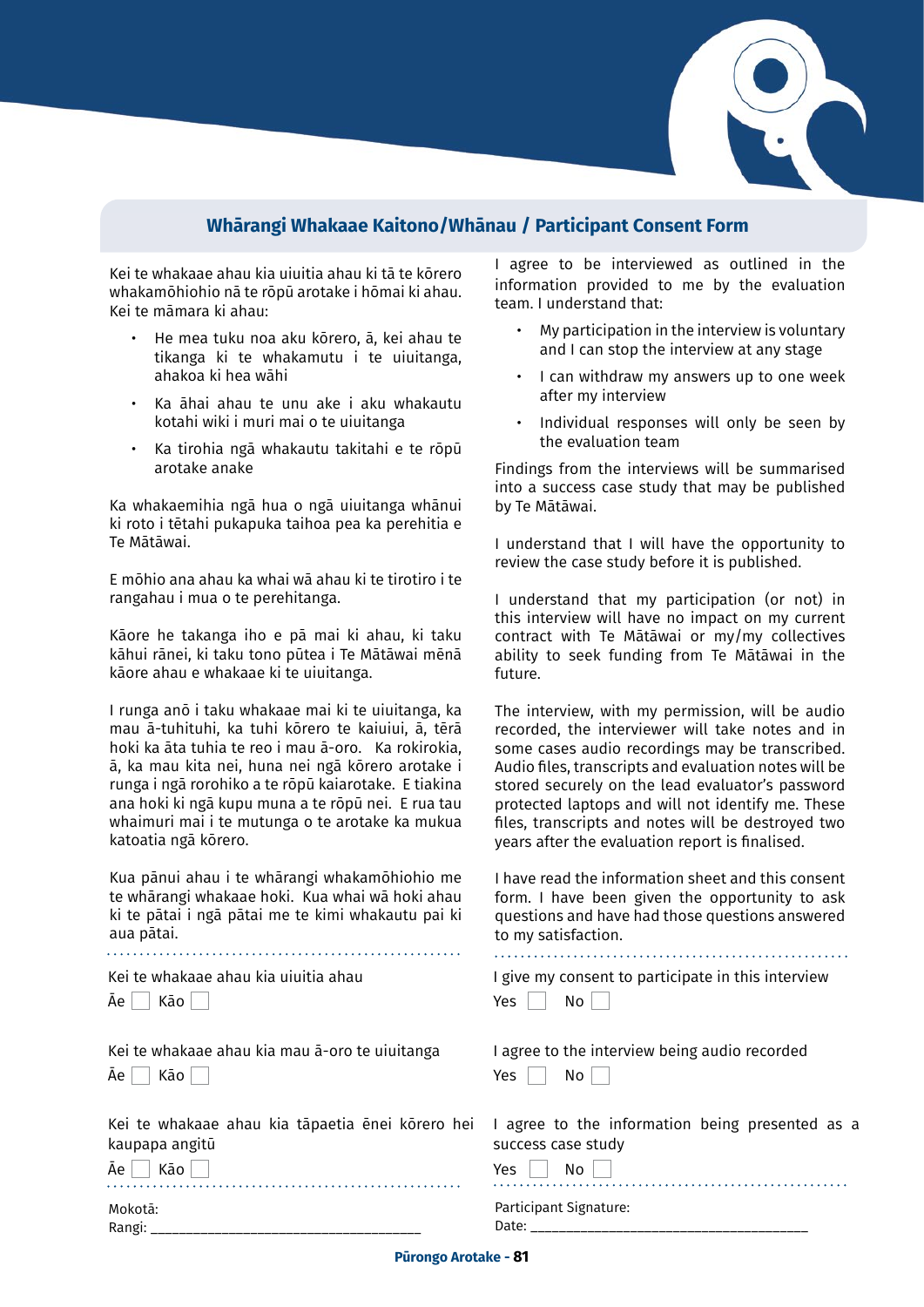## Whārangi Whakaae Kaitono/Whānau / Participant Consent Form

Kei te whakaae ahau kia uiuitia ahau ki tā te kōrero whakamōhiohio nā te rōpū arotake i hōmai ki ahau. Kei te māmara ki ahau:

- He mea tuku noa aku kōrero, ā, kei ahau te tikanga ki te whakamutu i te uiuitanga, ahakoa ki hea wāhi
- Ka āhai ahau te unu ake i aku whakautu kotahi wiki i muri mai o te uiuitanga
- Ka tirohia ngā whakautu takitahi e te rōpū arotake anake

Ka whakaemihia ngā hua o ngā uiuitanga whānui ki roto i tētahi pukapuka taihoa pea ka perehitia e Te Mātāwai.

E mōhio ana ahau ka whai wā ahau ki te tirotiro i te rangahau i mua o te perehitanga.

Kāore he takanga iho e pā mai ki ahau, ki taku kāhui rānei, ki taku tono pūtea i Te Mātāwai mēnā kāore ahau e whakaae ki te uiuitanga.

I runga anō i taku whakaae mai ki te uiuitanga, ka mau ā-tuhituhi, ka tuhi kōrero te kaiuiui, ā, tērā hoki ka āta tuhia te reo i mau ā-oro. Ka rokirokia, ā, ka mau kita nei, huna nei ngā kōrero arotake i runga i ngā rorohiko a te rōpū kaiarotake. E tiakina ana hoki ki ngā kupu muna a te rōpū nei. E rua tau whaimuri mai i te mutunga o te arotake ka mukua katoatia ngā kōrero.

Kua pānui ahau i te whārangi whakamōhiohio me te whārangi whakaae hoki. Kua whai wā hoki ahau ki te pātai i ngā pātai me te kimi whakautu pai ki aua pātai.

Kei te whakaae ahau kia uiuitia ahau

Āe ☐ Kāo ☐

Kei te whakaae ahau kia mau ā-oro te uiuitanga

Āe ☐ Kāo ☐

Kei te whakaae ahau kia tāpaetia ēnei kōrero hei kaupapa angitū

Āe ☐ Kāo ☐

Mokotā:

Rangi: ___________________________________

I agree to be interviewed as outlined in the information provided to me by the evaluation team. I understand that:

- My participation in the interview is voluntary and I can stop the interview at any stage
- I can withdraw my answers up to one week after my interview
- Individual responses will only be seen by the evaluation team

Findings from the interviews will be summarised into a success case study that may be published by Te Mātāwai.

I understand that I will have the opportunity to review the case study before it is published.

I understand that my participation (or not) in this interview will have no impact on my current contract with Te Mātāwai or my/my collectives ability to seek funding from Te Mātāwai in the future.

The interview, with my permission, will be audio recorded, the interviewer will take notes and in some cases audio recordings may be transcribed. Audio files, transcripts and evaluation notes will be stored securely on the lead evaluator's password protected laptops and will not identify me. These files, transcripts and notes will be destroyed two years after the evaluation report is finalised.

I have read the information sheet and this consent form. I have been given the opportunity to ask questions and have had those questions answered to my satisfaction.

I give my consent to participate in this interview

Yes ☐ No ☐

I agree to the interview being audio recorded

Yes ☐ No ☐

I agree to the information being presented as a success case study

Yes ☐ No ☐

Participant Signature:

Date: ___________________________________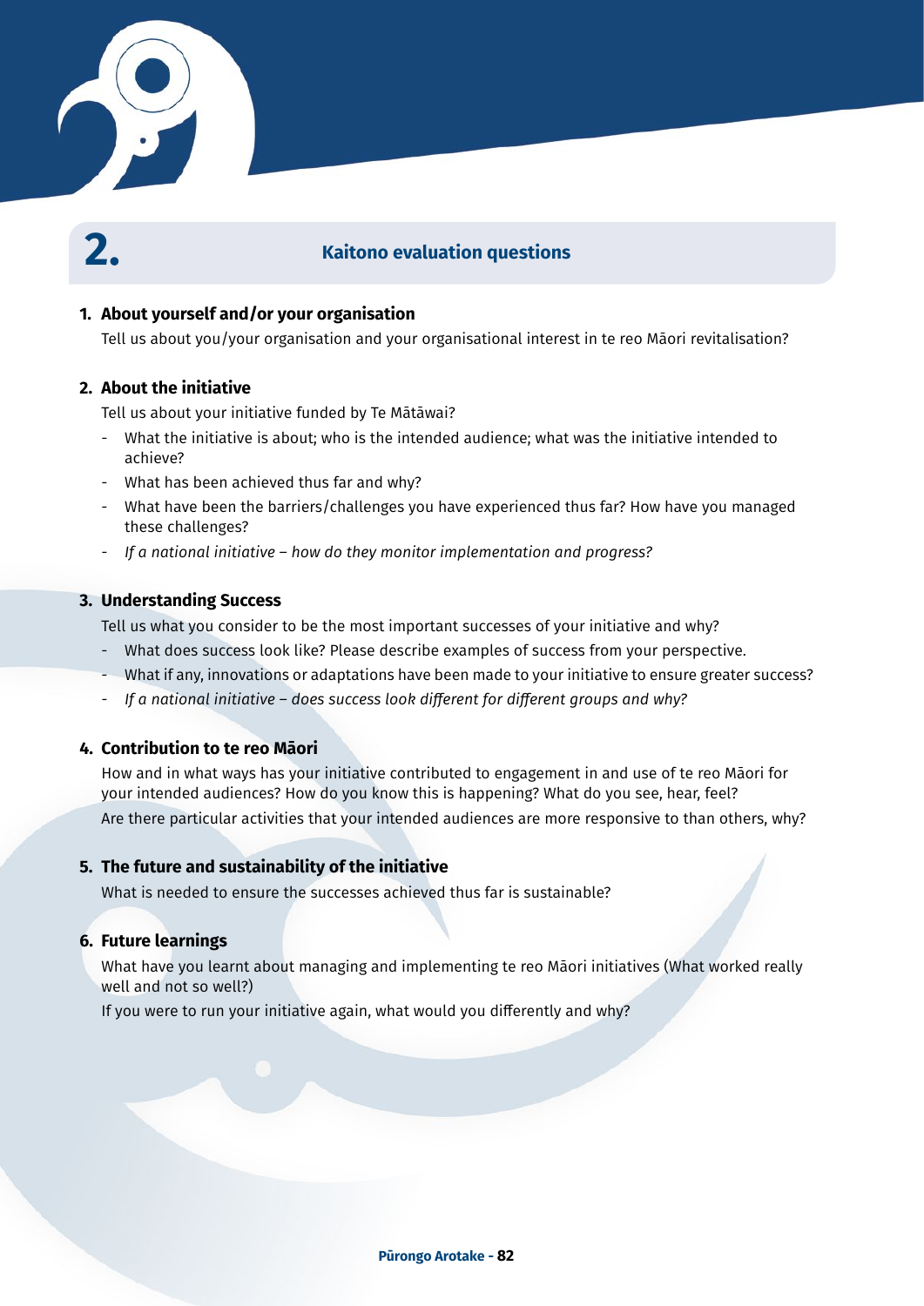# 2. Kaitono evaluation questions

**1. About yourself and/or your organisation**

Tell us about you/your organisation and your organisational interest in te reo Māori revitalisation?

**2. About the initiative**

Tell us about your initiative funded by Te Mātāwai?

- What the initiative is about; who is the intended audience; what was the initiative intended to achieve?
- What has been achieved thus far and why?
- What have been the barriers/challenges you have experienced thus far? How have you managed these challenges?
- *If a national initiative – how do they monitor implementation and progress?*

**3. Understanding Success**

Tell us what you consider to be the most important successes of your initiative and why?

- What does success look like? Please describe examples of success from your perspective.
- What if any, innovations or adaptations have been made to your initiative to ensure greater success?
- *If a national initiative – does success look different for different groups and why?*

**4. Contribution to te reo Māori**

How and in what ways has your initiative contributed to engagement in and use of te reo Māori for your intended audiences? How do you know this is happening? What do you see, hear, feel?

Are there particular activities that your intended audiences are more responsive to than others, why?

**5. The future and sustainability of the initiative**

What is needed to ensure the successes achieved thus far is sustainable?

**6. Future learnings**

What have you learnt about managing and implementing te reo Māori initiatives (What worked really well and not so well?)

If you were to run your initiative again, what would you differently and why?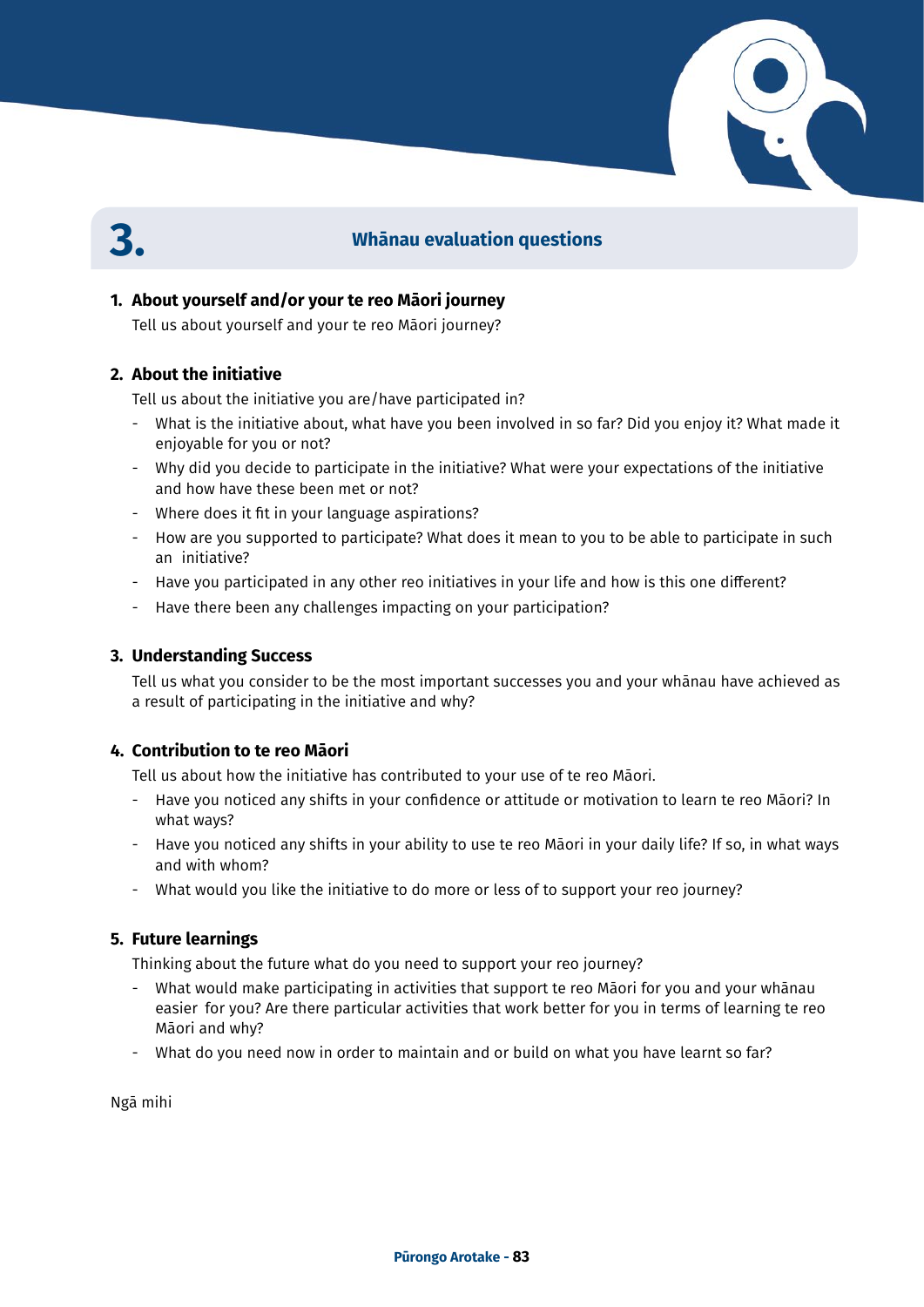# 3. Whānau evaluation questions

**1. About yourself and/or your te reo Māori journey**

Tell us about yourself and your te reo Māori journey?

**2. About the initiative**

Tell us about the initiative you are/have participated in?

- What is the initiative about, what have you been involved in so far? Did you enjoy it? What made it enjoyable for you or not?
- Why did you decide to participate in the initiative? What were your expectations of the initiative and how have these been met or not?
- Where does it fit in your language aspirations?
- How are you supported to participate? What does it mean to you to be able to participate in such an initiative?
- Have you participated in any other reo initiatives in your life and how is this one different?
- Have there been any challenges impacting on your participation?

**3. Understanding Success**

Tell us what you consider to be the most important successes you and your whānau have achieved as a result of participating in the initiative and why?

**4. Contribution to te reo Māori**

Tell us about how the initiative has contributed to your use of te reo Māori.

- Have you noticed any shifts in your confidence or attitude or motivation to learn te reo Māori? In what ways?
- Have you noticed any shifts in your ability to use te reo Māori in your daily life? If so, in what ways and with whom?
- What would you like the initiative to do more or less of to support your reo journey?

**5. Future learnings**

Thinking about the future what do you need to support your reo journey?

- What would make participating in activities that support te reo Māori for you and your whānau easier for you? Are there particular activities that work better for you in terms of learning te reo Māori and why?
- What do you need now in order to maintain and or build on what you have learnt so far?

Ngā mihi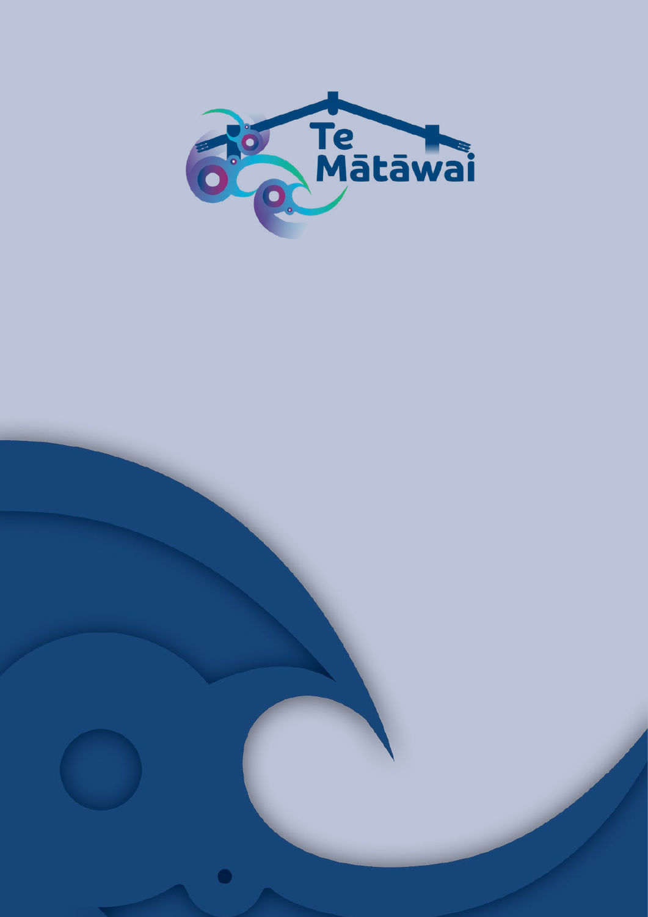Te Mātāwai